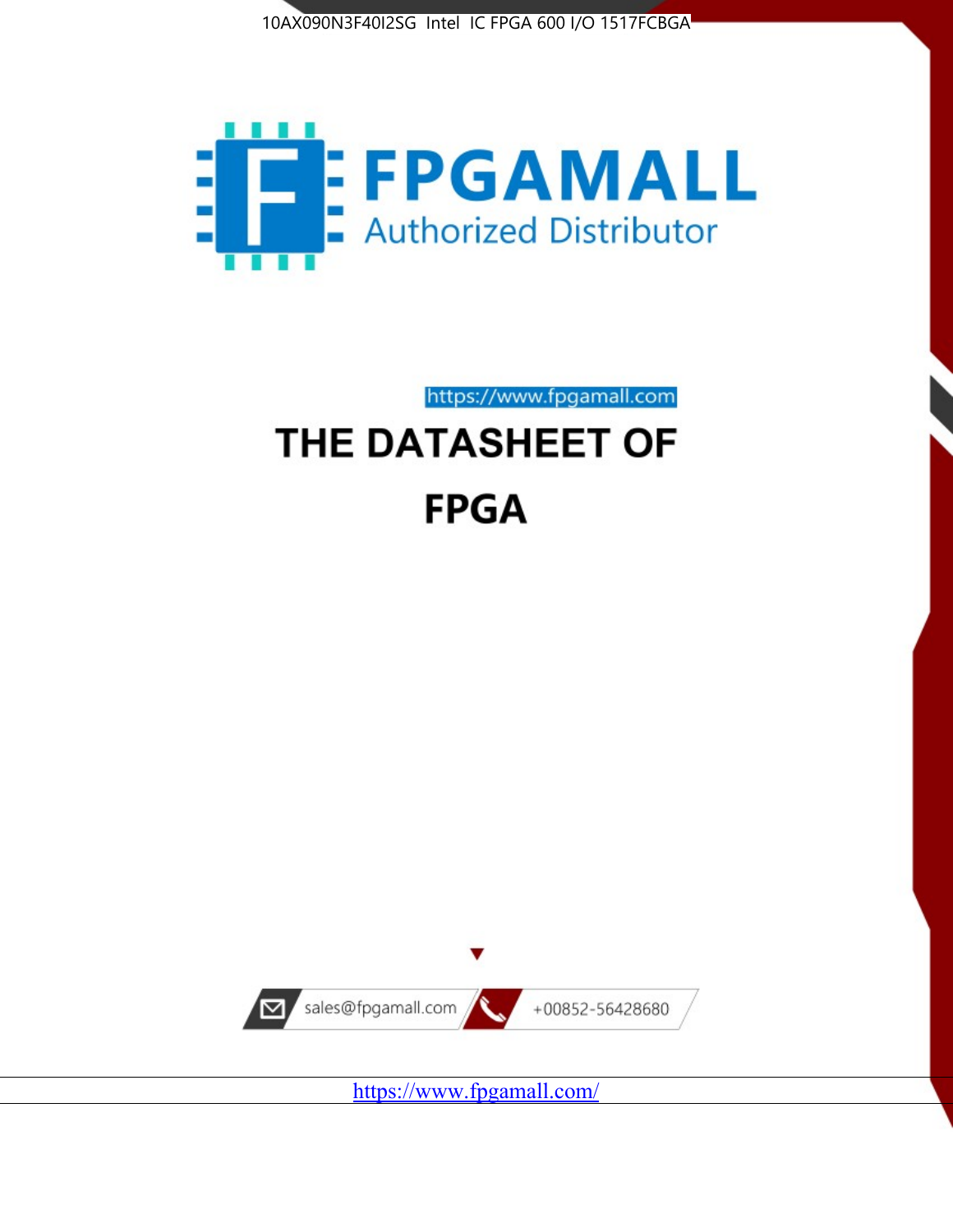10AX090N3F40I2SG Intel IC FPGA 600 I/O 1517FCBGA

FPGAMALL

Authorized Distributor

https://www.fpgamall.com

# THE DATASHEET OF

# FPGA

sales@fpgamall.com

+00852-56428680

https://www.fpgamall.com/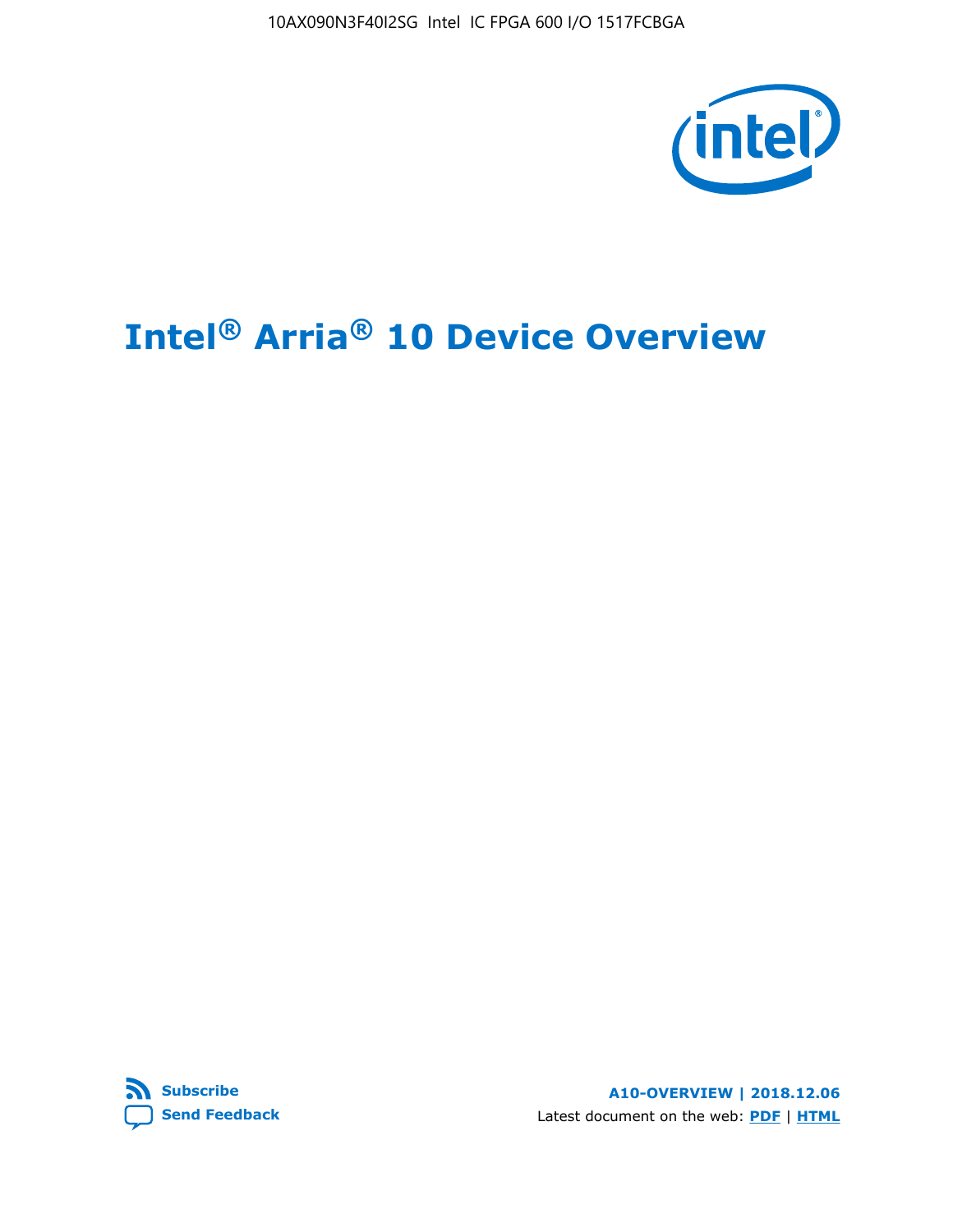# Intel® Arria® 10 Device Overview

**Subscribe**

**Send Feedback**

**A10-OVERVIEW | 2018.12.06**

Latest document on the web: **PDF** | **HTML**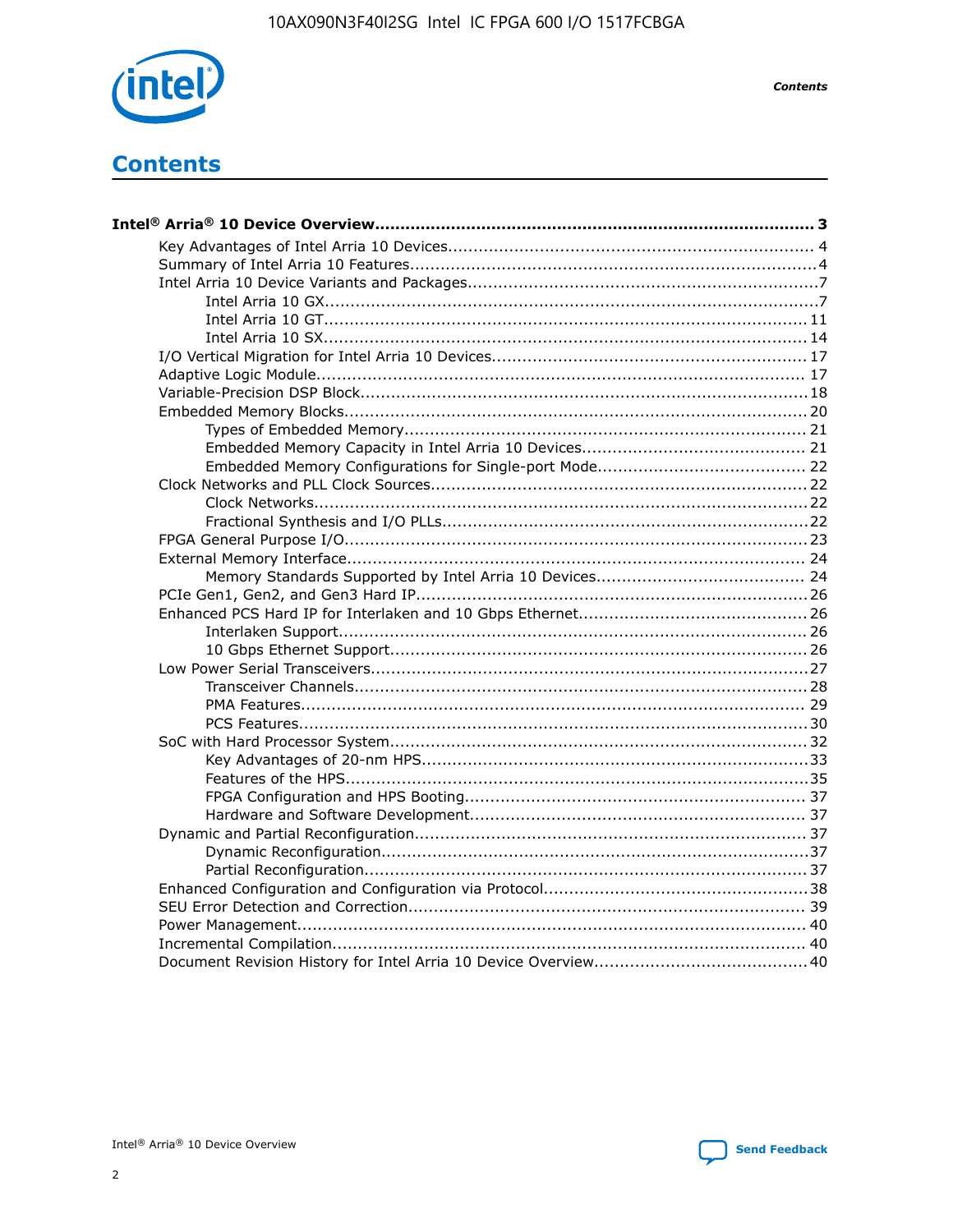# Contents

**Intel® Arria® 10 Device Overview** ... 3

- Key Advantages of Intel Arria 10 Devices ... 4
- Summary of Intel Arria 10 Features ... 4
- Intel Arria 10 Device Variants and Packages ... 7
  - Intel Arria 10 GX ... 7
  - Intel Arria 10 GT ... 11
  - Intel Arria 10 SX ... 14
- I/O Vertical Migration for Intel Arria 10 Devices ... 17
- Adaptive Logic Module ... 17
- Variable-Precision DSP Block ... 18
- Embedded Memory Blocks ... 20
  - Types of Embedded Memory ... 21
  - Embedded Memory Capacity in Intel Arria 10 Devices ... 21
  - Embedded Memory Configurations for Single-port Mode ... 22
- Clock Networks and PLL Clock Sources ... 22
  - Clock Networks ... 22
  - Fractional Synthesis and I/O PLLs ... 22
- FPGA General Purpose I/O ... 23
- External Memory Interface ... 24
  - Memory Standards Supported by Intel Arria 10 Devices ... 24
- PCIe Gen1, Gen2, and Gen3 Hard IP ... 26
- Enhanced PCS Hard IP for Interlaken and 10 Gbps Ethernet ... 26
  - Interlaken Support ... 26
  - 10 Gbps Ethernet Support ... 26
- Low Power Serial Transceivers ... 27
  - Transceiver Channels ... 28
  - PMA Features ... 29
  - PCS Features ... 30
- SoC with Hard Processor System ... 32
  - Key Advantages of 20-nm HPS ... 33
  - Features of the HPS ... 35
  - FPGA Configuration and HPS Booting ... 37
  - Hardware and Software Development ... 37
- Dynamic and Partial Reconfiguration ... 37
  - Dynamic Reconfiguration ... 37
  - Partial Reconfiguration ... 37
- Enhanced Configuration and Configuration via Protocol ... 38
- SEU Error Detection and Correction ... 39
- Power Management ... 40
- Incremental Compilation ... 40
- Document Revision History for Intel Arria 10 Device Overview ... 40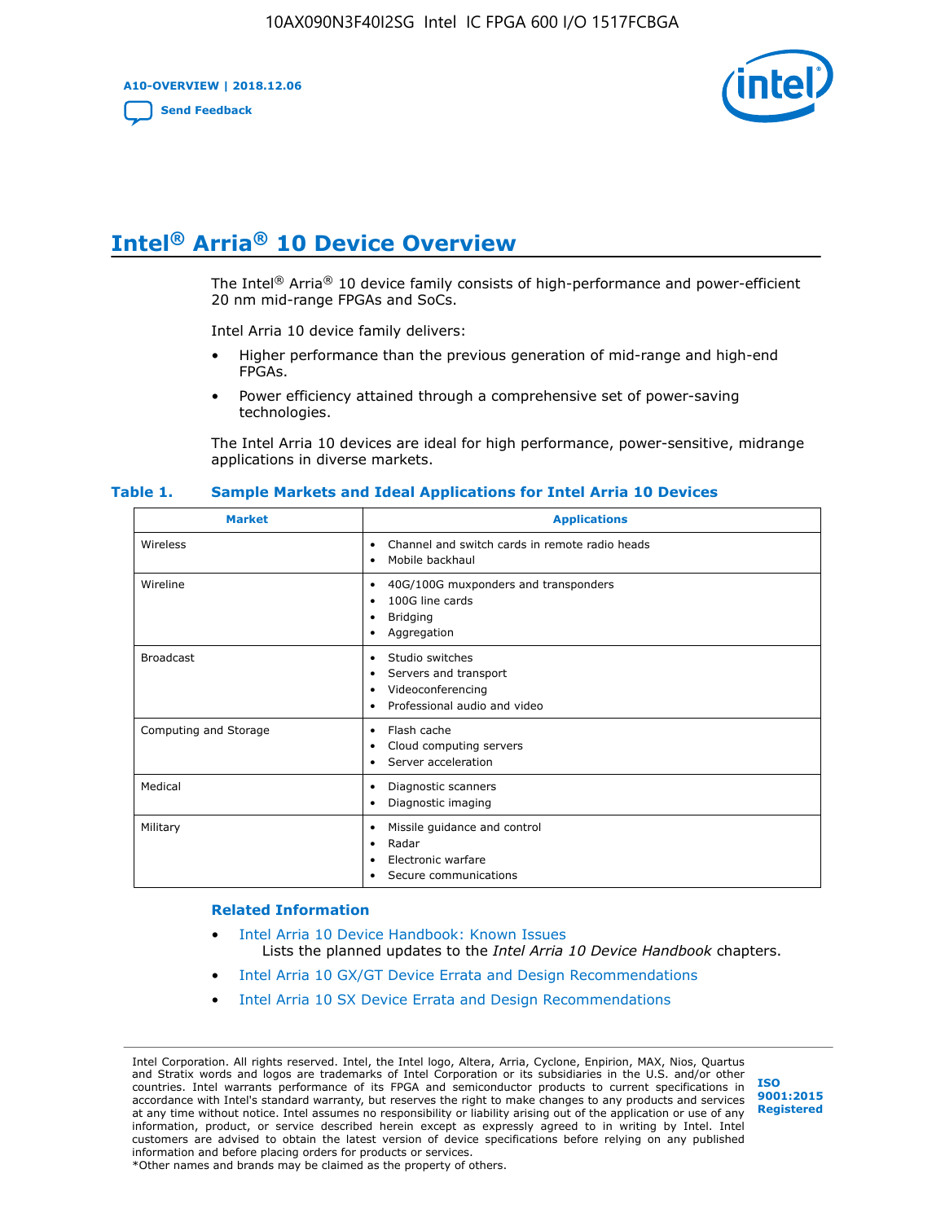# Intel® Arria® 10 Device Overview

The Intel® Arria® 10 device family consists of high-performance and power-efficient 20 nm mid-range FPGAs and SoCs.

Intel Arria 10 device family delivers:

- Higher performance than the previous generation of mid-range and high-end FPGAs.
- Power efficiency attained through a comprehensive set of power-saving technologies.

The Intel Arria 10 devices are ideal for high performance, power-sensitive, midrange applications in diverse markets.

**Table 1. Sample Markets and Ideal Applications for Intel Arria 10 Devices**

| Market | Applications |
|---|---|
| Wireless | • Channel and switch cards in remote radio heads<br>• Mobile backhaul |
| Wireline | • 40G/100G muxponders and transponders<br>• 100G line cards<br>• Bridging<br>• Aggregation |
| Broadcast | • Studio switches<br>• Servers and transport<br>• Videoconferencing<br>• Professional audio and video |
| Computing and Storage | • Flash cache<br>• Cloud computing servers<br>• Server acceleration |
| Medical | • Diagnostic scanners<br>• Diagnostic imaging |
| Military | • Missile guidance and control<br>• Radar<br>• Electronic warfare<br>• Secure communications |

### Related Information

- Intel Arria 10 Device Handbook: Known Issues
  Lists the planned updates to the *Intel Arria 10 Device Handbook* chapters.
- Intel Arria 10 GX/GT Device Errata and Design Recommendations
- Intel Arria 10 SX Device Errata and Design Recommendations

Intel Corporation. All rights reserved. Intel, the Intel logo, Altera, Arria, Cyclone, Enpirion, MAX, Nios, Quartus and Stratix words and logos are trademarks of Intel Corporation or its subsidiaries in the U.S. and/or other countries. Intel warrants performance of its FPGA and semiconductor products to current specifications in accordance with Intel's standard warranty, but reserves the right to make changes to any products and services at any time without notice. Intel assumes no responsibility or liability arising out of the application or use of any information, product, or service described herein except as expressly agreed to in writing by Intel. Intel customers are advised to obtain the latest version of device specifications before relying on any published information and before placing orders for products or services.
*Other names and brands may be claimed as the property of others.

ISO 9001:2015 Registered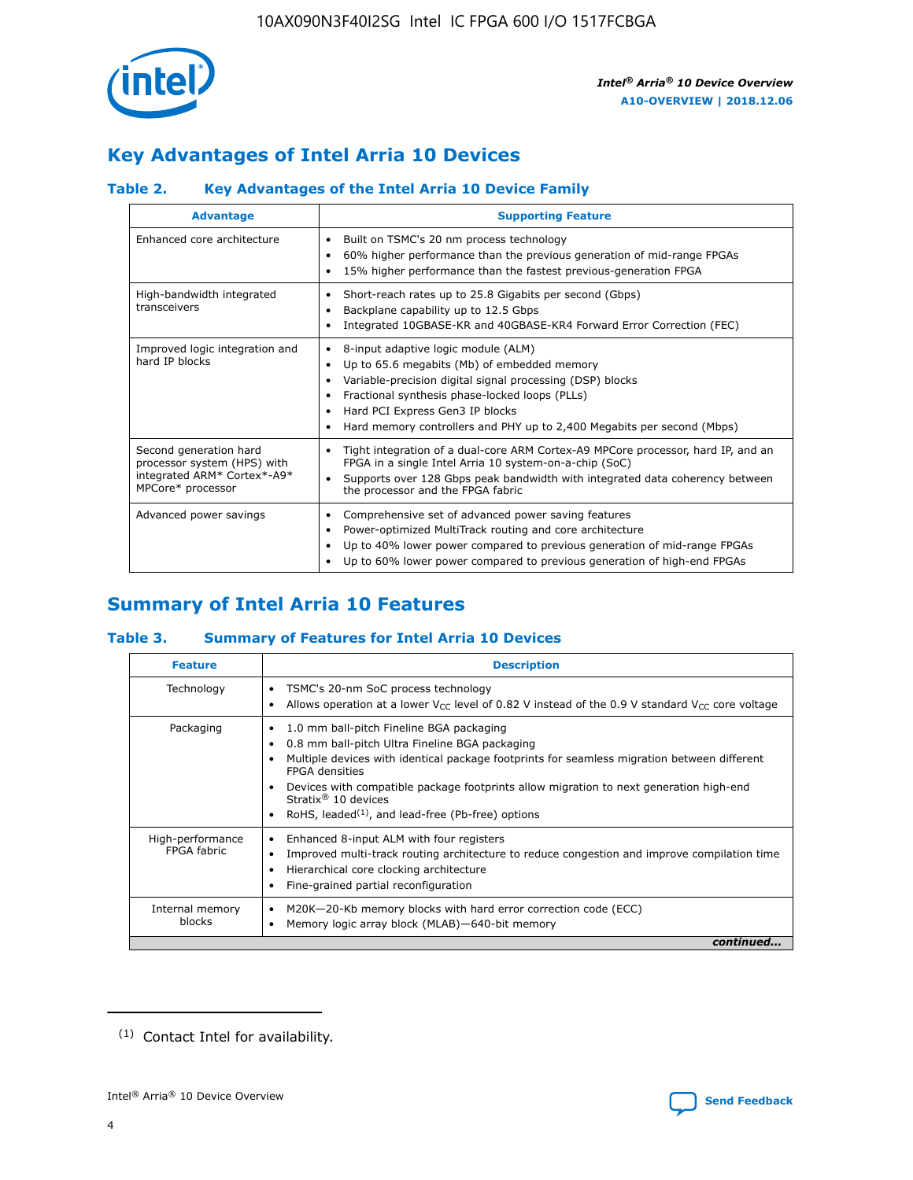## Key Advantages of Intel Arria 10 Devices

### Table 2. Key Advantages of the Intel Arria 10 Device Family

| Advantage | Supporting Feature |
| --- | --- |
| Enhanced core architecture | • Built on TSMC's 20 nm process technology<br>• 60% higher performance than the previous generation of mid-range FPGAs<br>• 15% higher performance than the fastest previous-generation FPGA |
| High-bandwidth integrated transceivers | • Short-reach rates up to 25.8 Gigabits per second (Gbps)<br>• Backplane capability up to 12.5 Gbps<br>• Integrated 10GBASE-KR and 40GBASE-KR4 Forward Error Correction (FEC) |
| Improved logic integration and hard IP blocks | • 8-input adaptive logic module (ALM)<br>• Up to 65.6 megabits (Mb) of embedded memory<br>• Variable-precision digital signal processing (DSP) blocks<br>• Fractional synthesis phase-locked loops (PLLs)<br>• Hard PCI Express Gen3 IP blocks<br>• Hard memory controllers and PHY up to 2,400 Megabits per second (Mbps) |
| Second generation hard processor system (HPS) with integrated ARM* Cortex*-A9* MPCore* processor | • Tight integration of a dual-core ARM Cortex-A9 MPCore processor, hard IP, and an FPGA in a single Intel Arria 10 system-on-a-chip (SoC)<br>• Supports over 128 Gbps peak bandwidth with integrated data coherency between the processor and the FPGA fabric |
| Advanced power savings | • Comprehensive set of advanced power saving features<br>• Power-optimized MultiTrack routing and core architecture<br>• Up to 40% lower power compared to previous generation of mid-range FPGAs<br>• Up to 60% lower power compared to previous generation of high-end FPGAs |

## Summary of Intel Arria 10 Features

### Table 3. Summary of Features for Intel Arria 10 Devices

| Feature | Description |
| --- | --- |
| Technology | • TSMC's 20-nm SoC process technology<br>• Allows operation at a lower $V_{CC}$ level of 0.82 V instead of the 0.9 V standard $V_{CC}$ core voltage |
| Packaging | • 1.0 mm ball-pitch Fineline BGA packaging<br>• 0.8 mm ball-pitch Ultra Fineline BGA packaging<br>• Multiple devices with identical package footprints for seamless migration between different FPGA densities<br>• Devices with compatible package footprints allow migration to next generation high-end Stratix® 10 devices<br>• RoHS, leaded[(1)], and lead-free (Pb-free) options |
| High-performance FPGA fabric | • Enhanced 8-input ALM with four registers<br>• Improved multi-track routing architecture to reduce congestion and improve compilation time<br>• Hierarchical core clocking architecture<br>• Fine-grained partial reconfiguration |
| Internal memory blocks | • M20K—20-Kb memory blocks with hard error correction code (ECC)<br>• Memory logic array block (MLAB)—640-bit memory |

*continued...*

(1) Contact Intel for availability.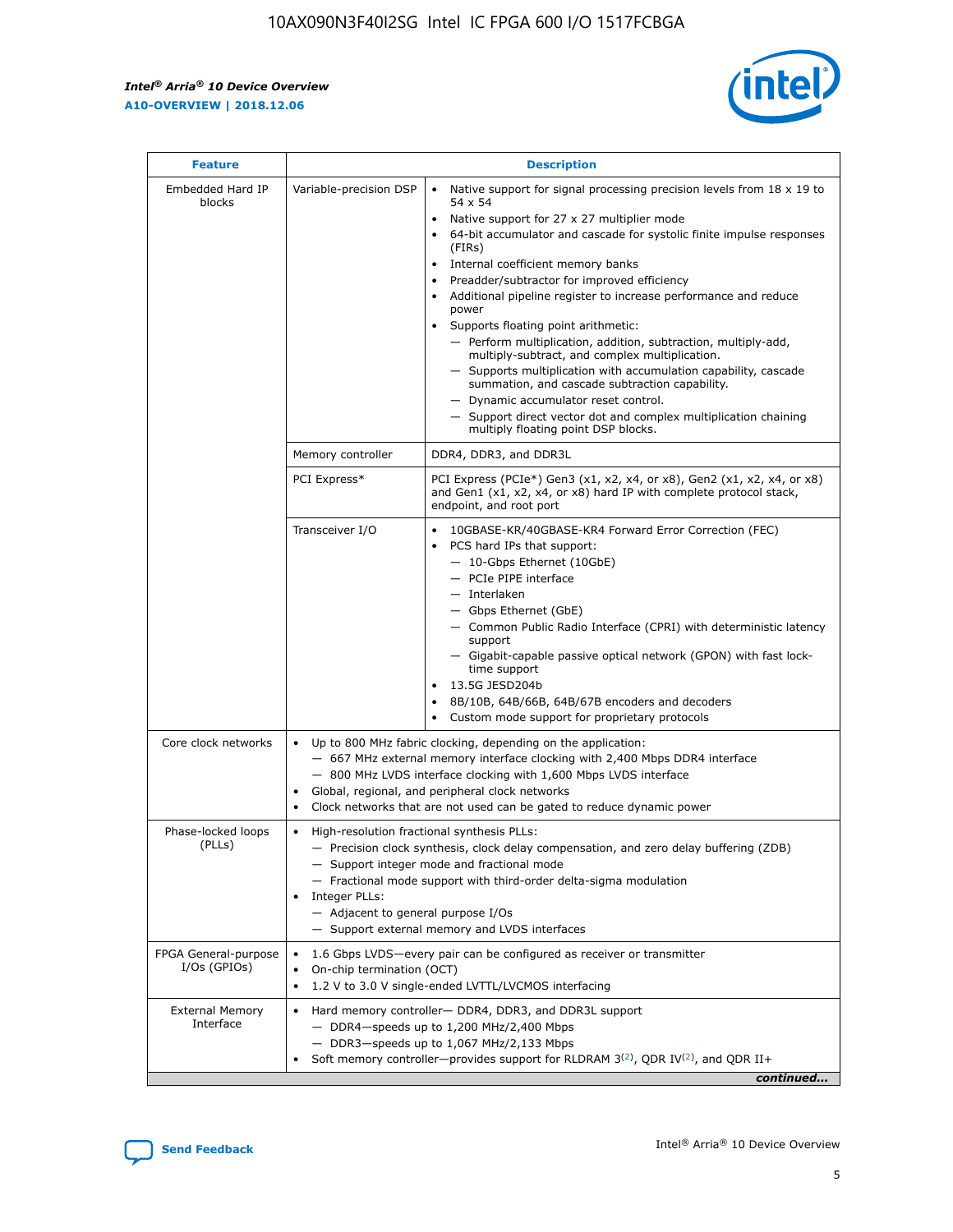| Feature | Description | |
|---|---|---|
| Embedded Hard IP blocks | Variable-precision DSP | • Native support for signal processing precision levels from 18 x 19 to 54 x 54<br>• Native support for 27 x 27 multiplier mode<br>• 64-bit accumulator and cascade for systolic finite impulse responses (FIRs)<br>• Internal coefficient memory banks<br>• Preadder/subtractor for improved efficiency<br>• Additional pipeline register to increase performance and reduce power<br>• Supports floating point arithmetic:<br>— Perform multiplication, addition, subtraction, multiply-add, multiply-subtract, and complex multiplication.<br>— Supports multiplication with accumulation capability, cascade summation, and cascade subtraction capability.<br>— Dynamic accumulator reset control.<br>— Support direct vector dot and complex multiplication chaining multiply floating point DSP blocks. |
| | Memory controller | DDR4, DDR3, and DDR3L |
| | PCI Express* | PCI Express (PCIe*) Gen3 (x1, x2, x4, or x8), Gen2 (x1, x2, x4, or x8) and Gen1 (x1, x2, x4, or x8) hard IP with complete protocol stack, endpoint, and root port |
| | Transceiver I/O | • 10GBASE-KR/40GBASE-KR4 Forward Error Correction (FEC)<br>• PCS hard IPs that support:<br>— 10-Gbps Ethernet (10GbE)<br>— PCIe PIPE interface<br>— Interlaken<br>— Gbps Ethernet (GbE)<br>— Common Public Radio Interface (CPRI) with deterministic latency support<br>— Gigabit-capable passive optical network (GPON) with fast lock-time support<br>• 13.5G JESD204b<br>• 8B/10B, 64B/66B, 64B/67B encoders and decoders<br>• Custom mode support for proprietary protocols |
| Core clock networks | • Up to 800 MHz fabric clocking, depending on the application:<br>— 667 MHz external memory interface clocking with 2,400 Mbps DDR4 interface<br>— 800 MHz LVDS interface clocking with 1,600 Mbps LVDS interface<br>• Global, regional, and peripheral clock networks<br>• Clock networks that are not used can be gated to reduce dynamic power | |
| Phase-locked loops (PLLs) | • High-resolution fractional synthesis PLLs:<br>— Precision clock synthesis, clock delay compensation, and zero delay buffering (ZDB)<br>— Support integer mode and fractional mode<br>— Fractional mode support with third-order delta-sigma modulation<br>• Integer PLLs:<br>— Adjacent to general purpose I/Os<br>— Support external memory and LVDS interfaces | |
| FPGA General-purpose I/Os (GPIOs) | • 1.6 Gbps LVDS—every pair can be configured as receiver or transmitter<br>• On-chip termination (OCT)<br>• 1.2 V to 3.0 V single-ended LVTTL/LVCMOS interfacing | |
| External Memory Interface | • Hard memory controller— DDR4, DDR3, and DDR3L support<br>— DDR4—speeds up to 1,200 MHz/2,400 Mbps<br>— DDR3—speeds up to 1,067 MHz/2,133 Mbps<br>• Soft memory controller—provides support for RLDRAM 3[(2)], QDR IV[(2)], and QDR II+ | |

*continued...*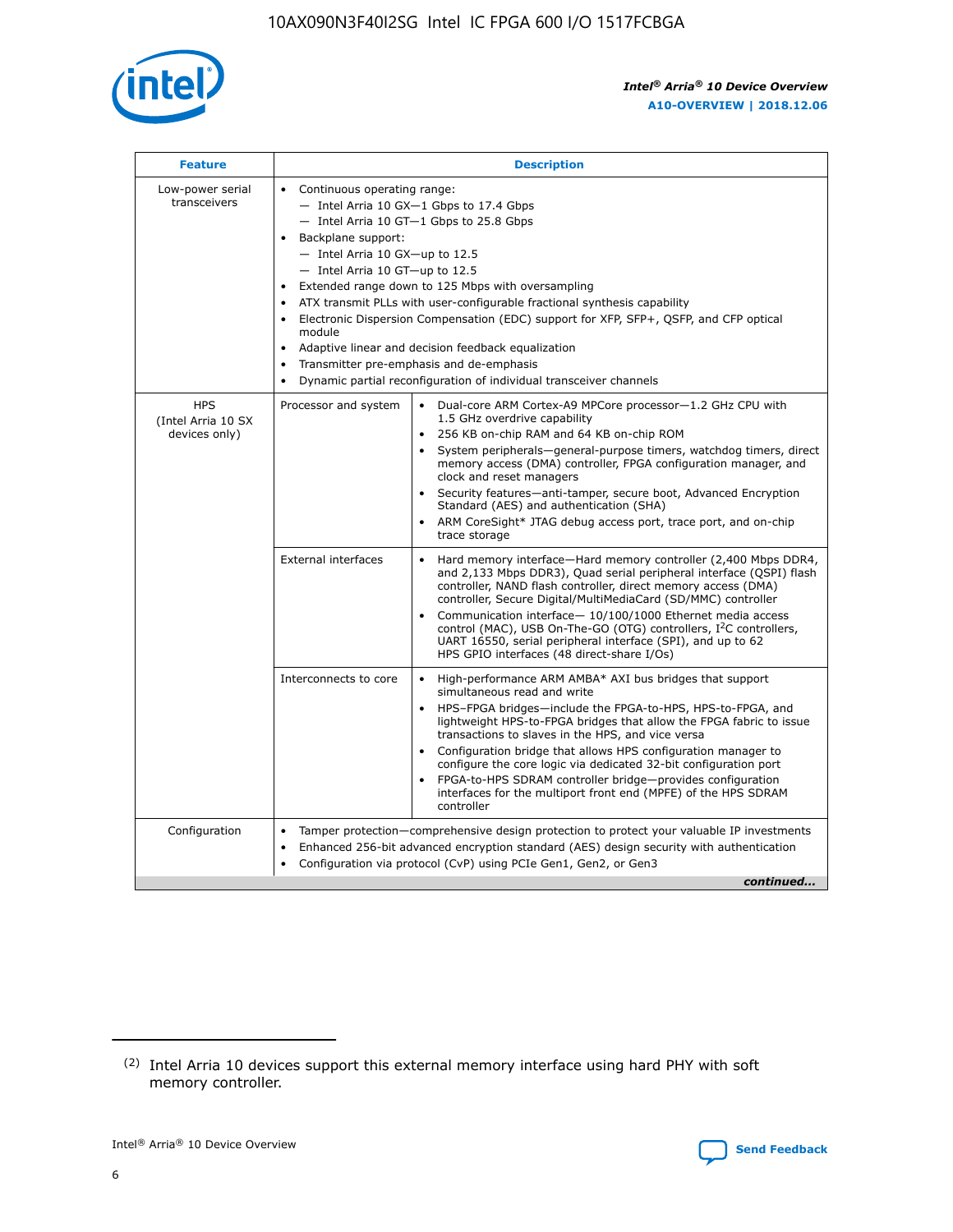| Feature | Description | |
|---|---|---|
| Low-power serial transceivers | • Continuous operating range:<br>— Intel Arria 10 GX—1 Gbps to 17.4 Gbps<br>— Intel Arria 10 GT—1 Gbps to 25.8 Gbps<br>• Backplane support:<br>— Intel Arria 10 GX—up to 12.5<br>— Intel Arria 10 GT—up to 12.5<br>• Extended range down to 125 Mbps with oversampling<br>• ATX transmit PLLs with user-configurable fractional synthesis capability<br>• Electronic Dispersion Compensation (EDC) support for XFP, SFP+, QSFP, and CFP optical module<br>• Adaptive linear and decision feedback equalization<br>• Transmitter pre-emphasis and de-emphasis<br>• Dynamic partial reconfiguration of individual transceiver channels | |
| HPS (Intel Arria 10 SX devices only) | Processor and system | • Dual-core ARM Cortex-A9 MPCore processor—1.2 GHz CPU with 1.5 GHz overdrive capability<br>• 256 KB on-chip RAM and 64 KB on-chip ROM<br>• System peripherals—general-purpose timers, watchdog timers, direct memory access (DMA) controller, FPGA configuration manager, and clock and reset managers<br>• Security features—anti-tamper, secure boot, Advanced Encryption Standard (AES) and authentication (SHA)<br>• ARM CoreSight* JTAG debug access port, trace port, and on-chip trace storage |
| | External interfaces | • Hard memory interface—Hard memory controller (2,400 Mbps DDR4, and 2,133 Mbps DDR3), Quad serial peripheral interface (QSPI) flash controller, NAND flash controller, direct memory access (DMA) controller, Secure Digital/MultiMediaCard (SD/MMC) controller<br>• Communication interface— 10/100/1000 Ethernet media access control (MAC), USB On-The-GO (OTG) controllers, I$^2$C controllers, UART 16550, serial peripheral interface (SPI), and up to 62 HPS GPIO interfaces (48 direct-share I/Os) |
| | Interconnects to core | • High-performance ARM AMBA* AXI bus bridges that support simultaneous read and write<br>• HPS–FPGA bridges—include the FPGA-to-HPS, HPS-to-FPGA, and lightweight HPS-to-FPGA bridges that allow the FPGA fabric to issue transactions to slaves in the HPS, and vice versa<br>• Configuration bridge that allows HPS configuration manager to configure the core logic via dedicated 32-bit configuration port<br>• FPGA-to-HPS SDRAM controller bridge—provides configuration interfaces for the multiport front end (MPFE) of the HPS SDRAM controller |
| Configuration | • Tamper protection—comprehensive design protection to protect your valuable IP investments<br>• Enhanced 256-bit advanced encryption standard (AES) design security with authentication<br>• Configuration via protocol (CvP) using PCIe Gen1, Gen2, or Gen3 | |

*continued...*

(2) Intel Arria 10 devices support this external memory interface using hard PHY with soft memory controller.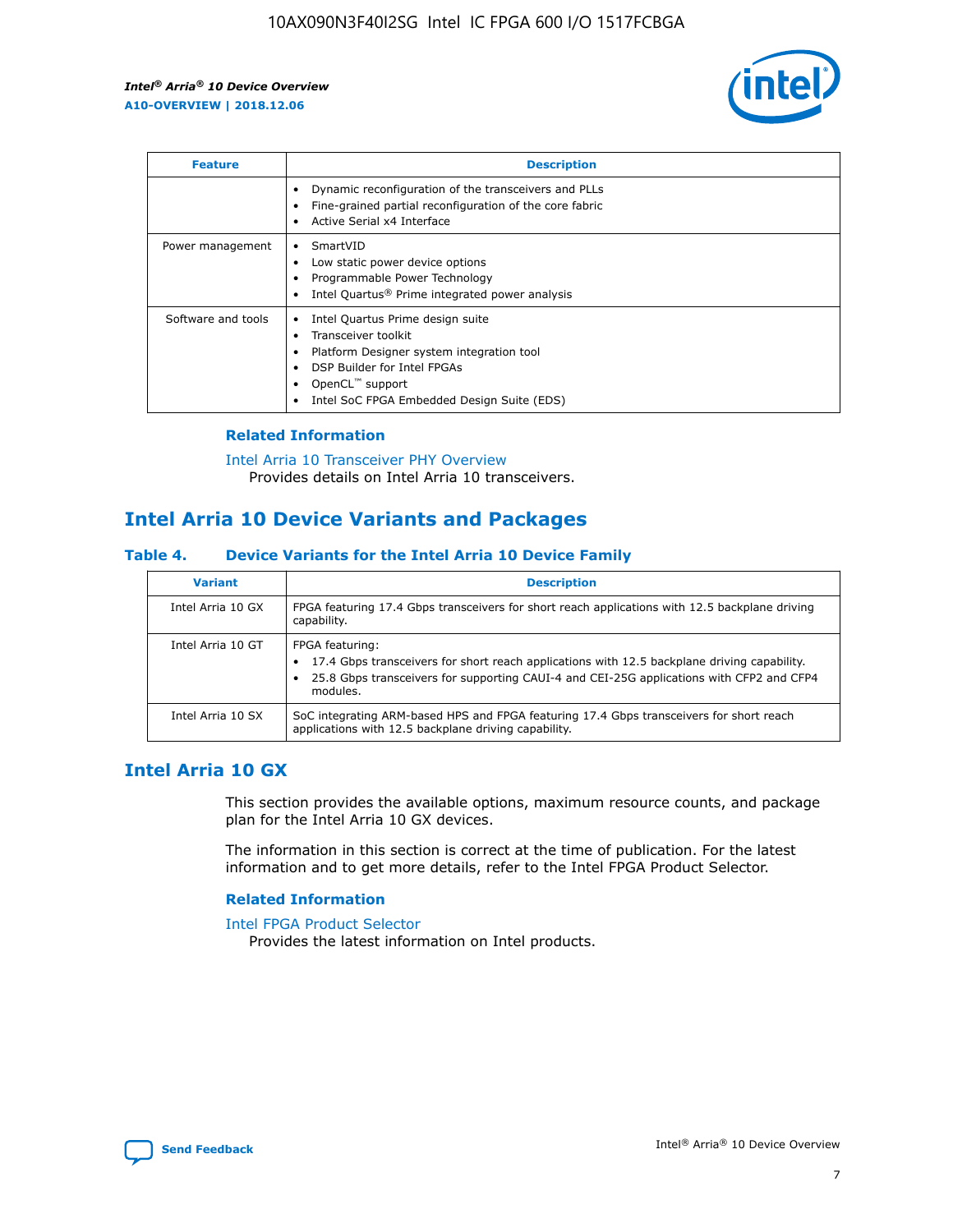| Feature | Description |
| --- | --- |
|  | • Dynamic reconfiguration of the transceivers and PLLs<br>• Fine-grained partial reconfiguration of the core fabric<br>• Active Serial x4 Interface |
| Power management | • SmartVID<br>• Low static power device options<br>• Programmable Power Technology<br>• Intel Quartus® Prime integrated power analysis |
| Software and tools | • Intel Quartus Prime design suite<br>• Transceiver toolkit<br>• Platform Designer system integration tool<br>• DSP Builder for Intel FPGAs<br>• OpenCL™ support<br>• Intel SoC FPGA Embedded Design Suite (EDS) |

### Related Information

Intel Arria 10 Transceiver PHY Overview
Provides details on Intel Arria 10 transceivers.

## Intel Arria 10 Device Variants and Packages

### Table 4. Device Variants for the Intel Arria 10 Device Family

| Variant | Description |
| --- | --- |
| Intel Arria 10 GX | FPGA featuring 17.4 Gbps transceivers for short reach applications with 12.5 backplane driving capability. |
| Intel Arria 10 GT | FPGA featuring:<br>• 17.4 Gbps transceivers for short reach applications with 12.5 backplane driving capability.<br>• 25.8 Gbps transceivers for supporting CAUI-4 and CEI-25G applications with CFP2 and CFP4 modules. |
| Intel Arria 10 SX | SoC integrating ARM-based HPS and FPGA featuring 17.4 Gbps transceivers for short reach applications with 12.5 backplane driving capability. |

## Intel Arria 10 GX

This section provides the available options, maximum resource counts, and package plan for the Intel Arria 10 GX devices.

The information in this section is correct at the time of publication. For the latest information and to get more details, refer to the Intel FPGA Product Selector.

### Related Information

Intel FPGA Product Selector
Provides the latest information on Intel products.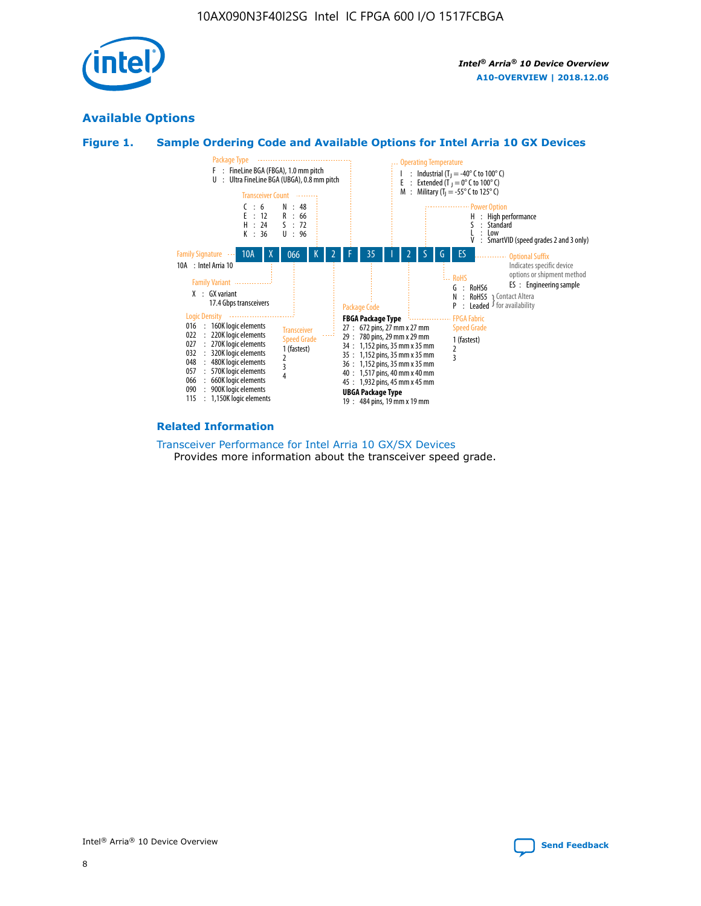## Available Options

### Figure 1. Sample Ordering Code and Available Options for Intel Arria 10 GX Devices

Sample ordering code: **10A X 066 K 2 F 35 I 2 S G ES**

**Family Signature**
- 10A : Intel Arria 10

**Family Variant**
- X : GX variant
  17.4 Gbps transceivers

**Logic Density**
- 016 : 160K logic elements
- 022 : 220K logic elements
- 027 : 270K logic elements
- 032 : 320K logic elements
- 048 : 480K logic elements
- 057 : 570K logic elements
- 066 : 660K logic elements
- 090 : 900K logic elements
- 115 : 1,150K logic elements

**Transceiver Count**
- C : 6
- E : 12
- H : 24
- K : 36
- N : 48
- R : 66
- S : 72
- U : 96

**Transceiver Speed Grade**
- 1 (fastest)
- 2
- 3
- 4

**Package Type**
- F : FineLine BGA (FBGA), 1.0 mm pitch
- U : Ultra FineLine BGA (UBGA), 0.8 mm pitch

**Package Code**

FBGA Package Type
- 27 : 672 pins, 27 mm x 27 mm
- 29 : 780 pins, 29 mm x 29 mm
- 34 : 1,152 pins, 35 mm x 35 mm
- 35 : 1,152 pins, 35 mm x 35 mm
- 36 : 1,152 pins, 35 mm x 35 mm
- 40 : 1,517 pins, 40 mm x 40 mm
- 45 : 1,932 pins, 45 mm x 45 mm

UBGA Package Type
- 19 : 484 pins, 19 mm x 19 mm

**Operating Temperature**
- I : Industrial ($T_J$ = -40° C to 100° C)
- E : Extended ($T_J$ = 0° C to 100° C)
- M : Military ($T_J$ = -55° C to 125° C)

**FPGA Fabric Speed Grade**
- 1 (fastest)
- 2
- 3

**Power Option**
- H : High performance
- S : Standard
- L : Low
- V : SmartVID (speed grades 2 and 3 only)

**RoHS**
- G : RoHS6
- N : RoHS5 (Contact Altera for availability)
- P : Leaded (Contact Altera for availability)

**Optional Suffix**

Indicates specific device options or shipment method
- ES : Engineering sample

#### Related Information

Transceiver Performance for Intel Arria 10 GX/SX Devices
Provides more information about the transceiver speed grade.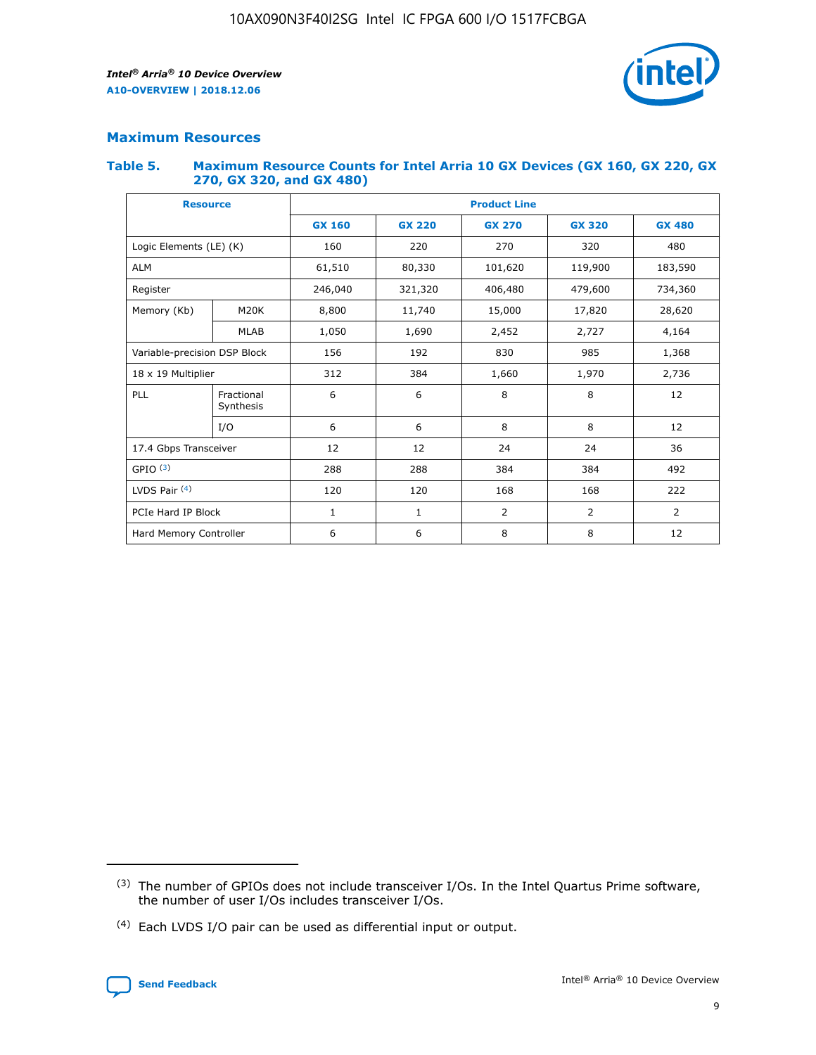## Maximum Resources

### Table 5. Maximum Resource Counts for Intel Arria 10 GX Devices (GX 160, GX 220, GX 270, GX 320, and GX 480)

| Resource | | Product Line | | | | |
|---|---|---|---|---|---|---|
| | | GX 160 | GX 220 | GX 270 | GX 320 | GX 480 |
| Logic Elements (LE) (K) | | 160 | 220 | 270 | 320 | 480 |
| ALM | | 61,510 | 80,330 | 101,620 | 119,900 | 183,590 |
| Register | | 246,040 | 321,320 | 406,480 | 479,600 | 734,360 |
| Memory (Kb) | M20K | 8,800 | 11,740 | 15,000 | 17,820 | 28,620 |
| | MLAB | 1,050 | 1,690 | 2,452 | 2,727 | 4,164 |
| Variable-precision DSP Block | | 156 | 192 | 830 | 985 | 1,368 |
| 18 x 19 Multiplier | | 312 | 384 | 1,660 | 1,970 | 2,736 |
| PLL | Fractional Synthesis | 6 | 6 | 8 | 8 | 12 |
| | I/O | 6 | 6 | 8 | 8 | 12 |
| 17.4 Gbps Transceiver | | 12 | 12 | 24 | 24 | 36 |
| GPIO [(3)] | | 288 | 288 | 384 | 384 | 492 |
| LVDS Pair [(4)] | | 120 | 120 | 168 | 168 | 222 |
| PCIe Hard IP Block | | 1 | 1 | 2 | 2 | 2 |
| Hard Memory Controller | | 6 | 6 | 8 | 8 | 12 |

(3) The number of GPIOs does not include transceiver I/Os. In the Intel Quartus Prime software, the number of user I/Os includes transceiver I/Os.

(4) Each LVDS I/O pair can be used as differential input or output.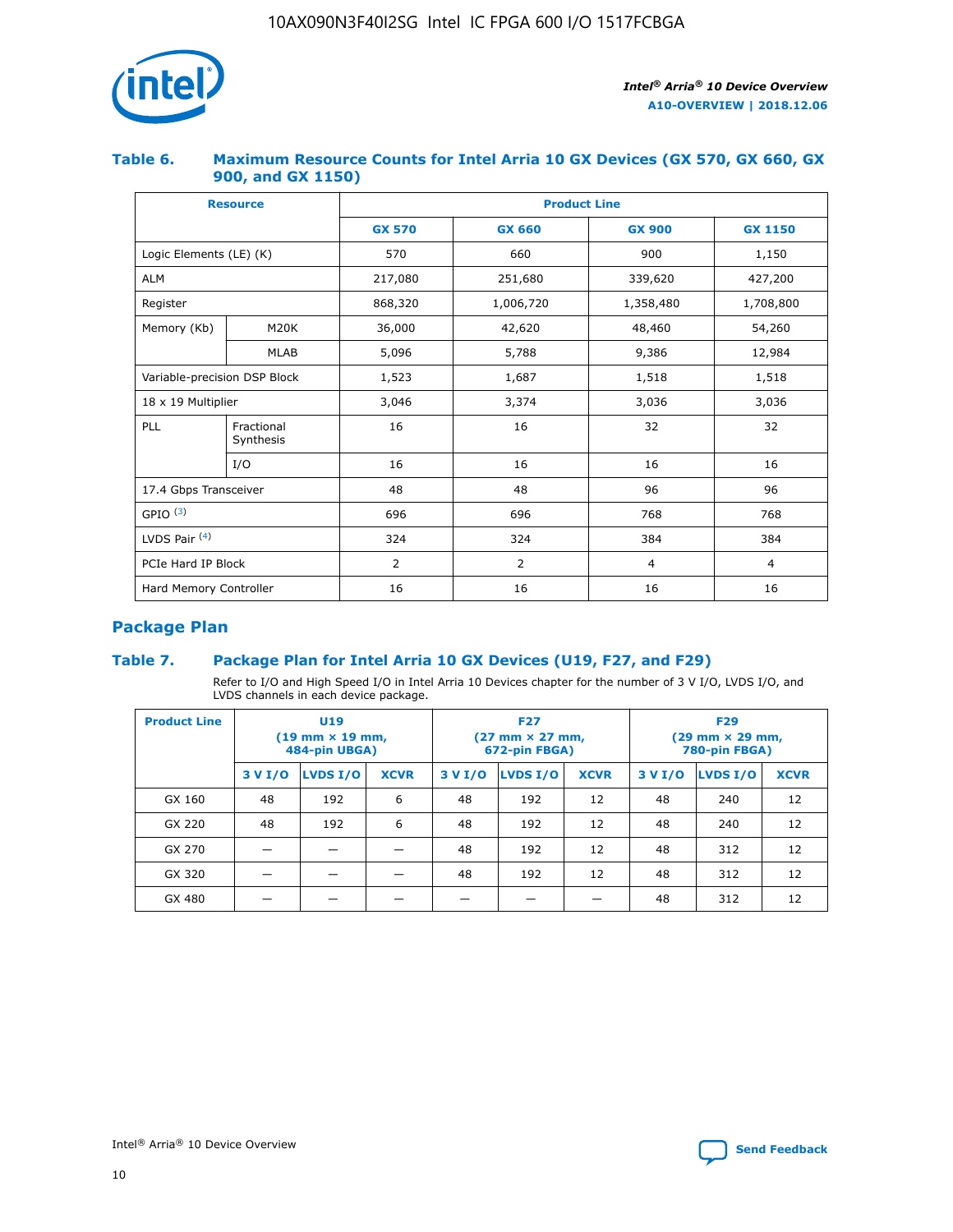### Table 6. Maximum Resource Counts for Intel Arria 10 GX Devices (GX 570, GX 660, GX 900, and GX 1150)

| Resource | | Product Line | | | |
|---|---|---|---|---|---|
| | | GX 570 | GX 660 | GX 900 | GX 1150 |
| Logic Elements (LE) (K) | | 570 | 660 | 900 | 1,150 |
| ALM | | 217,080 | 251,680 | 339,620 | 427,200 |
| Register | | 868,320 | 1,006,720 | 1,358,480 | 1,708,800 |
| Memory (Kb) | M20K | 36,000 | 42,620 | 48,460 | 54,260 |
| | MLAB | 5,096 | 5,788 | 9,386 | 12,984 |
| Variable-precision DSP Block | | 1,523 | 1,687 | 1,518 | 1,518 |
| 18 x 19 Multiplier | | 3,046 | 3,374 | 3,036 | 3,036 |
| PLL | Fractional Synthesis | 16 | 16 | 32 | 32 |
| | I/O | 16 | 16 | 16 | 16 |
| 17.4 Gbps Transceiver | | 48 | 48 | 96 | 96 |
| GPIO [3] | | 696 | 696 | 768 | 768 |
| LVDS Pair [4] | | 324 | 324 | 384 | 384 |
| PCIe Hard IP Block | | 2 | 2 | 4 | 4 |
| Hard Memory Controller | | 16 | 16 | 16 | 16 |

## Package Plan

### Table 7. Package Plan for Intel Arria 10 GX Devices (U19, F27, and F29)

Refer to I/O and High Speed I/O in Intel Arria 10 Devices chapter for the number of 3 V I/O, LVDS I/O, and LVDS channels in each device package.

| Product Line | U19 (19 mm × 19 mm, 484-pin UBGA) | | | F27 (27 mm × 27 mm, 672-pin FBGA) | | | F29 (29 mm × 29 mm, 780-pin FBGA) | | |
|---|---|---|---|---|---|---|---|---|---|
| | 3 V I/O | LVDS I/O | XCVR | 3 V I/O | LVDS I/O | XCVR | 3 V I/O | LVDS I/O | XCVR |
| GX 160 | 48 | 192 | 6 | 48 | 192 | 12 | 48 | 240 | 12 |
| GX 220 | 48 | 192 | 6 | 48 | 192 | 12 | 48 | 240 | 12 |
| GX 270 | — | — | — | 48 | 192 | 12 | 48 | 312 | 12 |
| GX 320 | — | — | — | 48 | 192 | 12 | 48 | 312 | 12 |
| GX 480 | — | — | — | — | — | — | 48 | 312 | 12 |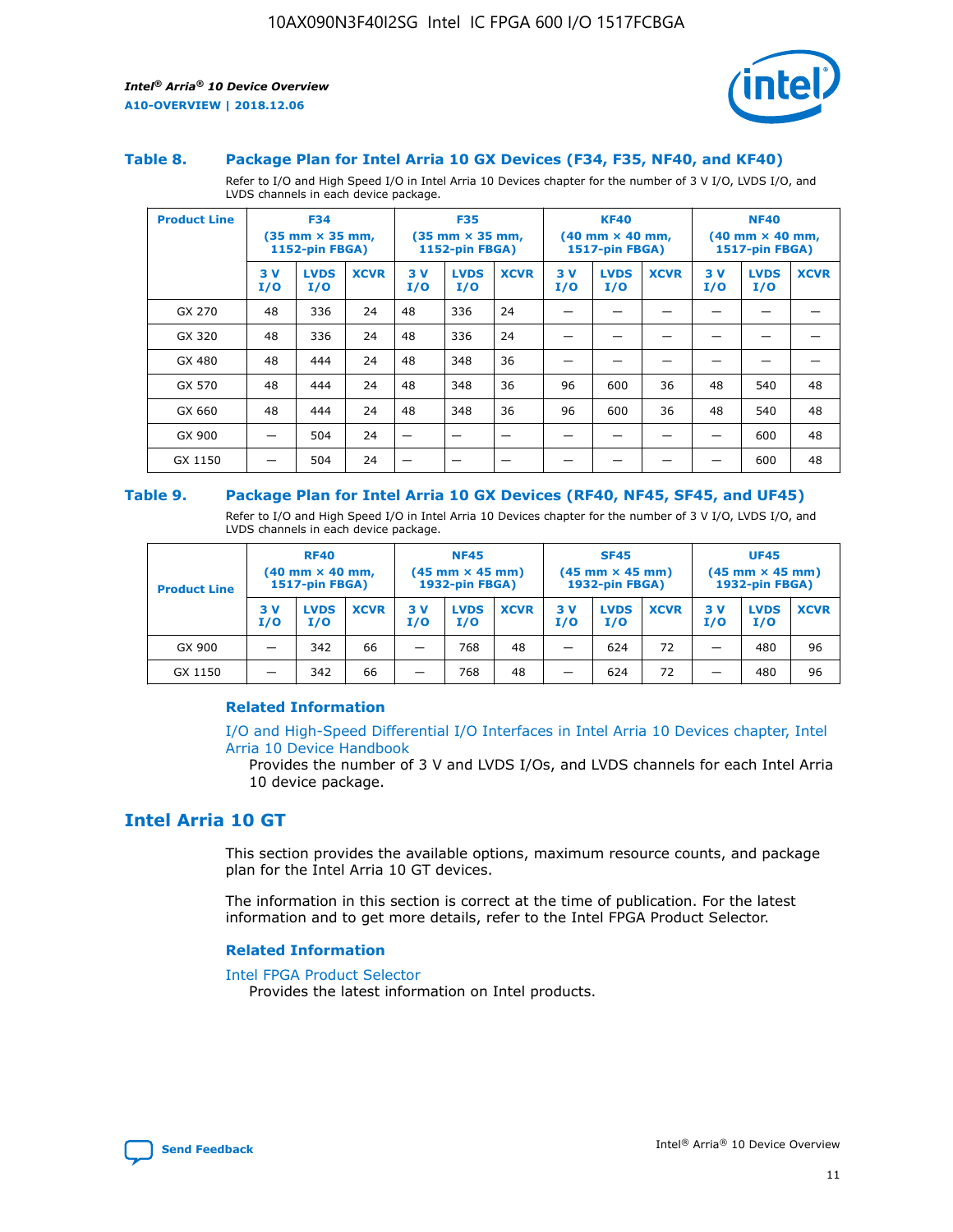### Table 8. Package Plan for Intel Arria 10 GX Devices (F34, F35, NF40, and KF40)

Refer to I/O and High Speed I/O in Intel Arria 10 Devices chapter for the number of 3 V I/O, LVDS I/O, and LVDS channels in each device package.

| Product Line | F34 (35 mm × 35 mm, 1152-pin FBGA) | | | F35 (35 mm × 35 mm, 1152-pin FBGA) | | | KF40 (40 mm × 40 mm, 1517-pin FBGA) | | | NF40 (40 mm × 40 mm, 1517-pin FBGA) | | |
|---|---|---|---|---|---|---|---|---|---|---|---|---|
| | 3 V I/O | LVDS I/O | XCVR | 3 V I/O | LVDS I/O | XCVR | 3 V I/O | LVDS I/O | XCVR | 3 V I/O | LVDS I/O | XCVR |
| GX 270 | 48 | 336 | 24 | 48 | 336 | 24 | — | — | — | — | — | — |
| GX 320 | 48 | 336 | 24 | 48 | 336 | 24 | — | — | — | — | — | — |
| GX 480 | 48 | 444 | 24 | 48 | 348 | 36 | — | — | — | — | — | — |
| GX 570 | 48 | 444 | 24 | 48 | 348 | 36 | 96 | 600 | 36 | 48 | 540 | 48 |
| GX 660 | 48 | 444 | 24 | 48 | 348 | 36 | 96 | 600 | 36 | 48 | 540 | 48 |
| GX 900 | — | 504 | 24 | — | — | — | — | — | — | — | 600 | 48 |
| GX 1150 | — | 504 | 24 | — | — | — | — | — | — | — | 600 | 48 |

### Table 9. Package Plan for Intel Arria 10 GX Devices (RF40, NF45, SF45, and UF45)

Refer to I/O and High Speed I/O in Intel Arria 10 Devices chapter for the number of 3 V I/O, LVDS I/O, and LVDS channels in each device package.

| Product Line | RF40 (40 mm × 40 mm, 1517-pin FBGA) | | | NF45 (45 mm × 45 mm) 1932-pin FBGA) | | | SF45 (45 mm × 45 mm) 1932-pin FBGA) | | | UF45 (45 mm × 45 mm) 1932-pin FBGA) | | |
|---|---|---|---|---|---|---|---|---|---|---|---|---|
| | 3 V I/O | LVDS I/O | XCVR | 3 V I/O | LVDS I/O | XCVR | 3 V I/O | LVDS I/O | XCVR | 3 V I/O | LVDS I/O | XCVR |
| GX 900 | — | 342 | 66 | — | 768 | 48 | — | 624 | 72 | — | 480 | 96 |
| GX 1150 | — | 342 | 66 | — | 768 | 48 | — | 624 | 72 | — | 480 | 96 |

#### Related Information

I/O and High-Speed Differential I/O Interfaces in Intel Arria 10 Devices chapter, Intel Arria 10 Device Handbook
Provides the number of 3 V and LVDS I/Os, and LVDS channels for each Intel Arria 10 device package.

## Intel Arria 10 GT

This section provides the available options, maximum resource counts, and package plan for the Intel Arria 10 GT devices.

The information in this section is correct at the time of publication. For the latest information and to get more details, refer to the Intel FPGA Product Selector.

#### Related Information

Intel FPGA Product Selector
Provides the latest information on Intel products.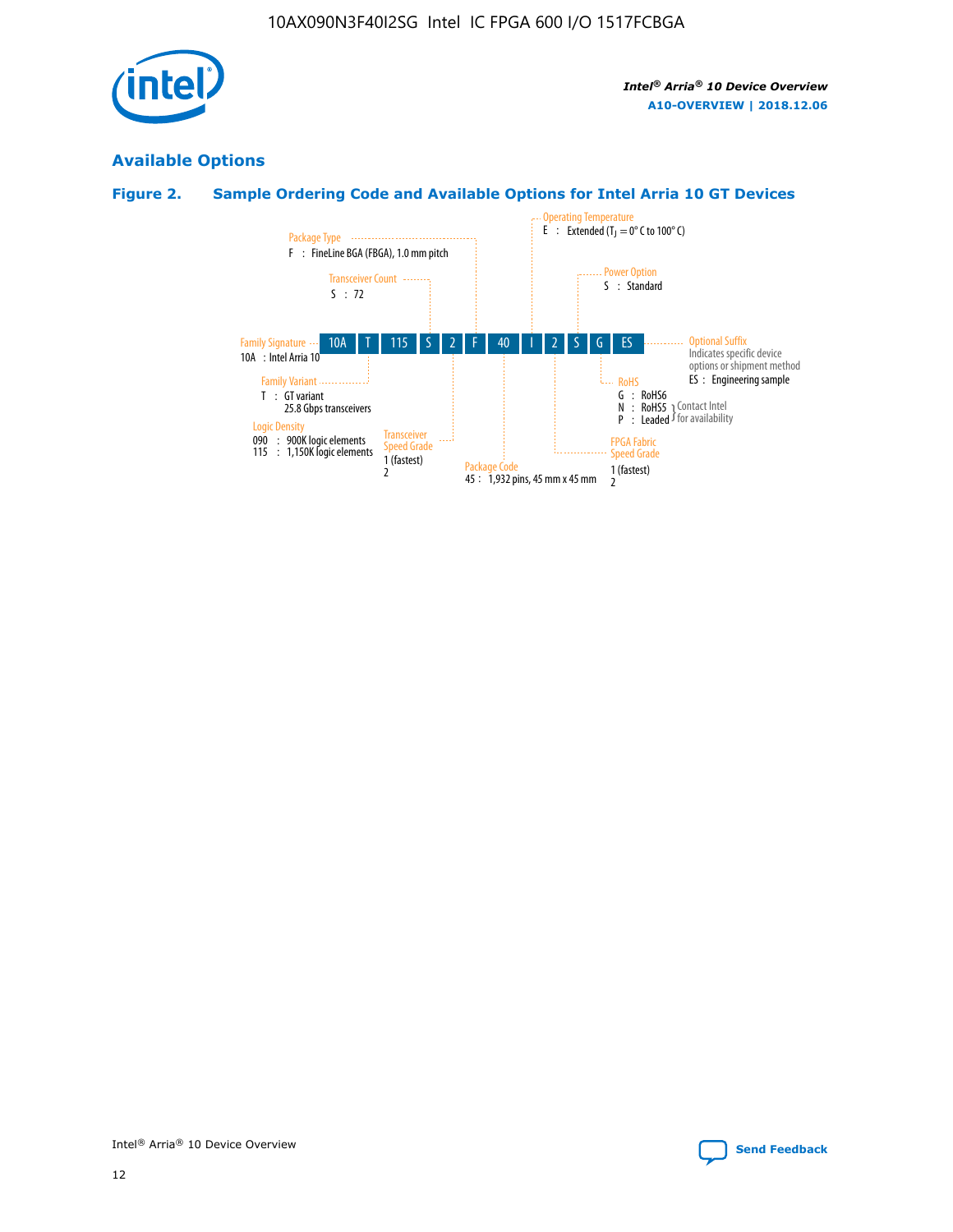## Available Options

### Figure 2. Sample Ordering Code and Available Options for Intel Arria 10 GT Devices

| 10A | T | 115 | S | 2 | F | 40 | I | 2 | S | G | ES |
|---|---|---|---|---|---|---|---|---|---|---|---|

**Family Signature**
10A : Intel Arria 10

**Family Variant**
T : GT variant
25.8 Gbps transceivers

**Logic Density**
090 : 900K logic elements
115 : 1,150K logic elements

**Transceiver Count**
S : 72

**Transceiver Speed Grade**
1 (fastest)
2

**Package Type**
F : FineLine BGA (FBGA), 1.0 mm pitch

**Package Code**
45 : 1,932 pins, 45 mm x 45 mm

**Operating Temperature**
E : Extended ($T_J$ = 0° C to 100° C)

**FPGA Fabric Speed Grade**
1 (fastest)
2

**Power Option**
S : Standard

**RoHS**
G : RoHS6
N : RoHS5 } Contact Intel for availability
P : Leaded } Contact Intel for availability

**Optional Suffix**
Indicates specific device options or shipment method
ES : Engineering sample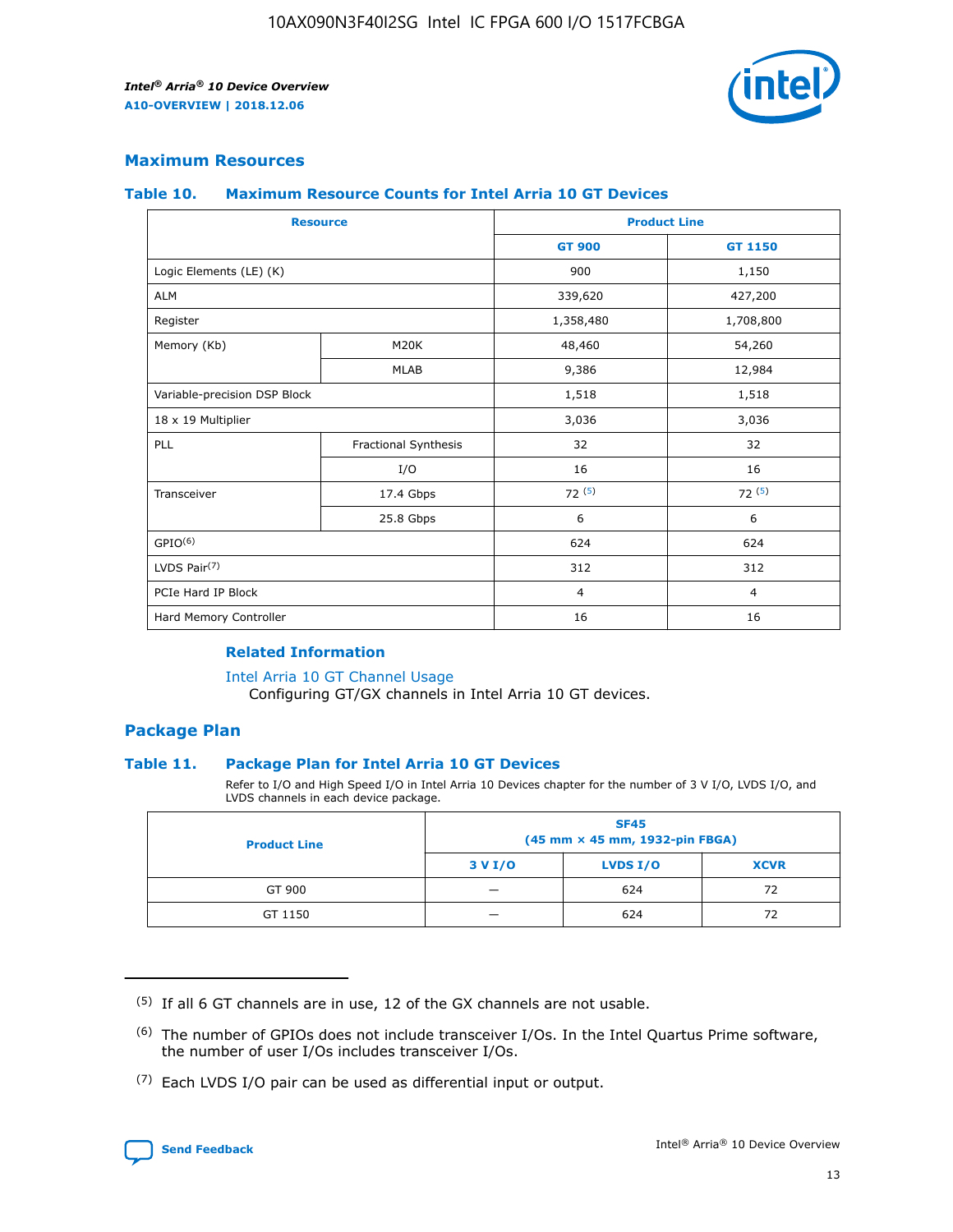## Maximum Resources

### Table 10. Maximum Resource Counts for Intel Arria 10 GT Devices

| Resource | | Product Line | |
|---|---|---|---|
| | | GT 900 | GT 1150 |
| Logic Elements (LE) (K) | | 900 | 1,150 |
| ALM | | 339,620 | 427,200 |
| Register | | 1,358,480 | 1,708,800 |
| Memory (Kb) | M20K | 48,460 | 54,260 |
| | MLAB | 9,386 | 12,984 |
| Variable-precision DSP Block | | 1,518 | 1,518 |
| 18 x 19 Multiplier | | 3,036 | 3,036 |
| PLL | Fractional Synthesis | 32 | 32 |
| | I/O | 16 | 16 |
| Transceiver | 17.4 Gbps | 72 [(5)] | 72 [(5)] |
| | 25.8 Gbps | 6 | 6 |
| GPIO[(6)] | | 624 | 624 |
| LVDS Pair[(7)] | | 312 | 312 |
| PCIe Hard IP Block | | 4 | 4 |
| Hard Memory Controller | | 16 | 16 |

#### Related Information

Intel Arria 10 GT Channel Usage
Configuring GT/GX channels in Intel Arria 10 GT devices.

## Package Plan

### Table 11. Package Plan for Intel Arria 10 GT Devices

Refer to I/O and High Speed I/O in Intel Arria 10 Devices chapter for the number of 3 V I/O, LVDS I/O, and LVDS channels in each device package.

| Product Line | SF45 (45 mm × 45 mm, 1932-pin FBGA) | | |
|---|---|---|---|
| | 3 V I/O | LVDS I/O | XCVR |
| GT 900 | — | 624 | 72 |
| GT 1150 | — | 624 | 72 |

(5) If all 6 GT channels are in use, 12 of the GX channels are not usable.

(6) The number of GPIOs does not include transceiver I/Os. In the Intel Quartus Prime software, the number of user I/Os includes transceiver I/Os.

(7) Each LVDS I/O pair can be used as differential input or output.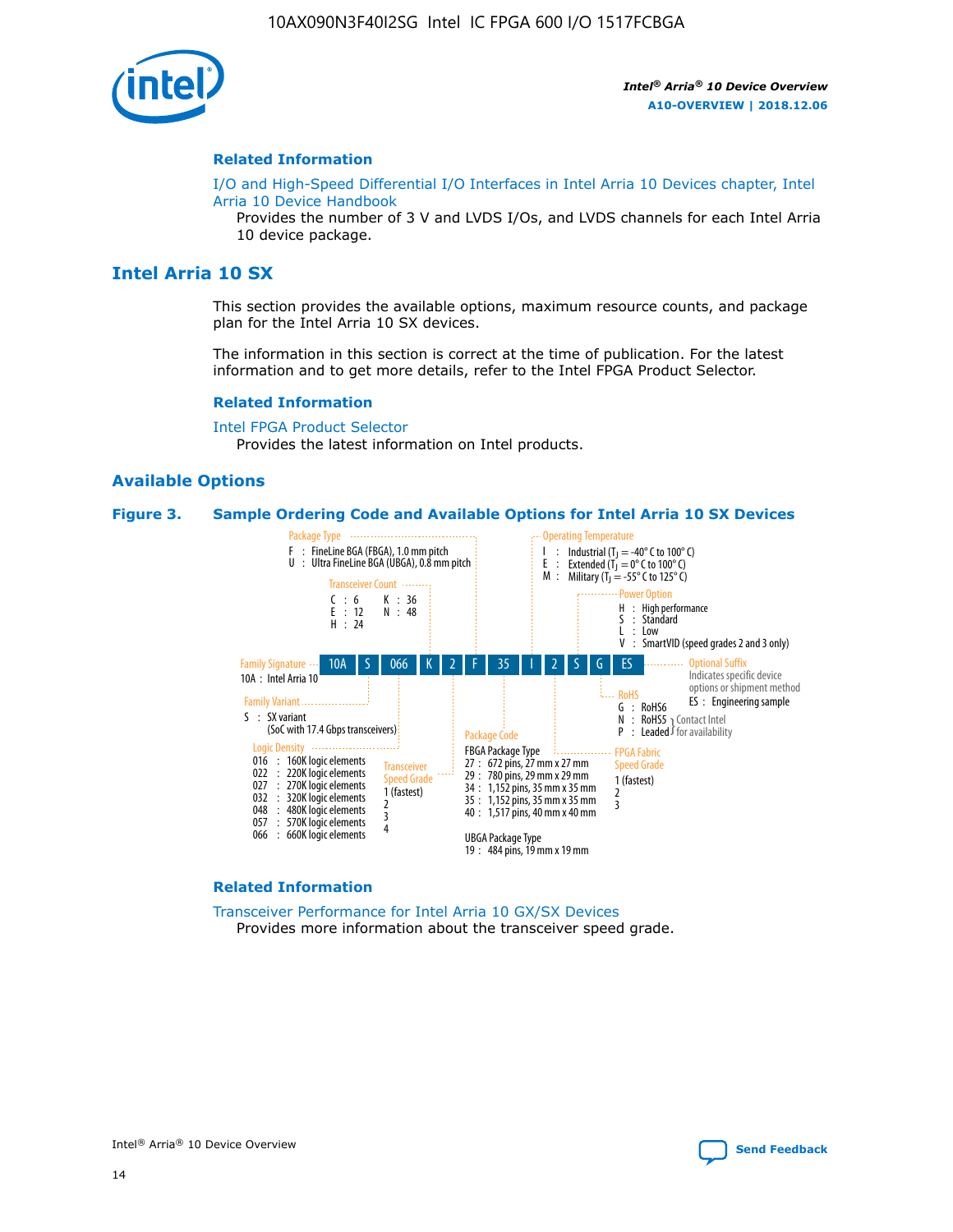## Related Information

I/O and High-Speed Differential I/O Interfaces in Intel Arria 10 Devices chapter, Intel Arria 10 Device Handbook

Provides the number of 3 V and LVDS I/Os, and LVDS channels for each Intel Arria 10 device package.

# Intel Arria 10 SX

This section provides the available options, maximum resource counts, and package plan for the Intel Arria 10 SX devices.

The information in this section is correct at the time of publication. For the latest information and to get more details, refer to the Intel FPGA Product Selector.

## Related Information

Intel FPGA Product Selector

Provides the latest information on Intel products.

## Available Options

**Figure 3. Sample Ordering Code and Available Options for Intel Arria 10 SX Devices**

Sample ordering code: 10A S 066 K 2 F 35 I 2 S G ES

- **Family Signature**
  - 10A : Intel Arria 10
- **Family Variant**
  - S : SX variant (SoC with 17.4 Gbps transceivers)
- **Logic Density**
  - 016 : 160K logic elements
  - 022 : 220K logic elements
  - 027 : 270K logic elements
  - 032 : 320K logic elements
  - 048 : 480K logic elements
  - 057 : 570K logic elements
  - 066 : 660K logic elements
- **Transceiver Count**
  - C : 6
  - E : 12
  - H : 24
  - K : 36
  - N : 48
- **Transceiver Speed Grade**
  - 1 (fastest)
  - 2
  - 3
  - 4
- **Package Type**
  - F : FineLine BGA (FBGA), 1.0 mm pitch
  - U : Ultra FineLine BGA (UBGA), 0.8 mm pitch
- **Package Code**
  - FBGA Package Type
    - 27 : 672 pins, 27 mm x 27 mm
    - 29 : 780 pins, 29 mm x 29 mm
    - 34 : 1,152 pins, 35 mm x 35 mm
    - 35 : 1,152 pins, 35 mm x 35 mm
    - 40 : 1,517 pins, 40 mm x 40 mm
  - UBGA Package Type
    - 19 : 484 pins, 19 mm x 19 mm
- **Operating Temperature**
  - I : Industrial ($T_J$ = -40° C to 100° C)
  - E : Extended ($T_J$ = 0° C to 100° C)
  - M : Military ($T_J$ = -55° C to 125° C)
- **FPGA Fabric Speed Grade**
  - 1 (fastest)
  - 2
  - 3
- **Power Option**
  - H : High performance
  - S : Standard
  - L : Low
  - V : SmartVID (speed grades 2 and 3 only)
- **RoHS**
  - G : RoHS6
  - N : RoHS5 (Contact Intel for availability)
  - P : Leaded (Contact Intel for availability)
- **Optional Suffix**
  - Indicates specific device options or shipment method
  - ES : Engineering sample

## Related Information

Transceiver Performance for Intel Arria 10 GX/SX Devices

Provides more information about the transceiver speed grade.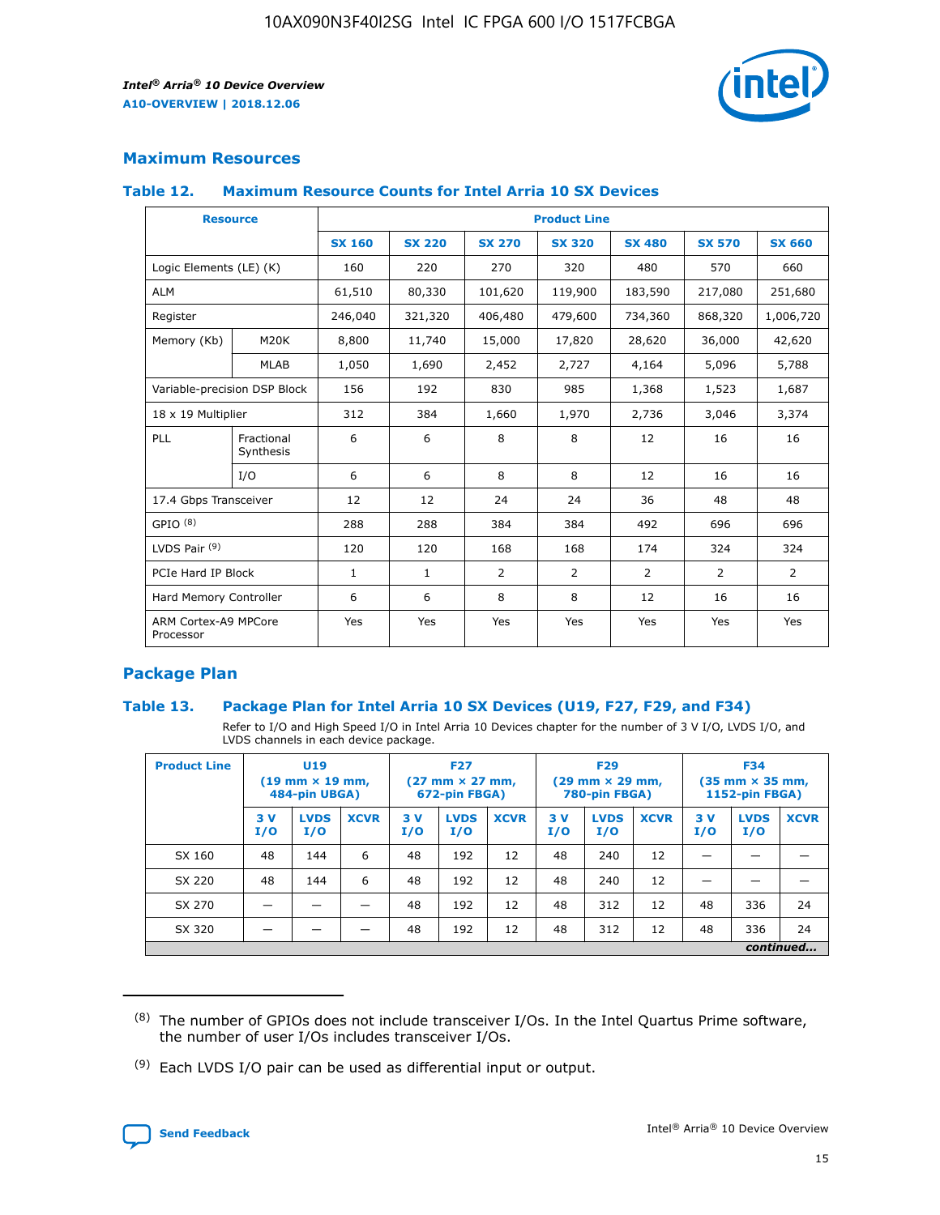## Maximum Resources

### Table 12. Maximum Resource Counts for Intel Arria 10 SX Devices

| Resource | | Product Line | | | | | | |
|---|---|---|---|---|---|---|---|---|
| | | SX 160 | SX 220 | SX 270 | SX 320 | SX 480 | SX 570 | SX 660 |
| Logic Elements (LE) (K) | | 160 | 220 | 270 | 320 | 480 | 570 | 660 |
| ALM | | 61,510 | 80,330 | 101,620 | 119,900 | 183,590 | 217,080 | 251,680 |
| Register | | 246,040 | 321,320 | 406,480 | 479,600 | 734,360 | 868,320 | 1,006,720 |
| Memory (Kb) | M20K | 8,800 | 11,740 | 15,000 | 17,820 | 28,620 | 36,000 | 42,620 |
| | MLAB | 1,050 | 1,690 | 2,452 | 2,727 | 4,164 | 5,096 | 5,788 |
| Variable-precision DSP Block | | 156 | 192 | 830 | 985 | 1,368 | 1,523 | 1,687 |
| 18 x 19 Multiplier | | 312 | 384 | 1,660 | 1,970 | 2,736 | 3,046 | 3,374 |
| PLL | Fractional Synthesis | 6 | 6 | 8 | 8 | 12 | 16 | 16 |
| | I/O | 6 | 6 | 8 | 8 | 12 | 16 | 16 |
| 17.4 Gbps Transceiver | | 12 | 12 | 24 | 24 | 36 | 48 | 48 |
| GPIO [8] | | 288 | 288 | 384 | 384 | 492 | 696 | 696 |
| LVDS Pair [9] | | 120 | 120 | 168 | 168 | 174 | 324 | 324 |
| PCIe Hard IP Block | | 1 | 1 | 2 | 2 | 2 | 2 | 2 |
| Hard Memory Controller | | 6 | 6 | 8 | 8 | 12 | 16 | 16 |
| ARM Cortex-A9 MPCore Processor | | Yes | Yes | Yes | Yes | Yes | Yes | Yes |

## Package Plan

### Table 13. Package Plan for Intel Arria 10 SX Devices (U19, F27, F29, and F34)

Refer to I/O and High Speed I/O in Intel Arria 10 Devices chapter for the number of 3 V I/O, LVDS I/O, and LVDS channels in each device package.

| Product Line | U19 (19 mm × 19 mm, 484-pin UBGA) | | | F27 (27 mm × 27 mm, 672-pin FBGA) | | | F29 (29 mm × 29 mm, 780-pin FBGA) | | | F34 (35 mm × 35 mm, 1152-pin FBGA) | | |
|---|---|---|---|---|---|---|---|---|---|---|---|---|
| | 3 V I/O | LVDS I/O | XCVR | 3 V I/O | LVDS I/O | XCVR | 3 V I/O | LVDS I/O | XCVR | 3 V I/O | LVDS I/O | XCVR |
| SX 160 | 48 | 144 | 6 | 48 | 192 | 12 | 48 | 240 | 12 | — | — | — |
| SX 220 | 48 | 144 | 6 | 48 | 192 | 12 | 48 | 240 | 12 | — | — | — |
| SX 270 | — | — | — | 48 | 192 | 12 | 48 | 312 | 12 | 48 | 336 | 24 |
| SX 320 | — | — | — | 48 | 192 | 12 | 48 | 312 | 12 | 48 | 336 | 24 |

*continued...*

(8) The number of GPIOs does not include transceiver I/Os. In the Intel Quartus Prime software, the number of user I/Os includes transceiver I/Os.

(9) Each LVDS I/O pair can be used as differential input or output.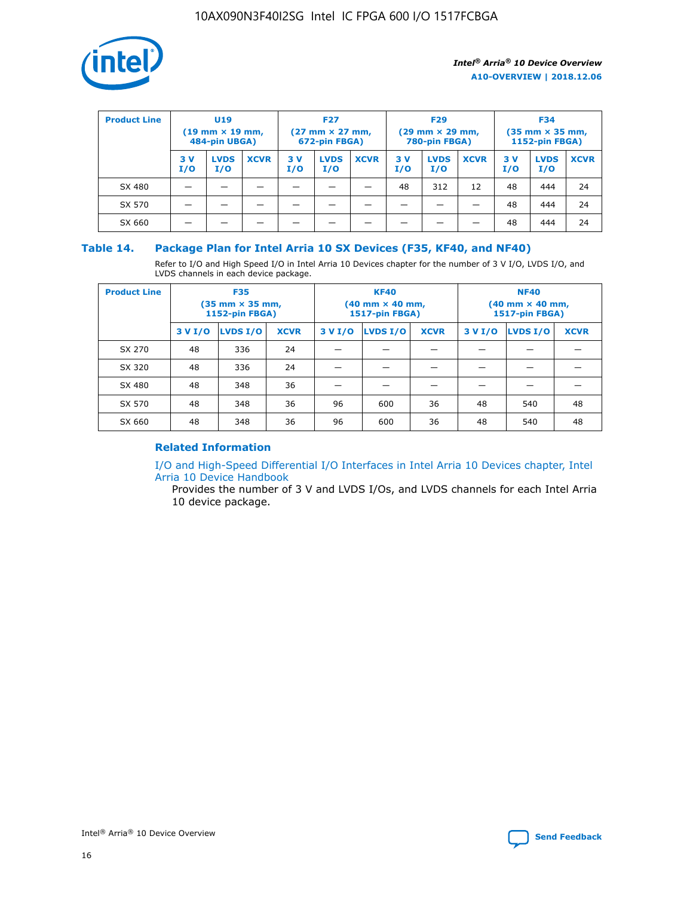| Product Line | U19 (19 mm × 19 mm, 484-pin UBGA) | | | F27 (27 mm × 27 mm, 672-pin FBGA) | | | F29 (29 mm × 29 mm, 780-pin FBGA) | | | F34 (35 mm × 35 mm, 1152-pin FBGA) | | |
|---|---|---|---|---|---|---|---|---|---|---|---|---|
| | 3 V I/O | LVDS I/O | XCVR | 3 V I/O | LVDS I/O | XCVR | 3 V I/O | LVDS I/O | XCVR | 3 V I/O | LVDS I/O | XCVR |
| SX 480 | — | — | — | — | — | — | 48 | 312 | 12 | 48 | 444 | 24 |
| SX 570 | — | — | — | — | — | — | — | — | — | 48 | 444 | 24 |
| SX 660 | — | — | — | — | — | — | — | — | — | 48 | 444 | 24 |

## Table 14. Package Plan for Intel Arria 10 SX Devices (F35, KF40, and NF40)

Refer to I/O and High Speed I/O in Intel Arria 10 Devices chapter for the number of 3 V I/O, LVDS I/O, and LVDS channels in each device package.

| Product Line | F35 (35 mm × 35 mm, 1152-pin FBGA) | | | KF40 (40 mm × 40 mm, 1517-pin FBGA) | | | NF40 (40 mm × 40 mm, 1517-pin FBGA) | | |
|---|---|---|---|---|---|---|---|---|---|
| | 3 V I/O | LVDS I/O | XCVR | 3 V I/O | LVDS I/O | XCVR | 3 V I/O | LVDS I/O | XCVR |
| SX 270 | 48 | 336 | 24 | — | — | — | — | — | — |
| SX 320 | 48 | 336 | 24 | — | — | — | — | — | — |
| SX 480 | 48 | 348 | 36 | — | — | — | — | — | — |
| SX 570 | 48 | 348 | 36 | 96 | 600 | 36 | 48 | 540 | 48 |
| SX 660 | 48 | 348 | 36 | 96 | 600 | 36 | 48 | 540 | 48 |

### Related Information

I/O and High-Speed Differential I/O Interfaces in Intel Arria 10 Devices chapter, Intel Arria 10 Device Handbook

Provides the number of 3 V and LVDS I/Os, and LVDS channels for each Intel Arria 10 device package.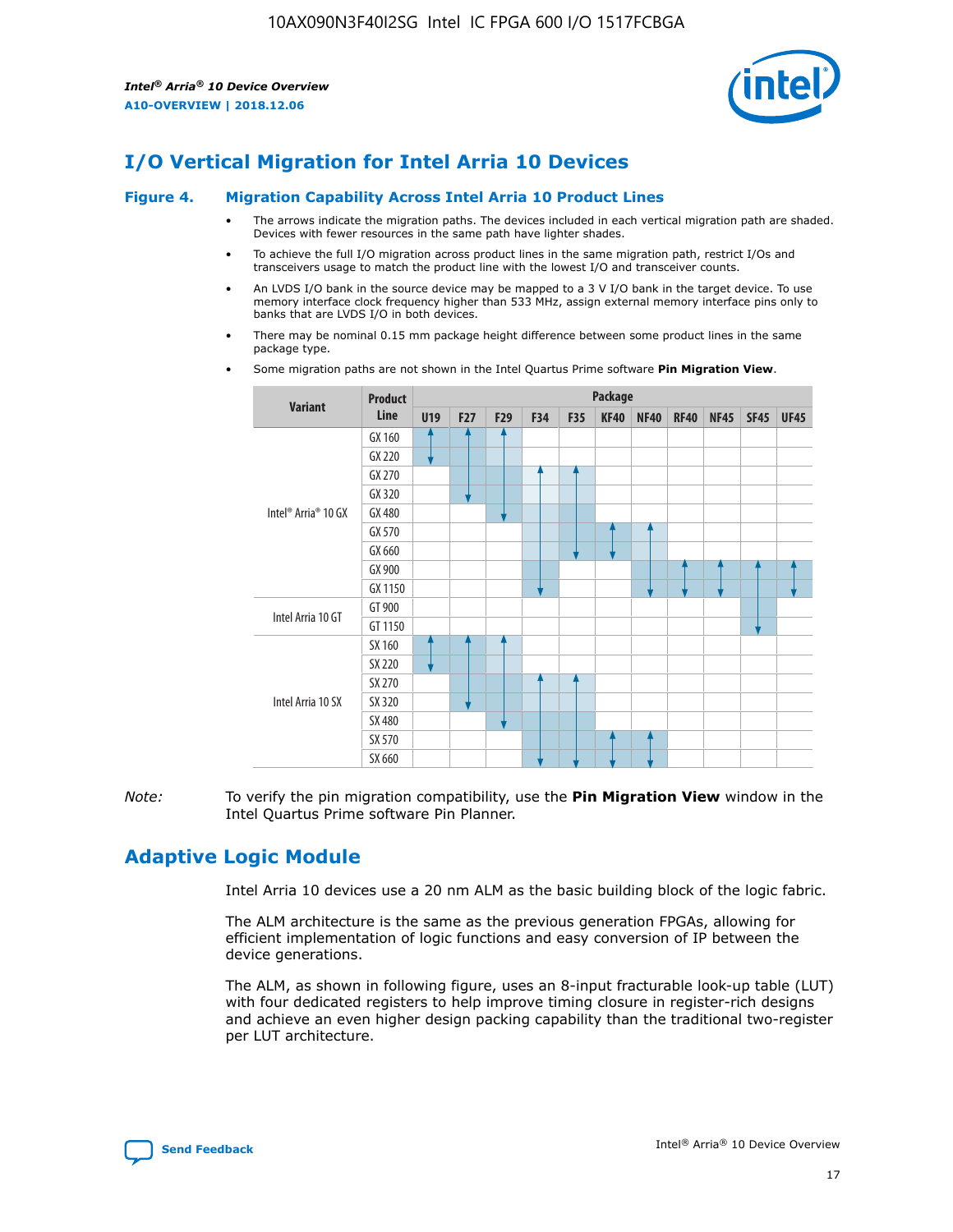# I/O Vertical Migration for Intel Arria 10 Devices

**Figure 4. Migration Capability Across Intel Arria 10 Product Lines**

- The arrows indicate the migration paths. The devices included in each vertical migration path are shaded. Devices with fewer resources in the same path have lighter shades.
- To achieve the full I/O migration across product lines in the same migration path, restrict I/Os and transceivers usage to match the product line with the lowest I/O and transceiver counts.
- An LVDS I/O bank in the source device may be mapped to a 3 V I/O bank in the target device. To use memory interface clock frequency higher than 533 MHz, assign external memory interface pins only to banks that are LVDS I/O in both devices.
- There may be nominal 0.15 mm package height difference between some product lines in the same package type.
- Some migration paths are not shown in the Intel Quartus Prime software **Pin Migration View**.

| Variant | Product Line | U19 | F27 | F29 | F34 | F35 | KF40 | NF40 | RF40 | NF45 | SF45 | UF45 |
|---|---|---|---|---|---|---|---|---|---|---|---|---|
| Intel® Arria® 10 GX | GX 160 | | | | | | | | | | | |
| | GX 220 | | | | | | | | | | | |
| | GX 270 | | | | | | | | | | | |
| | GX 320 | | | | | | | | | | | |
| | GX 480 | | | | | | | | | | | |
| | GX 570 | | | | | | | | | | | |
| | GX 660 | | | | | | | | | | | |
| | GX 900 | | | | | | | | | | | |
| | GX 1150 | | | | | | | | | | | |
| Intel Arria 10 GT | GT 900 | | | | | | | | | | | |
| | GT 1150 | | | | | | | | | | | |
| Intel Arria 10 SX | SX 160 | | | | | | | | | | | |
| | SX 220 | | | | | | | | | | | |
| | SX 270 | | | | | | | | | | | |
| | SX 320 | | | | | | | | | | | |
| | SX 480 | | | | | | | | | | | |
| | SX 570 | | | | | | | | | | | |
| | SX 660 | | | | | | | | | | | |

*Note:* To verify the pin migration compatibility, use the **Pin Migration View** window in the Intel Quartus Prime software Pin Planner.

# Adaptive Logic Module

Intel Arria 10 devices use a 20 nm ALM as the basic building block of the logic fabric.

The ALM architecture is the same as the previous generation FPGAs, allowing for efficient implementation of logic functions and easy conversion of IP between the device generations.

The ALM, as shown in following figure, uses an 8-input fracturable look-up table (LUT) with four dedicated registers to help improve timing closure in register-rich designs and achieve an even higher design packing capability than the traditional two-register per LUT architecture.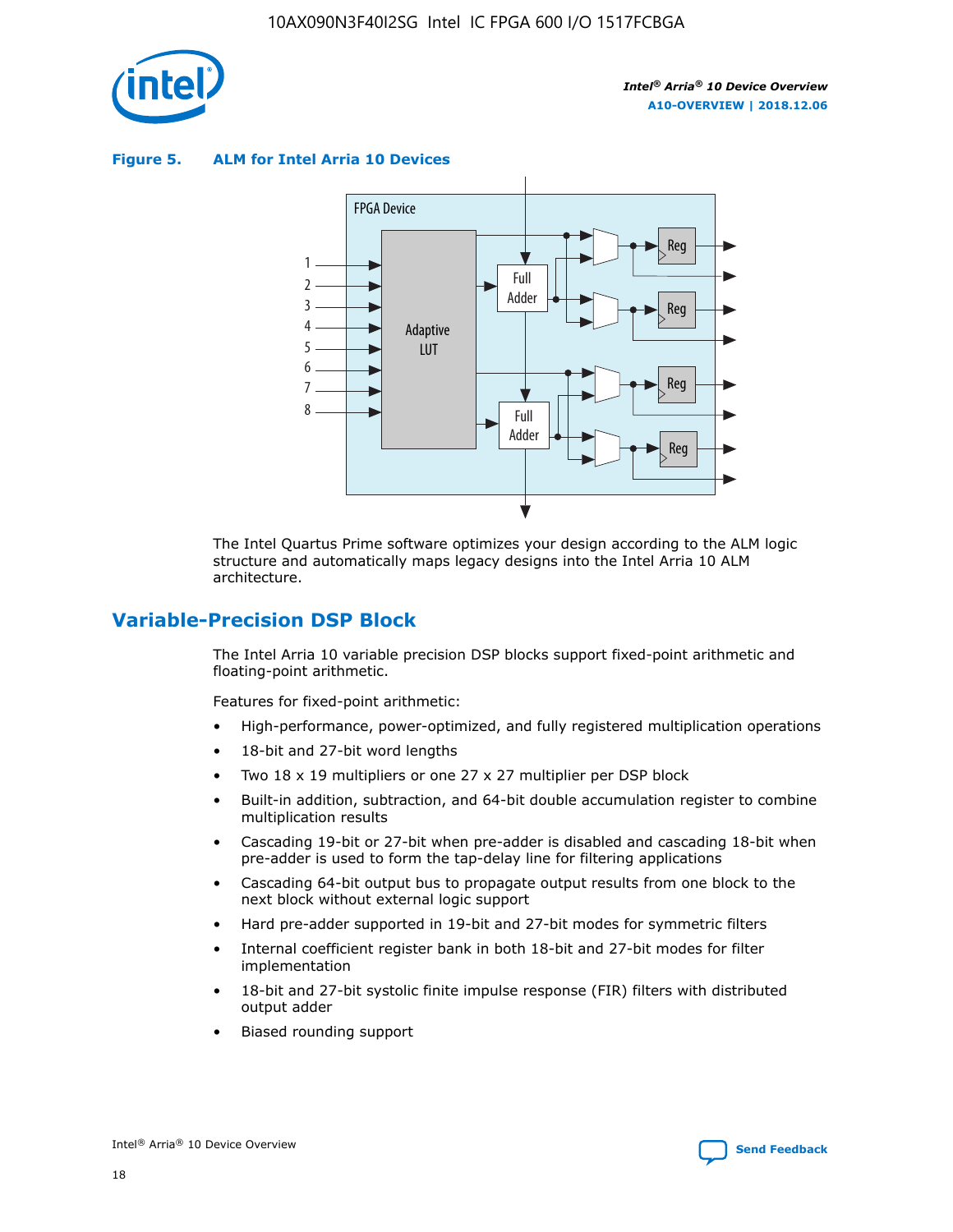**Figure 5. ALM for Intel Arria 10 Devices**

The Intel Quartus Prime software optimizes your design according to the ALM logic structure and automatically maps legacy designs into the Intel Arria 10 ALM architecture.

## Variable-Precision DSP Block

The Intel Arria 10 variable precision DSP blocks support fixed-point arithmetic and floating-point arithmetic.

Features for fixed-point arithmetic:

- High-performance, power-optimized, and fully registered multiplication operations
- 18-bit and 27-bit word lengths
- Two 18 x 19 multipliers or one 27 x 27 multiplier per DSP block
- Built-in addition, subtraction, and 64-bit double accumulation register to combine multiplication results
- Cascading 19-bit or 27-bit when pre-adder is disabled and cascading 18-bit when pre-adder is used to form the tap-delay line for filtering applications
- Cascading 64-bit output bus to propagate output results from one block to the next block without external logic support
- Hard pre-adder supported in 19-bit and 27-bit modes for symmetric filters
- Internal coefficient register bank in both 18-bit and 27-bit modes for filter implementation
- 18-bit and 27-bit systolic finite impulse response (FIR) filters with distributed output adder
- Biased rounding support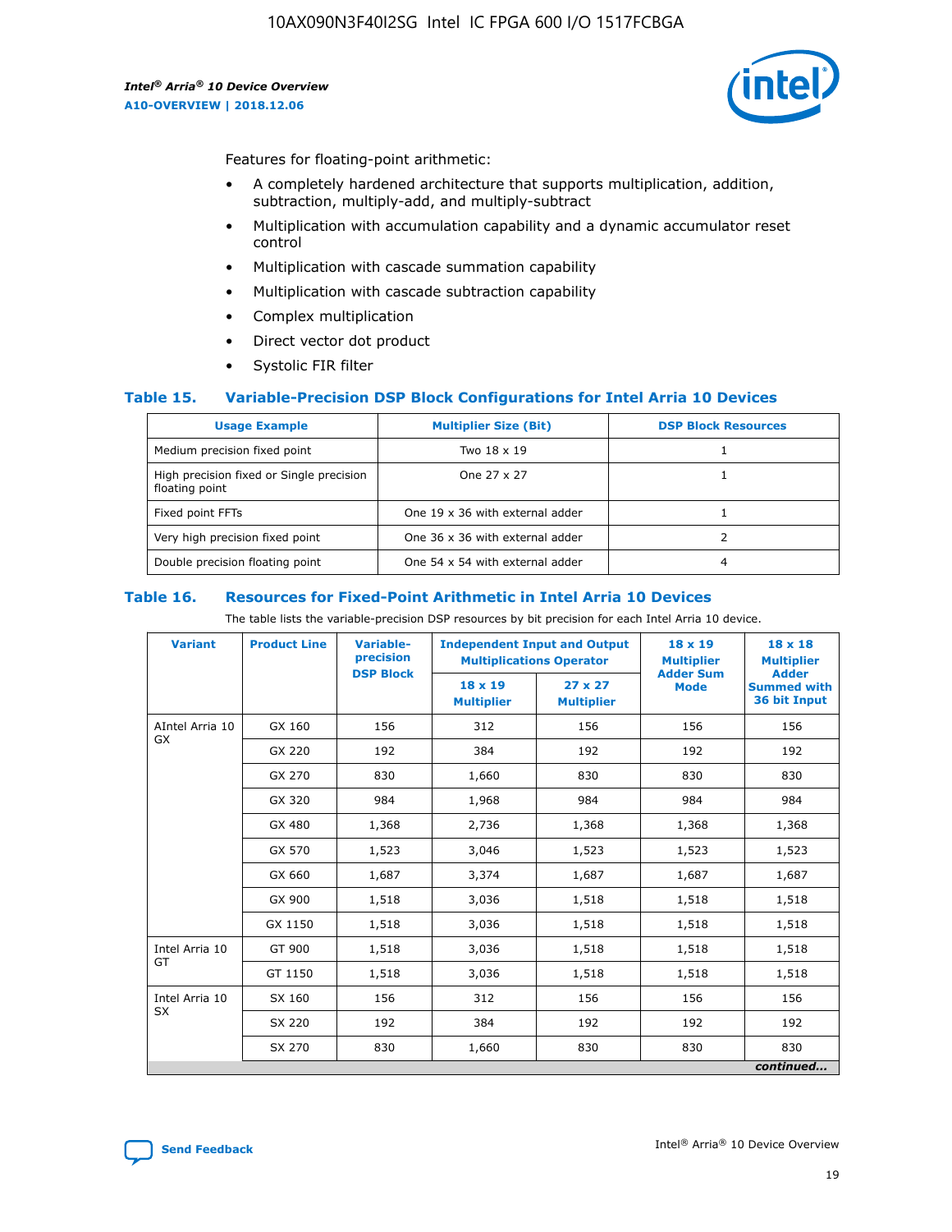Features for floating-point arithmetic:

- A completely hardened architecture that supports multiplication, addition, subtraction, multiply-add, and multiply-subtract
- Multiplication with accumulation capability and a dynamic accumulator reset control
- Multiplication with cascade summation capability
- Multiplication with cascade subtraction capability
- Complex multiplication
- Direct vector dot product
- Systolic FIR filter

### Table 15. Variable-Precision DSP Block Configurations for Intel Arria 10 Devices

| Usage Example | Multiplier Size (Bit) | DSP Block Resources |
|---|---|---|
| Medium precision fixed point | Two 18 x 19 | 1 |
| High precision fixed or Single precision floating point | One 27 x 27 | 1 |
| Fixed point FFTs | One 19 x 36 with external adder | 1 |
| Very high precision fixed point | One 36 x 36 with external adder | 2 |
| Double precision floating point | One 54 x 54 with external adder | 4 |

### Table 16. Resources for Fixed-Point Arithmetic in Intel Arria 10 Devices

The table lists the variable-precision DSP resources by bit precision for each Intel Arria 10 device.

| Variant | Product Line | Variable-precision DSP Block | Independent Input and Output Multiplications Operator | | 18 x 19 Multiplier Adder Sum Mode | 18 x 18 Multiplier Adder Summed with 36 bit Input |
|---|---|---|---|---|---|---|
| | | | 18 x 19 Multiplier | 27 x 27 Multiplier | | |
| AIntel Arria 10 GX | GX 160 | 156 | 312 | 156 | 156 | 156 |
| | GX 220 | 192 | 384 | 192 | 192 | 192 |
| | GX 270 | 830 | 1,660 | 830 | 830 | 830 |
| | GX 320 | 984 | 1,968 | 984 | 984 | 984 |
| | GX 480 | 1,368 | 2,736 | 1,368 | 1,368 | 1,368 |
| | GX 570 | 1,523 | 3,046 | 1,523 | 1,523 | 1,523 |
| | GX 660 | 1,687 | 3,374 | 1,687 | 1,687 | 1,687 |
| | GX 900 | 1,518 | 3,036 | 1,518 | 1,518 | 1,518 |
| | GX 1150 | 1,518 | 3,036 | 1,518 | 1,518 | 1,518 |
| Intel Arria 10 GT | GT 900 | 1,518 | 3,036 | 1,518 | 1,518 | 1,518 |
| | GT 1150 | 1,518 | 3,036 | 1,518 | 1,518 | 1,518 |
| Intel Arria 10 SX | SX 160 | 156 | 312 | 156 | 156 | 156 |
| | SX 220 | 192 | 384 | 192 | 192 | 192 |
| | SX 270 | 830 | 1,660 | 830 | 830 | 830 |

*continued...*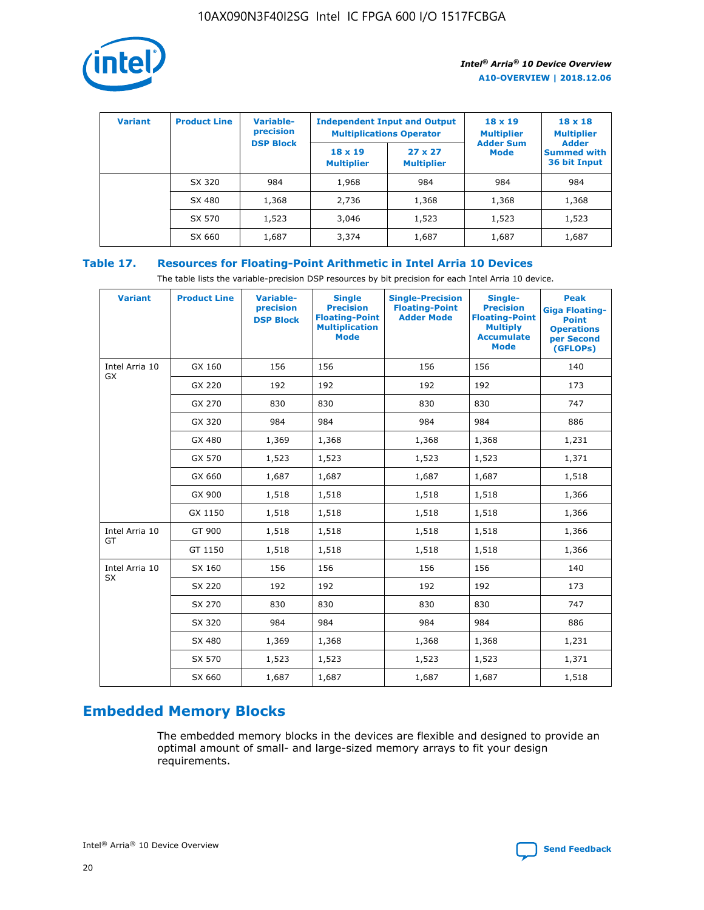| Variant | Product Line | Variable-precision DSP Block | Independent Input and Output Multiplications Operator | | 18 x 19 Multiplier Adder Sum Mode | 18 x 18 Multiplier Adder Summed with 36 bit Input |
|---|---|---|---|---|---|---|
| | | | 18 x 19 Multiplier | 27 x 27 Multiplier | | |
| | SX 320 | 984 | 1,968 | 984 | 984 | 984 |
| | SX 480 | 1,368 | 2,736 | 1,368 | 1,368 | 1,368 |
| | SX 570 | 1,523 | 3,046 | 1,523 | 1,523 | 1,523 |
| | SX 660 | 1,687 | 3,374 | 1,687 | 1,687 | 1,687 |

**Table 17. Resources for Floating-Point Arithmetic in Intel Arria 10 Devices**

The table lists the variable-precision DSP resources by bit precision for each Intel Arria 10 device.

| Variant | Product Line | Variable-precision DSP Block | Single Precision Floating-Point Multiplication Mode | Single-Precision Floating-Point Adder Mode | Single-Precision Floating-Point Multiply Accumulate Mode | Peak Giga Floating-Point Operations per Second (GFLOPs) |
|---|---|---|---|---|---|---|
| Intel Arria 10 GX | GX 160 | 156 | 156 | 156 | 156 | 140 |
| | GX 220 | 192 | 192 | 192 | 192 | 173 |
| | GX 270 | 830 | 830 | 830 | 830 | 747 |
| | GX 320 | 984 | 984 | 984 | 984 | 886 |
| | GX 480 | 1,369 | 1,368 | 1,368 | 1,368 | 1,231 |
| | GX 570 | 1,523 | 1,523 | 1,523 | 1,523 | 1,371 |
| | GX 660 | 1,687 | 1,687 | 1,687 | 1,687 | 1,518 |
| | GX 900 | 1,518 | 1,518 | 1,518 | 1,518 | 1,366 |
| | GX 1150 | 1,518 | 1,518 | 1,518 | 1,518 | 1,366 |
| Intel Arria 10 GT | GT 900 | 1,518 | 1,518 | 1,518 | 1,518 | 1,366 |
| | GT 1150 | 1,518 | 1,518 | 1,518 | 1,518 | 1,366 |
| Intel Arria 10 SX | SX 160 | 156 | 156 | 156 | 156 | 140 |
| | SX 220 | 192 | 192 | 192 | 192 | 173 |
| | SX 270 | 830 | 830 | 830 | 830 | 747 |
| | SX 320 | 984 | 984 | 984 | 984 | 886 |
| | SX 480 | 1,369 | 1,368 | 1,368 | 1,368 | 1,231 |
| | SX 570 | 1,523 | 1,523 | 1,523 | 1,523 | 1,371 |
| | SX 660 | 1,687 | 1,687 | 1,687 | 1,687 | 1,518 |

## Embedded Memory Blocks

The embedded memory blocks in the devices are flexible and designed to provide an optimal amount of small- and large-sized memory arrays to fit your design requirements.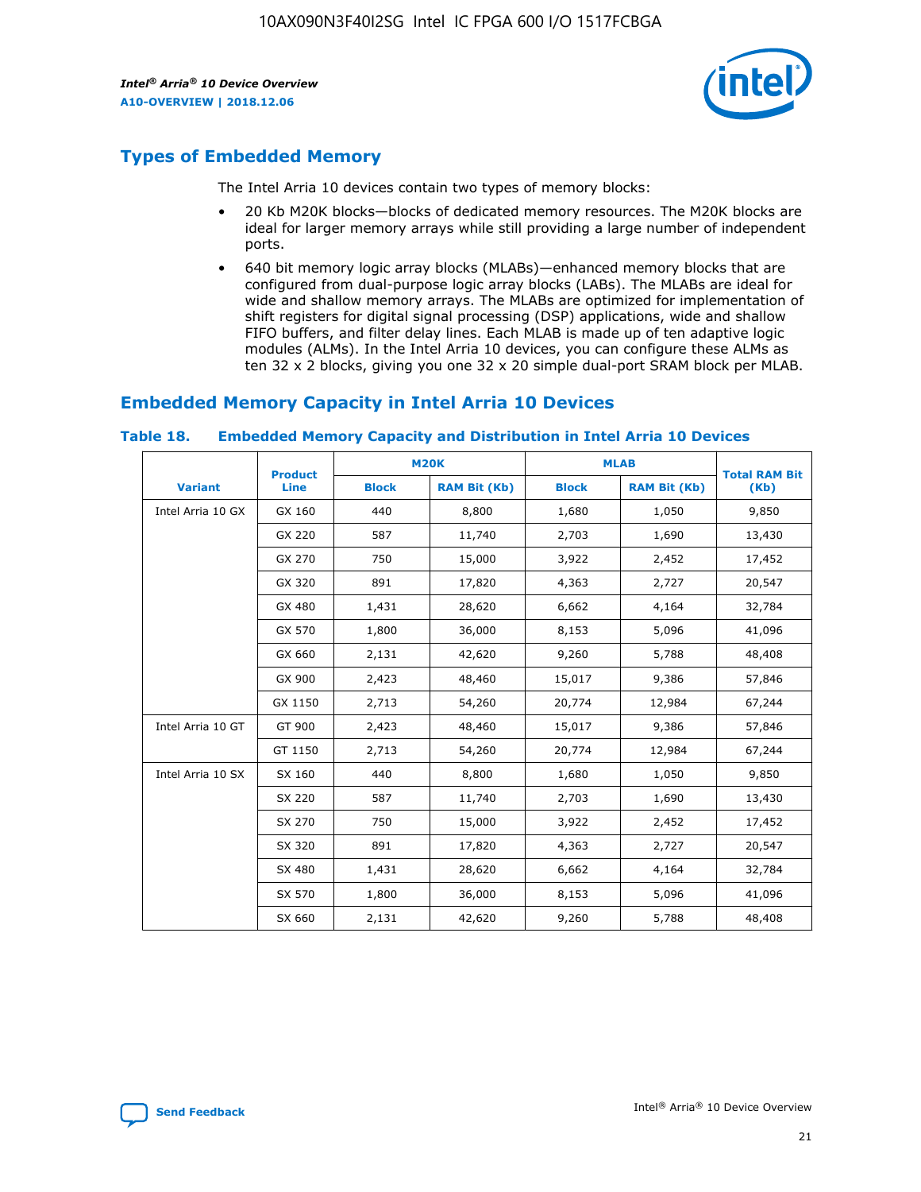## Types of Embedded Memory

The Intel Arria 10 devices contain two types of memory blocks:

- 20 Kb M20K blocks—blocks of dedicated memory resources. The M20K blocks are ideal for larger memory arrays while still providing a large number of independent ports.
- 640 bit memory logic array blocks (MLABs)—enhanced memory blocks that are configured from dual-purpose logic array blocks (LABs). The MLABs are ideal for wide and shallow memory arrays. The MLABs are optimized for implementation of shift registers for digital signal processing (DSP) applications, wide and shallow FIFO buffers, and filter delay lines. Each MLAB is made up of ten adaptive logic modules (ALMs). In the Intel Arria 10 devices, you can configure these ALMs as ten 32 x 2 blocks, giving you one 32 x 20 simple dual-port SRAM block per MLAB.

## Embedded Memory Capacity in Intel Arria 10 Devices

### Table 18. Embedded Memory Capacity and Distribution in Intel Arria 10 Devices

| Variant | Product Line | M20K | | MLAB | | Total RAM Bit (Kb) |
|---|---|---|---|---|---|---|
| | | Block | RAM Bit (Kb) | Block | RAM Bit (Kb) | |
| Intel Arria 10 GX | GX 160 | 440 | 8,800 | 1,680 | 1,050 | 9,850 |
| | GX 220 | 587 | 11,740 | 2,703 | 1,690 | 13,430 |
| | GX 270 | 750 | 15,000 | 3,922 | 2,452 | 17,452 |
| | GX 320 | 891 | 17,820 | 4,363 | 2,727 | 20,547 |
| | GX 480 | 1,431 | 28,620 | 6,662 | 4,164 | 32,784 |
| | GX 570 | 1,800 | 36,000 | 8,153 | 5,096 | 41,096 |
| | GX 660 | 2,131 | 42,620 | 9,260 | 5,788 | 48,408 |
| | GX 900 | 2,423 | 48,460 | 15,017 | 9,386 | 57,846 |
| | GX 1150 | 2,713 | 54,260 | 20,774 | 12,984 | 67,244 |
| Intel Arria 10 GT | GT 900 | 2,423 | 48,460 | 15,017 | 9,386 | 57,846 |
| | GT 1150 | 2,713 | 54,260 | 20,774 | 12,984 | 67,244 |
| Intel Arria 10 SX | SX 160 | 440 | 8,800 | 1,680 | 1,050 | 9,850 |
| | SX 220 | 587 | 11,740 | 2,703 | 1,690 | 13,430 |
| | SX 270 | 750 | 15,000 | 3,922 | 2,452 | 17,452 |
| | SX 320 | 891 | 17,820 | 4,363 | 2,727 | 20,547 |
| | SX 480 | 1,431 | 28,620 | 6,662 | 4,164 | 32,784 |
| | SX 570 | 1,800 | 36,000 | 8,153 | 5,096 | 41,096 |
| | SX 660 | 2,131 | 42,620 | 9,260 | 5,788 | 48,408 |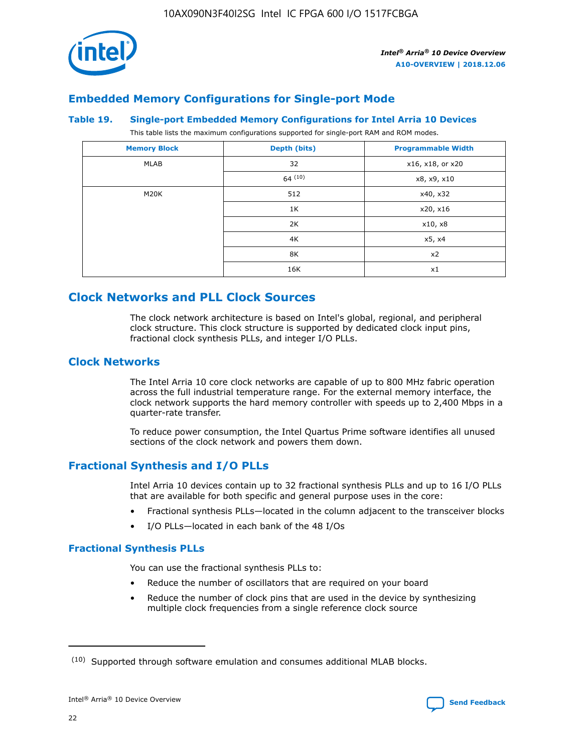## Embedded Memory Configurations for Single-port Mode

**Table 19. Single-port Embedded Memory Configurations for Intel Arria 10 Devices**

This table lists the maximum configurations supported for single-port RAM and ROM modes.

| Memory Block | Depth (bits) | Programmable Width |
|---|---|---|
| MLAB | 32 | x16, x18, or x20 |
| | 64 [10] | x8, x9, x10 |
| M20K | 512 | x40, x32 |
| | 1K | x20, x16 |
| | 2K | x10, x8 |
| | 4K | x5, x4 |
| | 8K | x2 |
| | 16K | x1 |

# Clock Networks and PLL Clock Sources

The clock network architecture is based on Intel's global, regional, and peripheral clock structure. This clock structure is supported by dedicated clock input pins, fractional clock synthesis PLLs, and integer I/O PLLs.

## Clock Networks

The Intel Arria 10 core clock networks are capable of up to 800 MHz fabric operation across the full industrial temperature range. For the external memory interface, the clock network supports the hard memory controller with speeds up to 2,400 Mbps in a quarter-rate transfer.

To reduce power consumption, the Intel Quartus Prime software identifies all unused sections of the clock network and powers them down.

## Fractional Synthesis and I/O PLLs

Intel Arria 10 devices contain up to 32 fractional synthesis PLLs and up to 16 I/O PLLs that are available for both specific and general purpose uses in the core:

- Fractional synthesis PLLs—located in the column adjacent to the transceiver blocks
- I/O PLLs—located in each bank of the 48 I/Os

### Fractional Synthesis PLLs

You can use the fractional synthesis PLLs to:

- Reduce the number of oscillators that are required on your board
- Reduce the number of clock pins that are used in the device by synthesizing multiple clock frequencies from a single reference clock source

(10) Supported through software emulation and consumes additional MLAB blocks.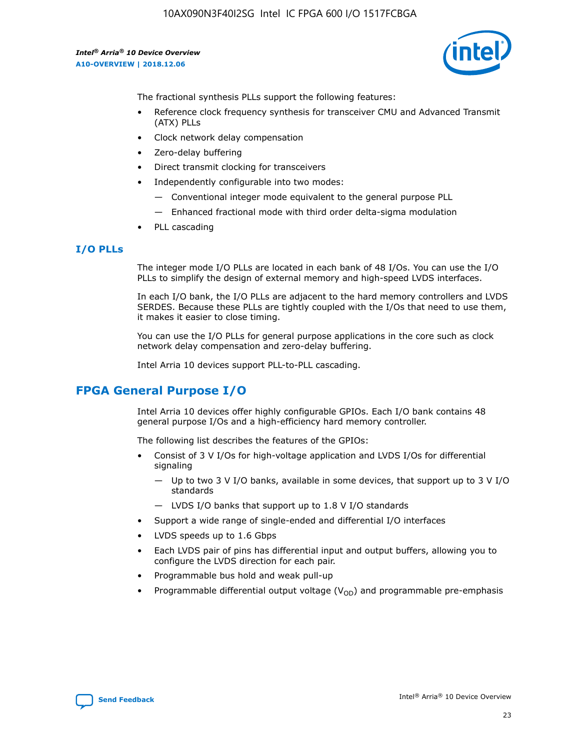The fractional synthesis PLLs support the following features:

- Reference clock frequency synthesis for transceiver CMU and Advanced Transmit (ATX) PLLs
- Clock network delay compensation
- Zero-delay buffering
- Direct transmit clocking for transceivers
- Independently configurable into two modes:
  - — Conventional integer mode equivalent to the general purpose PLL
  - — Enhanced fractional mode with third order delta-sigma modulation
- PLL cascading

### I/O PLLs

The integer mode I/O PLLs are located in each bank of 48 I/Os. You can use the I/O PLLs to simplify the design of external memory and high-speed LVDS interfaces.

In each I/O bank, the I/O PLLs are adjacent to the hard memory controllers and LVDS SERDES. Because these PLLs are tightly coupled with the I/Os that need to use them, it makes it easier to close timing.

You can use the I/O PLLs for general purpose applications in the core such as clock network delay compensation and zero-delay buffering.

Intel Arria 10 devices support PLL-to-PLL cascading.

## FPGA General Purpose I/O

Intel Arria 10 devices offer highly configurable GPIOs. Each I/O bank contains 48 general purpose I/Os and a high-efficiency hard memory controller.

The following list describes the features of the GPIOs:

- Consist of 3 V I/Os for high-voltage application and LVDS I/Os for differential signaling
  - — Up to two 3 V I/O banks, available in some devices, that support up to 3 V I/O standards
  - — LVDS I/O banks that support up to 1.8 V I/O standards
- Support a wide range of single-ended and differential I/O interfaces
- LVDS speeds up to 1.6 Gbps
- Each LVDS pair of pins has differential input and output buffers, allowing you to configure the LVDS direction for each pair.
- Programmable bus hold and weak pull-up
- Programmable differential output voltage ($V_{OD}$) and programmable pre-emphasis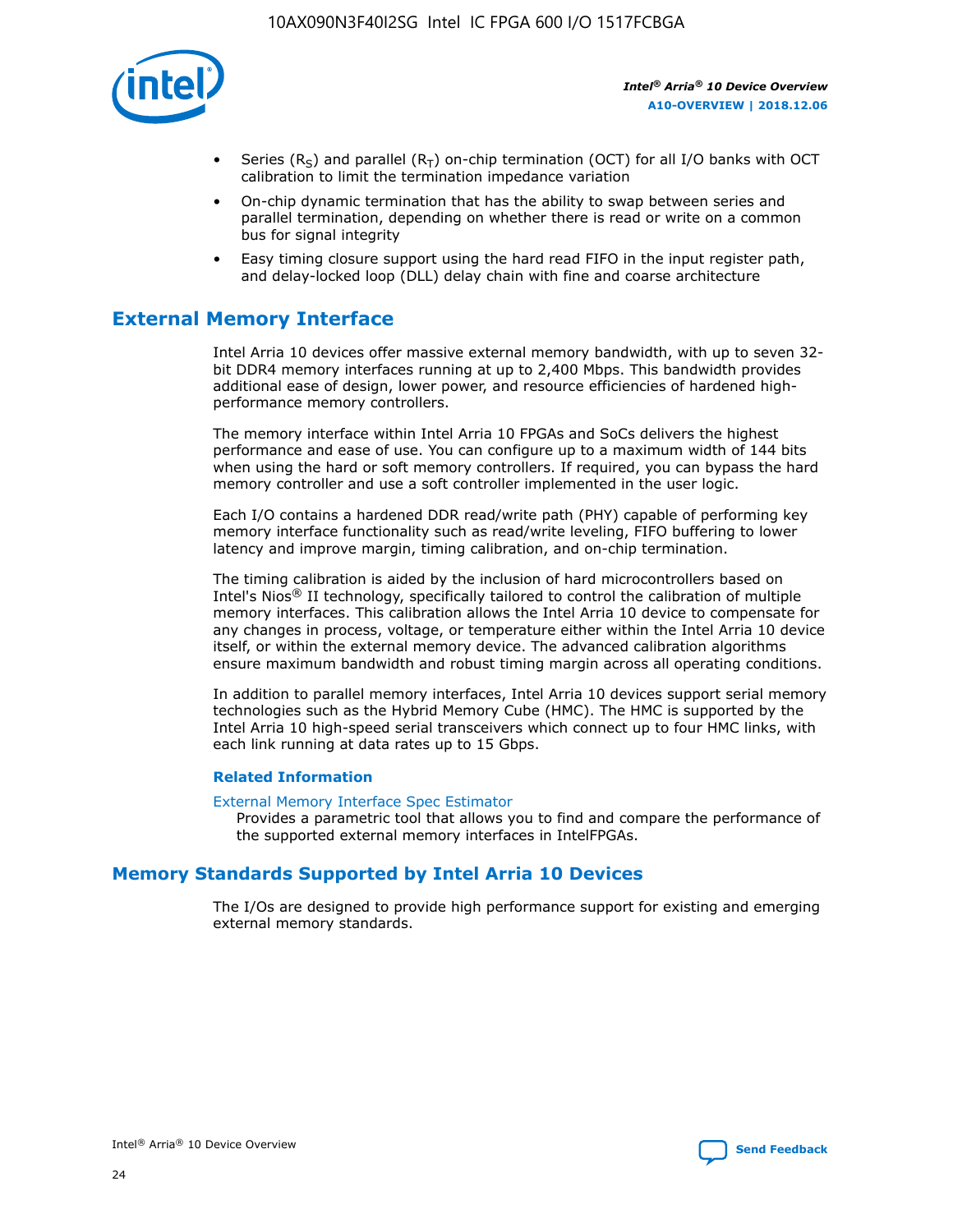- Series ($R_S$) and parallel ($R_T$) on-chip termination (OCT) for all I/O banks with OCT calibration to limit the termination impedance variation
- On-chip dynamic termination that has the ability to swap between series and parallel termination, depending on whether there is read or write on a common bus for signal integrity
- Easy timing closure support using the hard read FIFO in the input register path, and delay-locked loop (DLL) delay chain with fine and coarse architecture

## External Memory Interface

Intel Arria 10 devices offer massive external memory bandwidth, with up to seven 32-bit DDR4 memory interfaces running at up to 2,400 Mbps. This bandwidth provides additional ease of design, lower power, and resource efficiencies of hardened high-performance memory controllers.

The memory interface within Intel Arria 10 FPGAs and SoCs delivers the highest performance and ease of use. You can configure up to a maximum width of 144 bits when using the hard or soft memory controllers. If required, you can bypass the hard memory controller and use a soft controller implemented in the user logic.

Each I/O contains a hardened DDR read/write path (PHY) capable of performing key memory interface functionality such as read/write leveling, FIFO buffering to lower latency and improve margin, timing calibration, and on-chip termination.

The timing calibration is aided by the inclusion of hard microcontrollers based on Intel's Nios® II technology, specifically tailored to control the calibration of multiple memory interfaces. This calibration allows the Intel Arria 10 device to compensate for any changes in process, voltage, or temperature either within the Intel Arria 10 device itself, or within the external memory device. The advanced calibration algorithms ensure maximum bandwidth and robust timing margin across all operating conditions.

In addition to parallel memory interfaces, Intel Arria 10 devices support serial memory technologies such as the Hybrid Memory Cube (HMC). The HMC is supported by the Intel Arria 10 high-speed serial transceivers which connect up to four HMC links, with each link running at data rates up to 15 Gbps.

### Related Information

External Memory Interface Spec Estimator
Provides a parametric tool that allows you to find and compare the performance of the supported external memory interfaces in IntelFPGAs.

## Memory Standards Supported by Intel Arria 10 Devices

The I/Os are designed to provide high performance support for existing and emerging external memory standards.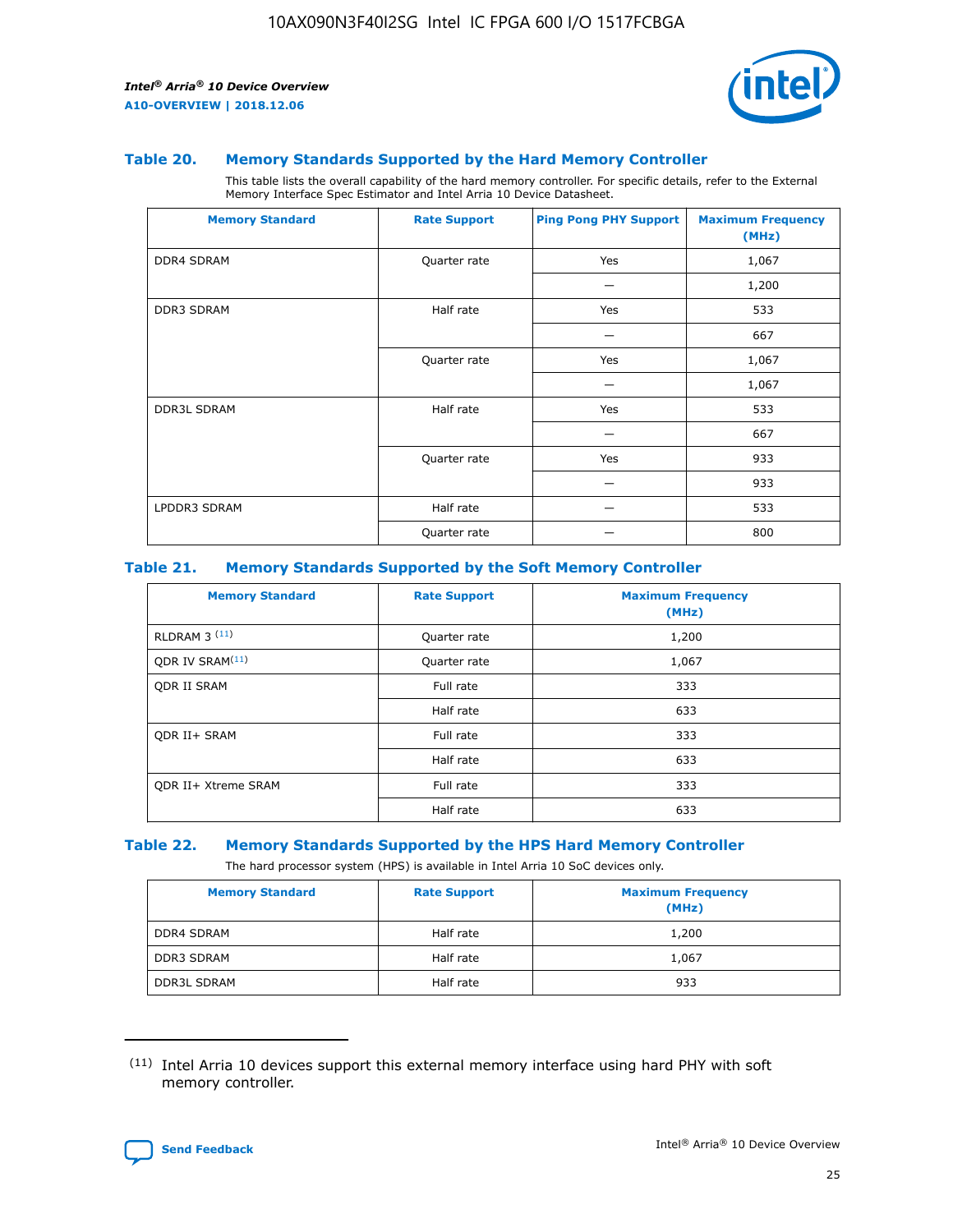### Table 20. Memory Standards Supported by the Hard Memory Controller

This table lists the overall capability of the hard memory controller. For specific details, refer to the External Memory Interface Spec Estimator and Intel Arria 10 Device Datasheet.

| Memory Standard | Rate Support | Ping Pong PHY Support | Maximum Frequency (MHz) |
|---|---|---|---|
| DDR4 SDRAM | Quarter rate | Yes | 1,067 |
| | | — | 1,200 |
| DDR3 SDRAM | Half rate | Yes | 533 |
| | | — | 667 |
| | Quarter rate | Yes | 1,067 |
| | | — | 1,067 |
| DDR3L SDRAM | Half rate | Yes | 533 |
| | | — | 667 |
| | Quarter rate | Yes | 933 |
| | | — | 933 |
| LPDDR3 SDRAM | Half rate | — | 533 |
| | Quarter rate | — | 800 |

### Table 21. Memory Standards Supported by the Soft Memory Controller

| Memory Standard | Rate Support | Maximum Frequency (MHz) |
|---|---|---|
| RLDRAM 3 (11) | Quarter rate | 1,200 |
| QDR IV SRAM(11) | Quarter rate | 1,067 |
| QDR II SRAM | Full rate | 333 |
| | Half rate | 633 |
| QDR II+ SRAM | Full rate | 333 |
| | Half rate | 633 |
| QDR II+ Xtreme SRAM | Full rate | 333 |
| | Half rate | 633 |

### Table 22. Memory Standards Supported by the HPS Hard Memory Controller

The hard processor system (HPS) is available in Intel Arria 10 SoC devices only.

| Memory Standard | Rate Support | Maximum Frequency (MHz) |
|---|---|---|
| DDR4 SDRAM | Half rate | 1,200 |
| DDR3 SDRAM | Half rate | 1,067 |
| DDR3L SDRAM | Half rate | 933 |

(11) Intel Arria 10 devices support this external memory interface using hard PHY with soft memory controller.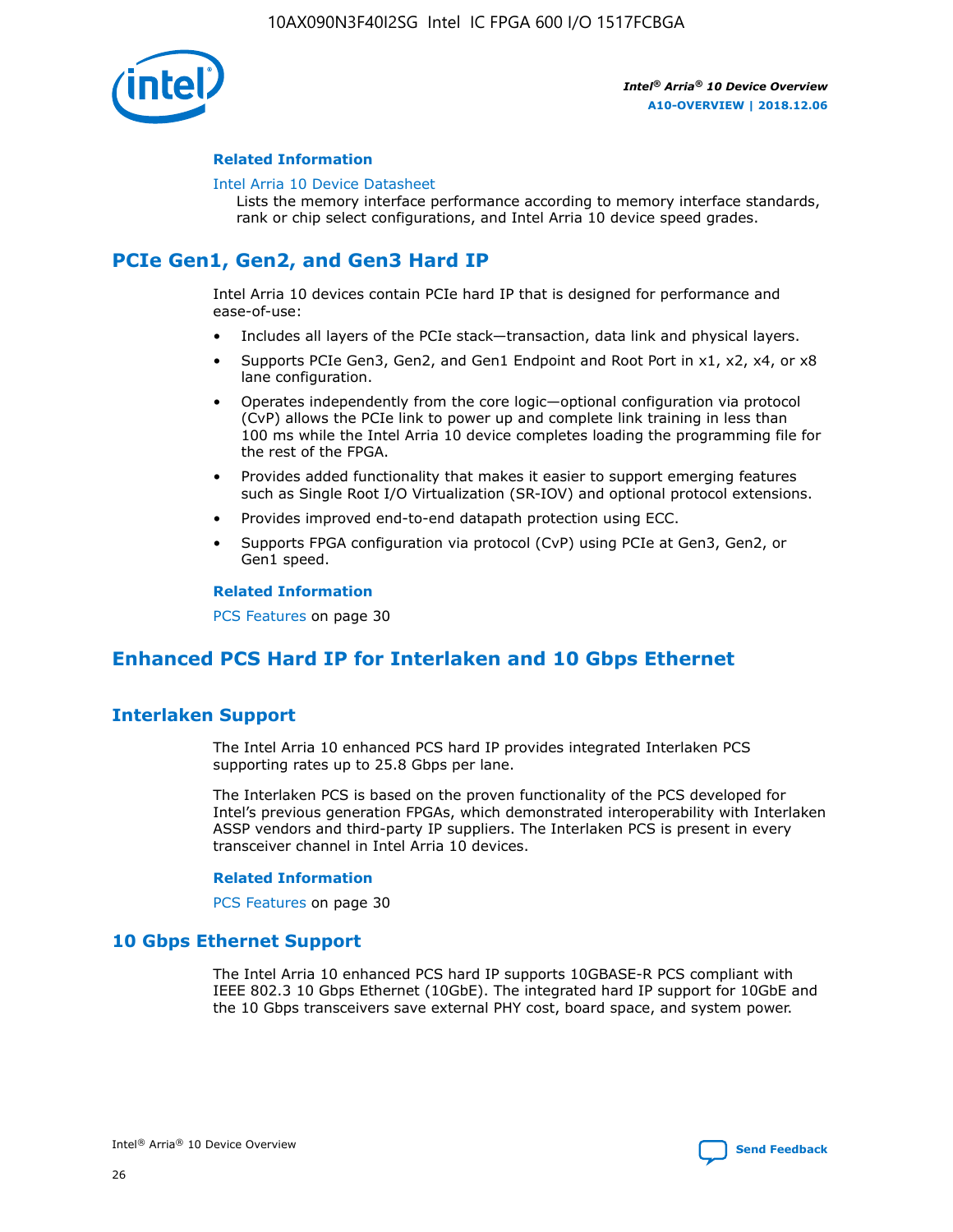### Related Information

Intel Arria 10 Device Datasheet

Lists the memory interface performance according to memory interface standards, rank or chip select configurations, and Intel Arria 10 device speed grades.

## PCIe Gen1, Gen2, and Gen3 Hard IP

Intel Arria 10 devices contain PCIe hard IP that is designed for performance and ease-of-use:

- Includes all layers of the PCIe stack—transaction, data link and physical layers.
- Supports PCIe Gen3, Gen2, and Gen1 Endpoint and Root Port in x1, x2, x4, or x8 lane configuration.
- Operates independently from the core logic—optional configuration via protocol (CvP) allows the PCIe link to power up and complete link training in less than 100 ms while the Intel Arria 10 device completes loading the programming file for the rest of the FPGA.
- Provides added functionality that makes it easier to support emerging features such as Single Root I/O Virtualization (SR-IOV) and optional protocol extensions.
- Provides improved end-to-end datapath protection using ECC.
- Supports FPGA configuration via protocol (CvP) using PCIe at Gen3, Gen2, or Gen1 speed.

### Related Information

PCS Features on page 30

## Enhanced PCS Hard IP for Interlaken and 10 Gbps Ethernet

## Interlaken Support

The Intel Arria 10 enhanced PCS hard IP provides integrated Interlaken PCS supporting rates up to 25.8 Gbps per lane.

The Interlaken PCS is based on the proven functionality of the PCS developed for Intel's previous generation FPGAs, which demonstrated interoperability with Interlaken ASSP vendors and third-party IP suppliers. The Interlaken PCS is present in every transceiver channel in Intel Arria 10 devices.

### Related Information

PCS Features on page 30

## 10 Gbps Ethernet Support

The Intel Arria 10 enhanced PCS hard IP supports 10GBASE-R PCS compliant with IEEE 802.3 10 Gbps Ethernet (10GbE). The integrated hard IP support for 10GbE and the 10 Gbps transceivers save external PHY cost, board space, and system power.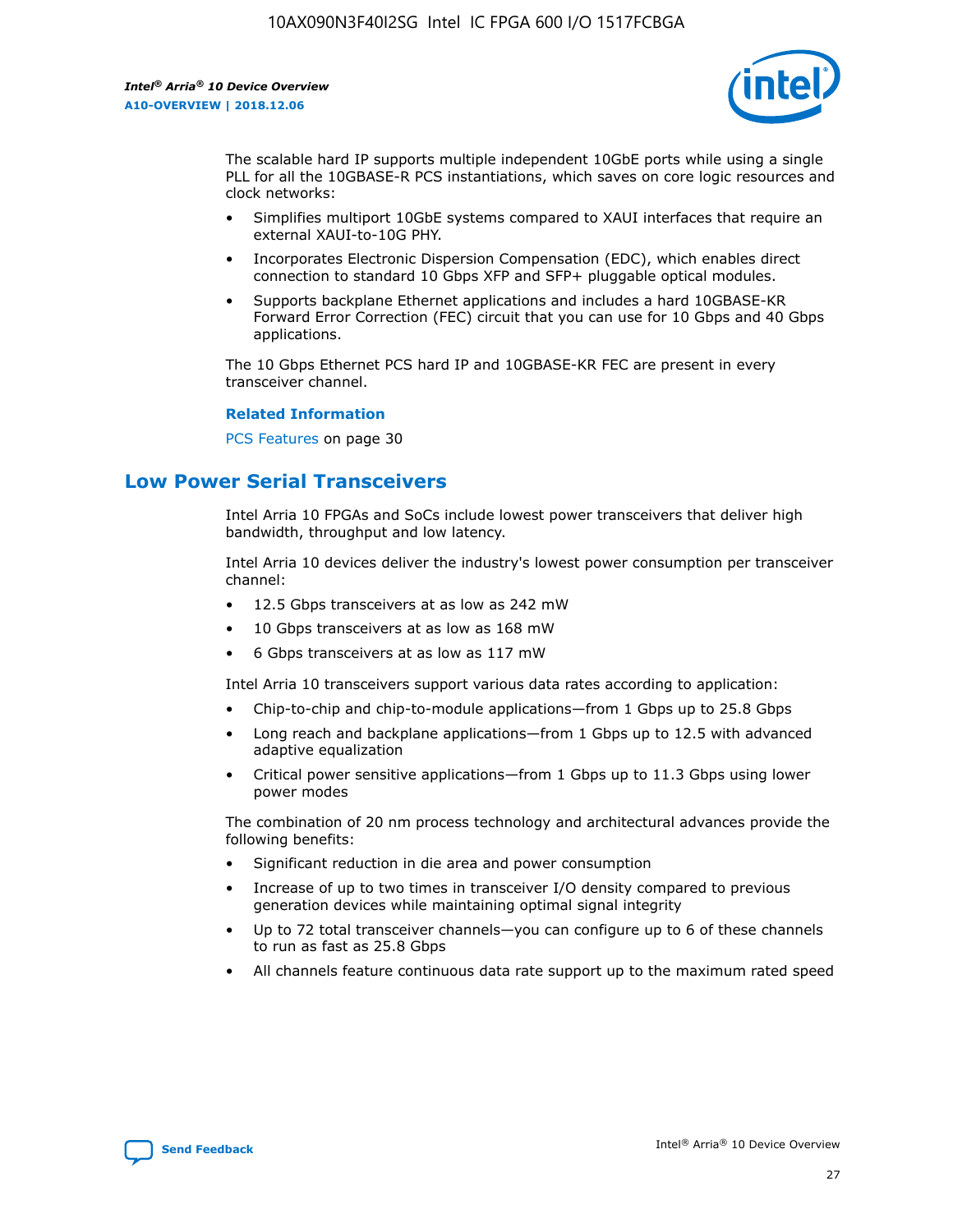The scalable hard IP supports multiple independent 10GbE ports while using a single PLL for all the 10GBASE-R PCS instantiations, which saves on core logic resources and clock networks:

- Simplifies multiport 10GbE systems compared to XAUI interfaces that require an external XAUI-to-10G PHY.
- Incorporates Electronic Dispersion Compensation (EDC), which enables direct connection to standard 10 Gbps XFP and SFP+ pluggable optical modules.
- Supports backplane Ethernet applications and includes a hard 10GBASE-KR Forward Error Correction (FEC) circuit that you can use for 10 Gbps and 40 Gbps applications.

The 10 Gbps Ethernet PCS hard IP and 10GBASE-KR FEC are present in every transceiver channel.

**Related Information**

PCS Features on page 30

## Low Power Serial Transceivers

Intel Arria 10 FPGAs and SoCs include lowest power transceivers that deliver high bandwidth, throughput and low latency.

Intel Arria 10 devices deliver the industry's lowest power consumption per transceiver channel:

- 12.5 Gbps transceivers at as low as 242 mW
- 10 Gbps transceivers at as low as 168 mW
- 6 Gbps transceivers at as low as 117 mW

Intel Arria 10 transceivers support various data rates according to application:

- Chip-to-chip and chip-to-module applications—from 1 Gbps up to 25.8 Gbps
- Long reach and backplane applications—from 1 Gbps up to 12.5 with advanced adaptive equalization
- Critical power sensitive applications—from 1 Gbps up to 11.3 Gbps using lower power modes

The combination of 20 nm process technology and architectural advances provide the following benefits:

- Significant reduction in die area and power consumption
- Increase of up to two times in transceiver I/O density compared to previous generation devices while maintaining optimal signal integrity
- Up to 72 total transceiver channels—you can configure up to 6 of these channels to run as fast as 25.8 Gbps
- All channels feature continuous data rate support up to the maximum rated speed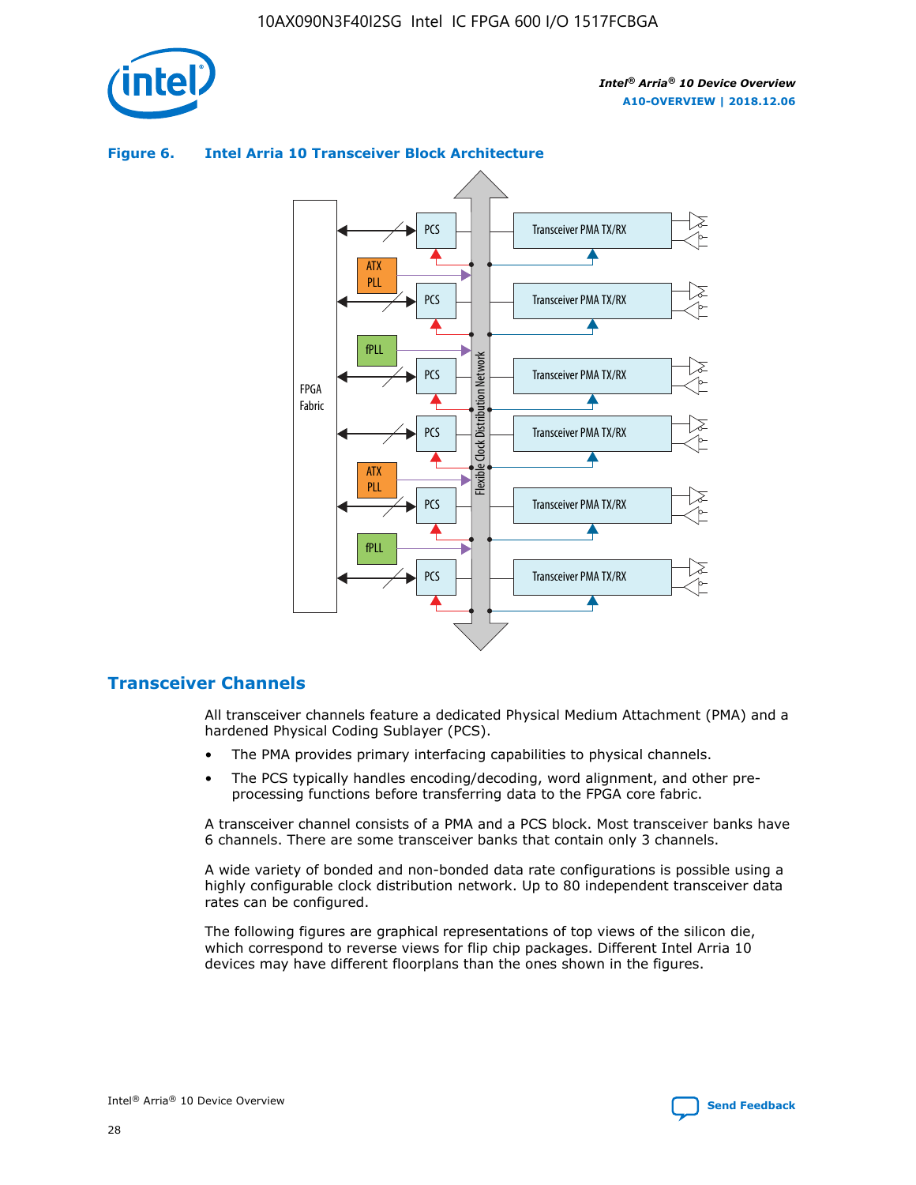**Figure 6. Intel Arria 10 Transceiver Block Architecture**

## Transceiver Channels

All transceiver channels feature a dedicated Physical Medium Attachment (PMA) and a hardened Physical Coding Sublayer (PCS).

- The PMA provides primary interfacing capabilities to physical channels.
- The PCS typically handles encoding/decoding, word alignment, and other pre-processing functions before transferring data to the FPGA core fabric.

A transceiver channel consists of a PMA and a PCS block. Most transceiver banks have 6 channels. There are some transceiver banks that contain only 3 channels.

A wide variety of bonded and non-bonded data rate configurations is possible using a highly configurable clock distribution network. Up to 80 independent transceiver data rates can be configured.

The following figures are graphical representations of top views of the silicon die, which correspond to reverse views for flip chip packages. Different Intel Arria 10 devices may have different floorplans than the ones shown in the figures.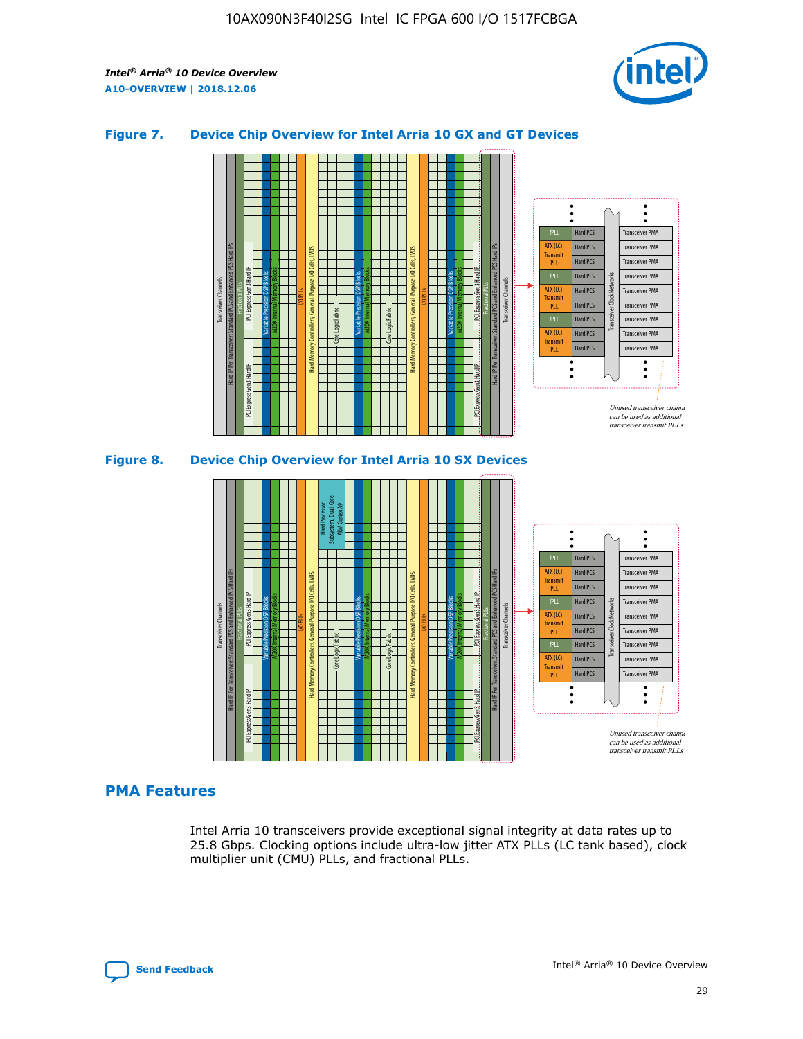### Figure 7. Device Chip Overview for Intel Arria 10 GX and GT Devices

Unused transceiver channels can be used as additional transceiver transmit PLLs

### Figure 8. Device Chip Overview for Intel Arria 10 SX Devices

Unused transceiver channels can be used as additional transceiver transmit PLLs

## PMA Features

Intel Arria 10 transceivers provide exceptional signal integrity at data rates up to 25.8 Gbps. Clocking options include ultra-low jitter ATX PLLs (LC tank based), clock multiplier unit (CMU) PLLs, and fractional PLLs.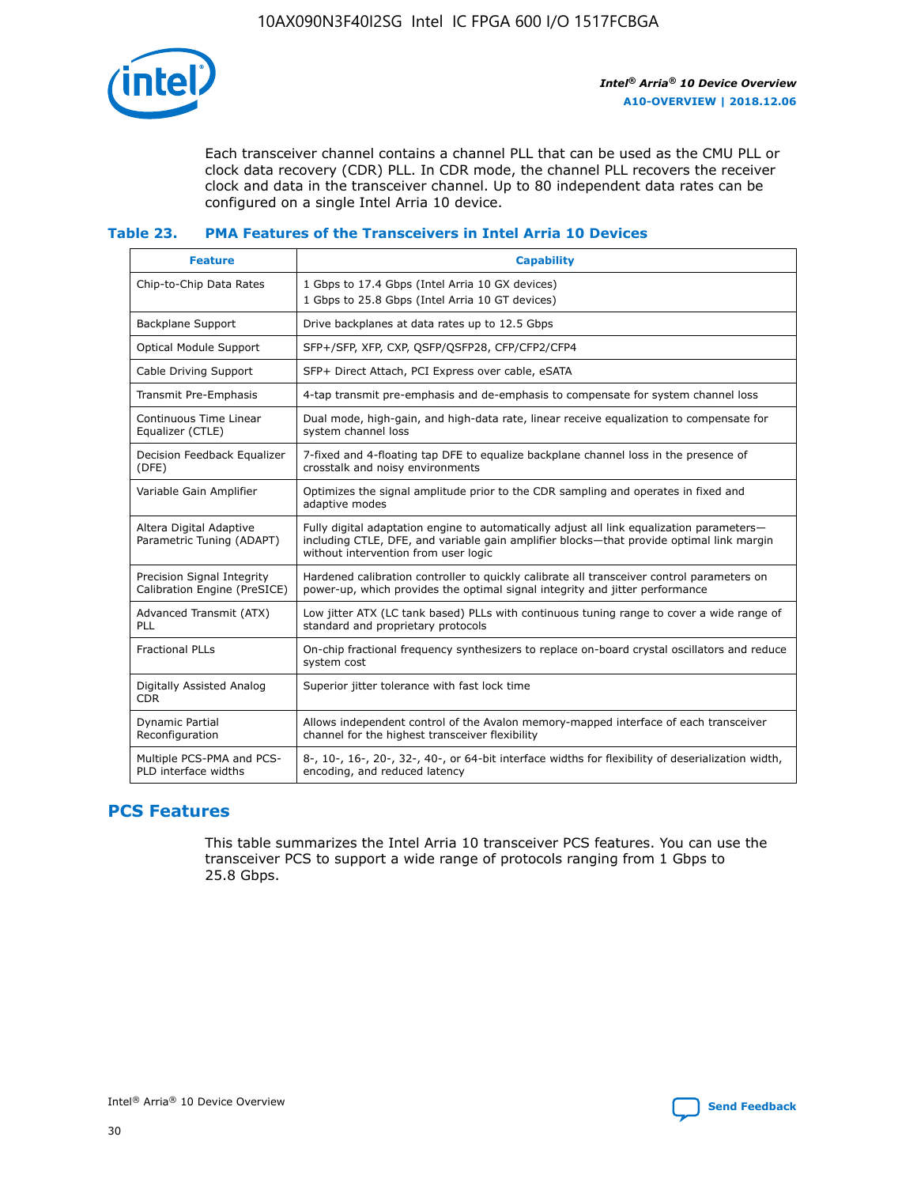Each transceiver channel contains a channel PLL that can be used as the CMU PLL or clock data recovery (CDR) PLL. In CDR mode, the channel PLL recovers the receiver clock and data in the transceiver channel. Up to 80 independent data rates can be configured on a single Intel Arria 10 device.

### Table 23. PMA Features of the Transceivers in Intel Arria 10 Devices

| Feature | Capability |
| --- | --- |
| Chip-to-Chip Data Rates | 1 Gbps to 17.4 Gbps (Intel Arria 10 GX devices)<br>1 Gbps to 25.8 Gbps (Intel Arria 10 GT devices) |
| Backplane Support | Drive backplanes at data rates up to 12.5 Gbps |
| Optical Module Support | SFP+/SFP, XFP, CXP, QSFP/QSFP28, CFP/CFP2/CFP4 |
| Cable Driving Support | SFP+ Direct Attach, PCI Express over cable, eSATA |
| Transmit Pre-Emphasis | 4-tap transmit pre-emphasis and de-emphasis to compensate for system channel loss |
| Continuous Time Linear Equalizer (CTLE) | Dual mode, high-gain, and high-data rate, linear receive equalization to compensate for system channel loss |
| Decision Feedback Equalizer (DFE) | 7-fixed and 4-floating tap DFE to equalize backplane channel loss in the presence of crosstalk and noisy environments |
| Variable Gain Amplifier | Optimizes the signal amplitude prior to the CDR sampling and operates in fixed and adaptive modes |
| Altera Digital Adaptive Parametric Tuning (ADAPT) | Fully digital adaptation engine to automatically adjust all link equalization parameters—including CTLE, DFE, and variable gain amplifier blocks—that provide optimal link margin without intervention from user logic |
| Precision Signal Integrity Calibration Engine (PreSICE) | Hardened calibration controller to quickly calibrate all transceiver control parameters on power-up, which provides the optimal signal integrity and jitter performance |
| Advanced Transmit (ATX) PLL | Low jitter ATX (LC tank based) PLLs with continuous tuning range to cover a wide range of standard and proprietary protocols |
| Fractional PLLs | On-chip fractional frequency synthesizers to replace on-board crystal oscillators and reduce system cost |
| Digitally Assisted Analog CDR | Superior jitter tolerance with fast lock time |
| Dynamic Partial Reconfiguration | Allows independent control of the Avalon memory-mapped interface of each transceiver channel for the highest transceiver flexibility |
| Multiple PCS-PMA and PCS-PLD interface widths | 8-, 10-, 16-, 20-, 32-, 40-, or 64-bit interface widths for flexibility of deserialization width, encoding, and reduced latency |

## PCS Features

This table summarizes the Intel Arria 10 transceiver PCS features. You can use the transceiver PCS to support a wide range of protocols ranging from 1 Gbps to 25.8 Gbps.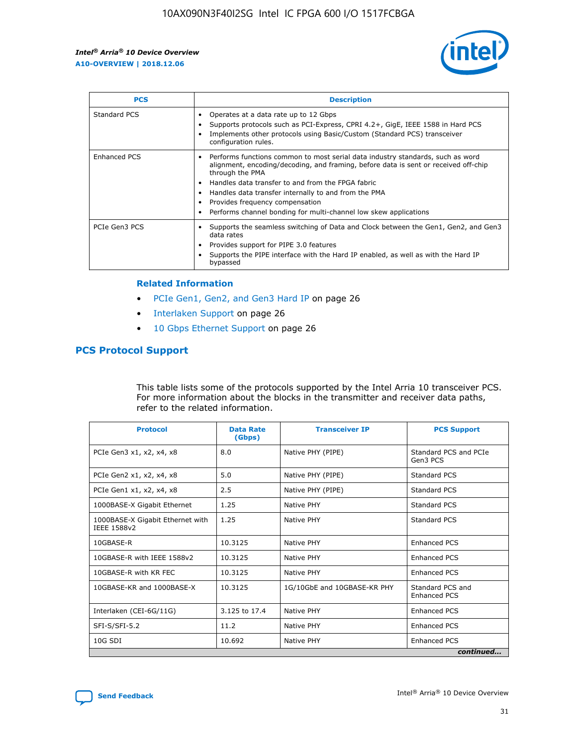| PCS | Description |
| --- | --- |
| Standard PCS | • Operates at a data rate up to 12 Gbps<br>• Supports protocols such as PCI-Express, CPRI 4.2+, GigE, IEEE 1588 in Hard PCS<br>• Implements other protocols using Basic/Custom (Standard PCS) transceiver configuration rules. |
| Enhanced PCS | • Performs functions common to most serial data industry standards, such as word alignment, encoding/decoding, and framing, before data is sent or received off-chip through the PMA<br>• Handles data transfer to and from the FPGA fabric<br>• Handles data transfer internally to and from the PMA<br>• Provides frequency compensation<br>• Performs channel bonding for multi-channel low skew applications |
| PCIe Gen3 PCS | • Supports the seamless switching of Data and Clock between the Gen1, Gen2, and Gen3 data rates<br>• Provides support for PIPE 3.0 features<br>• Supports the PIPE interface with the Hard IP enabled, as well as with the Hard IP bypassed |

**Related Information**

- PCIe Gen1, Gen2, and Gen3 Hard IP on page 26
- Interlaken Support on page 26
- 10 Gbps Ethernet Support on page 26

## PCS Protocol Support

This table lists some of the protocols supported by the Intel Arria 10 transceiver PCS. For more information about the blocks in the transmitter and receiver data paths, refer to the related information.

| Protocol | Data Rate (Gbps) | Transceiver IP | PCS Support |
| --- | --- | --- | --- |
| PCIe Gen3 x1, x2, x4, x8 | 8.0 | Native PHY (PIPE) | Standard PCS and PCIe Gen3 PCS |
| PCIe Gen2 x1, x2, x4, x8 | 5.0 | Native PHY (PIPE) | Standard PCS |
| PCIe Gen1 x1, x2, x4, x8 | 2.5 | Native PHY (PIPE) | Standard PCS |
| 1000BASE-X Gigabit Ethernet | 1.25 | Native PHY | Standard PCS |
| 1000BASE-X Gigabit Ethernet with IEEE 1588v2 | 1.25 | Native PHY | Standard PCS |
| 10GBASE-R | 10.3125 | Native PHY | Enhanced PCS |
| 10GBASE-R with IEEE 1588v2 | 10.3125 | Native PHY | Enhanced PCS |
| 10GBASE-R with KR FEC | 10.3125 | Native PHY | Enhanced PCS |
| 10GBASE-KR and 1000BASE-X | 10.3125 | 1G/10GbE and 10GBASE-KR PHY | Standard PCS and Enhanced PCS |
| Interlaken (CEI-6G/11G) | 3.125 to 17.4 | Native PHY | Enhanced PCS |
| SFI-S/SFI-5.2 | 11.2 | Native PHY | Enhanced PCS |
| 10G SDI | 10.692 | Native PHY | Enhanced PCS |

*continued...*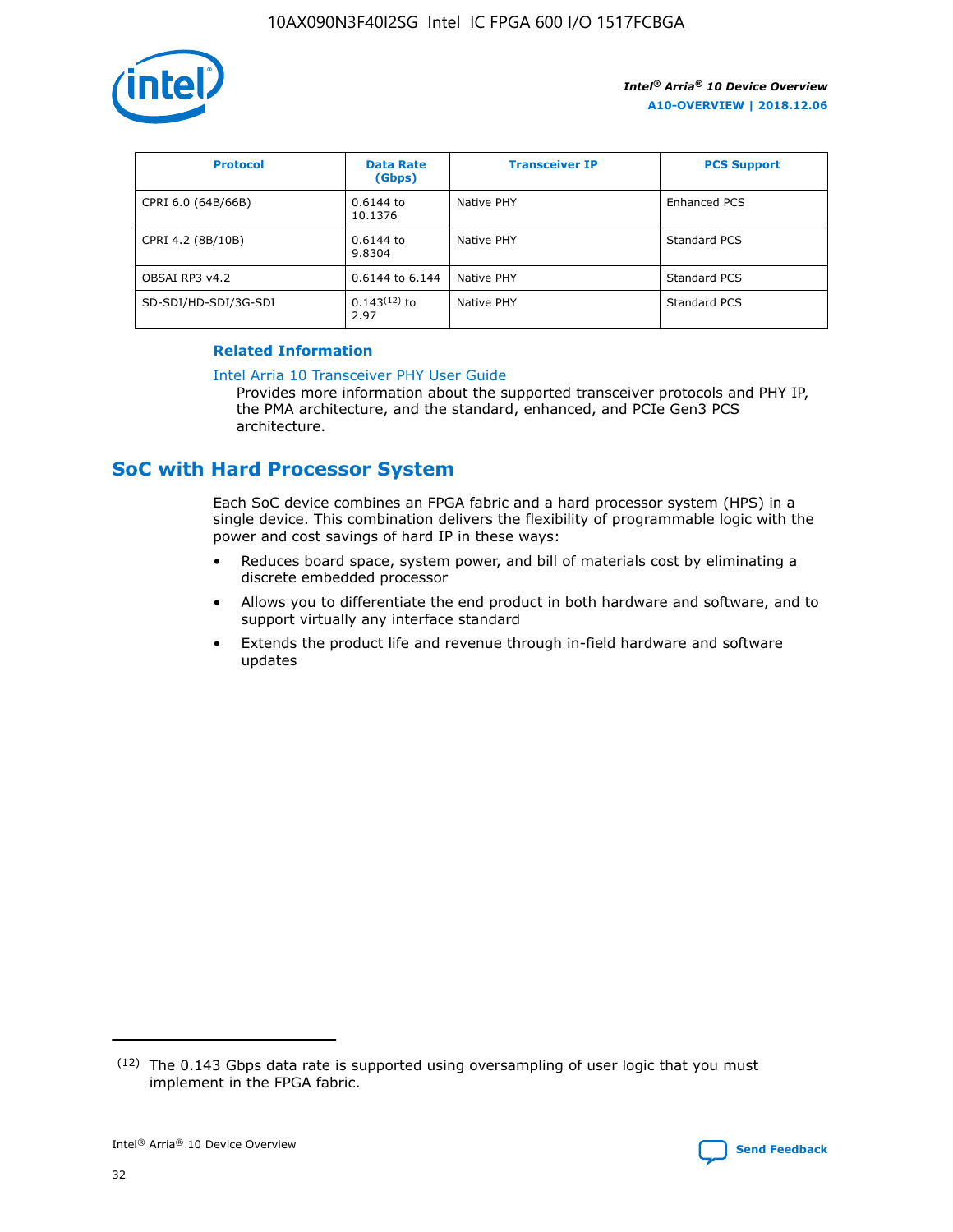| Protocol | Data Rate (Gbps) | Transceiver IP | PCS Support |
| --- | --- | --- | --- |
| CPRI 6.0 (64B/66B) | 0.6144 to 10.1376 | Native PHY | Enhanced PCS |
| CPRI 4.2 (8B/10B) | 0.6144 to 9.8304 | Native PHY | Standard PCS |
| OBSAI RP3 v4.2 | 0.6144 to 6.144 | Native PHY | Standard PCS |
| SD-SDI/HD-SDI/3G-SDI | 0.143[12] to 2.97 | Native PHY | Standard PCS |

**Related Information**

Intel Arria 10 Transceiver PHY User Guide

Provides more information about the supported transceiver protocols and PHY IP, the PMA architecture, and the standard, enhanced, and PCIe Gen3 PCS architecture.

## SoC with Hard Processor System

Each SoC device combines an FPGA fabric and a hard processor system (HPS) in a single device. This combination delivers the flexibility of programmable logic with the power and cost savings of hard IP in these ways:

- Reduces board space, system power, and bill of materials cost by eliminating a discrete embedded processor
- Allows you to differentiate the end product in both hardware and software, and to support virtually any interface standard
- Extends the product life and revenue through in-field hardware and software updates

(12) The 0.143 Gbps data rate is supported using oversampling of user logic that you must implement in the FPGA fabric.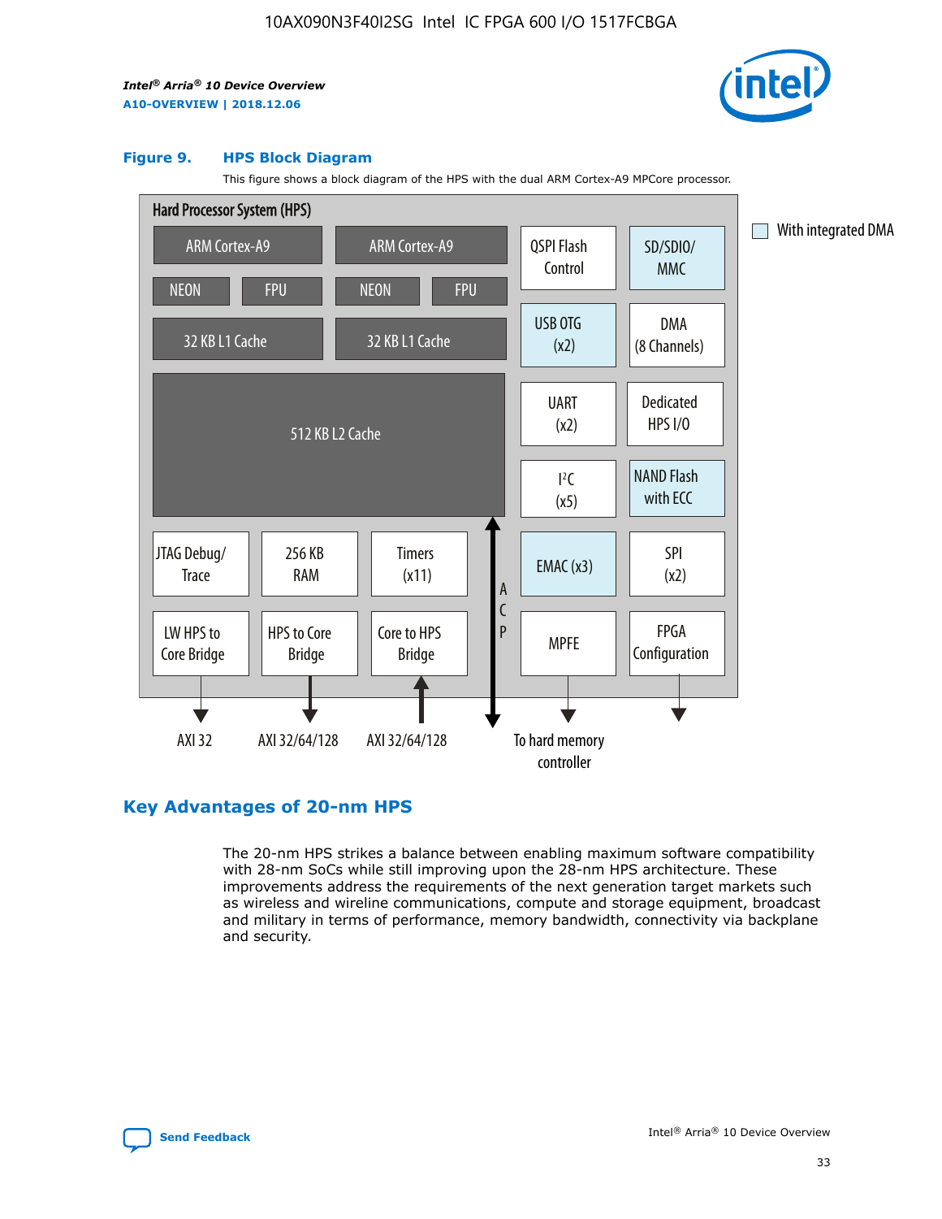### Figure 9. HPS Block Diagram

This figure shows a block diagram of the HPS with the dual ARM Cortex-A9 MPCore processor.

Hard Processor System (HPS)

ARM Cortex-A9 | ARM Cortex-A9
NEON | FPU | NEON | FPU
32 KB L1 Cache | 32 KB L1 Cache
512 KB L2 Cache

QSPI Flash Control | SD/SDIO/MMC
USB OTG (x2) | DMA (8 Channels)
UART (x2) | Dedicated HPS I/O
I²C (x5) | NAND Flash with ECC
EMAC (x3) | SPI (x2)
MPFE | FPGA Configuration

JTAG Debug/Trace | 256 KB RAM | Timers (x11)
LW HPS to Core Bridge | HPS to Core Bridge | Core to HPS Bridge

ACP

AXI 32 | AXI 32/64/128 | AXI 32/64/128 | To hard memory controller

With integrated DMA

## Key Advantages of 20-nm HPS

The 20-nm HPS strikes a balance between enabling maximum software compatibility with 28-nm SoCs while still improving upon the 28-nm HPS architecture. These improvements address the requirements of the next generation target markets such as wireless and wireline communications, compute and storage equipment, broadcast and military in terms of performance, memory bandwidth, connectivity via backplane and security.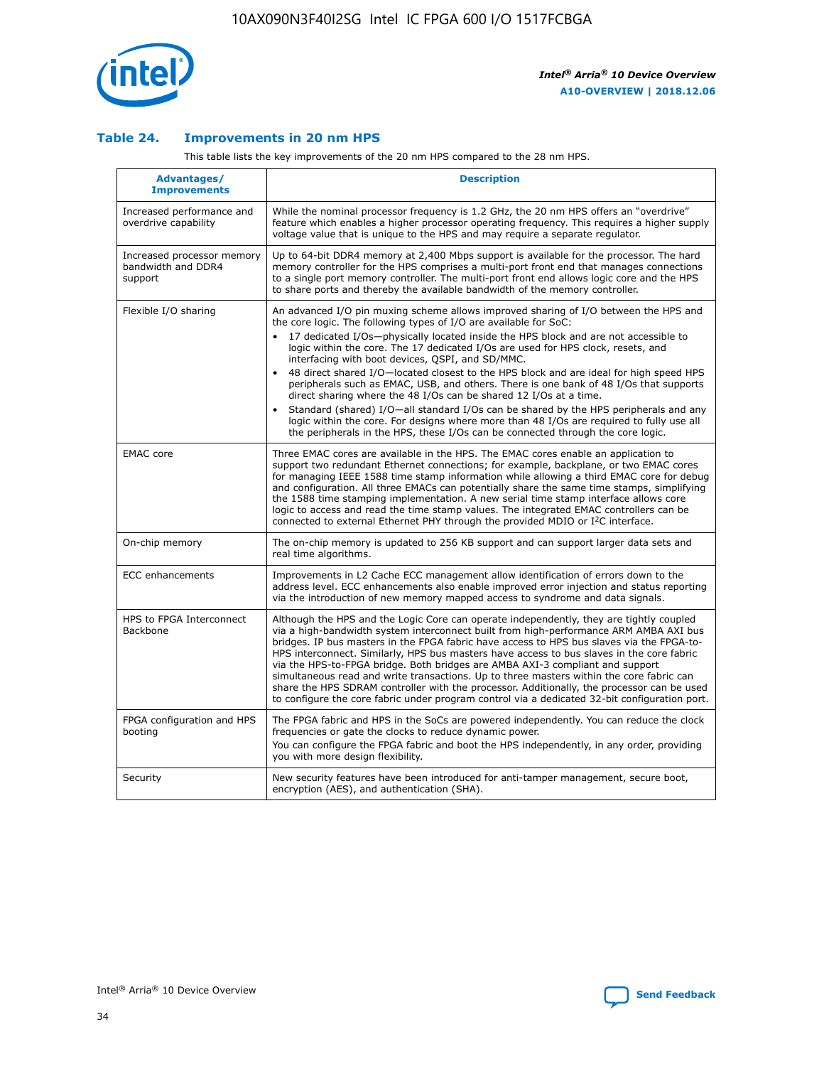## Table 24. Improvements in 20 nm HPS

This table lists the key improvements of the 20 nm HPS compared to the 28 nm HPS.

| Advantages/ Improvements | Description |
|---|---|
| Increased performance and overdrive capability | While the nominal processor frequency is 1.2 GHz, the 20 nm HPS offers an "overdrive" feature which enables a higher processor operating frequency. This requires a higher supply voltage value that is unique to the HPS and may require a separate regulator. |
| Increased processor memory bandwidth and DDR4 support | Up to 64-bit DDR4 memory at 2,400 Mbps support is available for the processor. The hard memory controller for the HPS comprises a multi-port front end that manages connections to a single port memory controller. The multi-port front end allows logic core and the HPS to share ports and thereby the available bandwidth of the memory controller. |
| Flexible I/O sharing | An advanced I/O pin muxing scheme allows improved sharing of I/O between the HPS and the core logic. The following types of I/O are available for SoC: <br>• 17 dedicated I/Os—physically located inside the HPS block and are not accessible to logic within the core. The 17 dedicated I/Os are used for HPS clock, resets, and interfacing with boot devices, QSPI, and SD/MMC. <br>• 48 direct shared I/O—located closest to the HPS block and are ideal for high speed HPS peripherals such as EMAC, USB, and others. There is one bank of 48 I/Os that supports direct sharing where the 48 I/Os can be shared 12 I/Os at a time. <br>• Standard (shared) I/O—all standard I/Os can be shared by the HPS peripherals and any logic within the core. For designs where more than 48 I/Os are required to fully use all the peripherals in the HPS, these I/Os can be connected through the core logic. |
| EMAC core | Three EMAC cores are available in the HPS. The EMAC cores enable an application to support two redundant Ethernet connections; for example, backplane, or two EMAC cores for managing IEEE 1588 time stamp information while allowing a third EMAC core for debug and configuration. All three EMACs can potentially share the same time stamps, simplifying the 1588 time stamping implementation. A new serial time stamp interface allows core logic to access and read the time stamp values. The integrated EMAC controllers can be connected to external Ethernet PHY through the provided MDIO or I²C interface. |
| On-chip memory | The on-chip memory is updated to 256 KB support and can support larger data sets and real time algorithms. |
| ECC enhancements | Improvements in L2 Cache ECC management allow identification of errors down to the address level. ECC enhancements also enable improved error injection and status reporting via the introduction of new memory mapped access to syndrome and data signals. |
| HPS to FPGA Interconnect Backbone | Although the HPS and the Logic Core can operate independently, they are tightly coupled via a high-bandwidth system interconnect built from high-performance ARM AMBA AXI bus bridges. IP bus masters in the FPGA fabric have access to HPS bus slaves via the FPGA-to-HPS interconnect. Similarly, HPS bus masters have access to bus slaves in the core fabric via the HPS-to-FPGA bridge. Both bridges are AMBA AXI-3 compliant and support simultaneous read and write transactions. Up to three masters within the core fabric can share the HPS SDRAM controller with the processor. Additionally, the processor can be used to configure the core fabric under program control via a dedicated 32-bit configuration port. |
| FPGA configuration and HPS booting | The FPGA fabric and HPS in the SoCs are powered independently. You can reduce the clock frequencies or gate the clocks to reduce dynamic power. <br>You can configure the FPGA fabric and boot the HPS independently, in any order, providing you with more design flexibility. |
| Security | New security features have been introduced for anti-tamper management, secure boot, encryption (AES), and authentication (SHA). |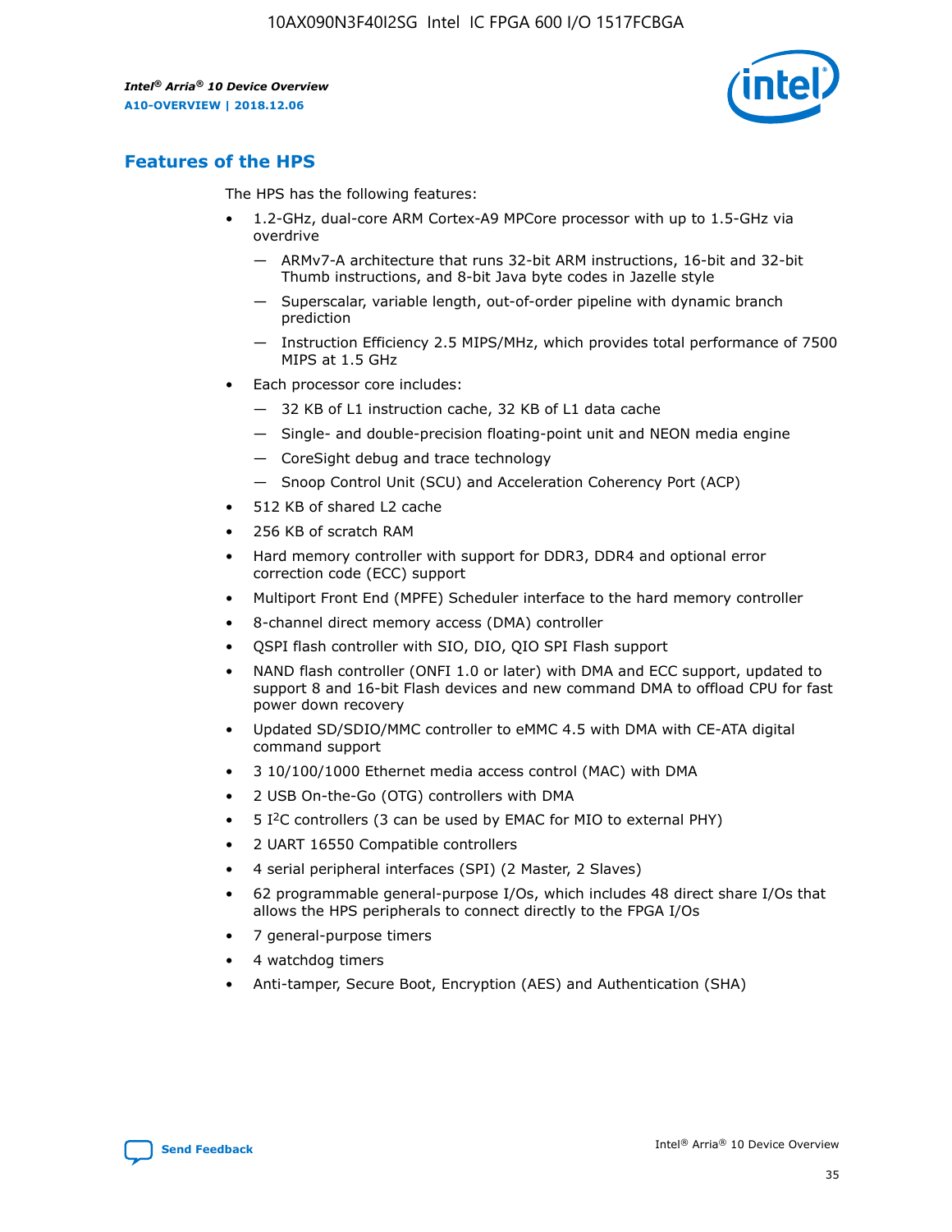## Features of the HPS

The HPS has the following features:

- 1.2-GHz, dual-core ARM Cortex-A9 MPCore processor with up to 1.5-GHz via overdrive
  - — ARMv7-A architecture that runs 32-bit ARM instructions, 16-bit and 32-bit Thumb instructions, and 8-bit Java byte codes in Jazelle style
  - — Superscalar, variable length, out-of-order pipeline with dynamic branch prediction
  - — Instruction Efficiency 2.5 MIPS/MHz, which provides total performance of 7500 MIPS at 1.5 GHz
- Each processor core includes:
  - — 32 KB of L1 instruction cache, 32 KB of L1 data cache
  - — Single- and double-precision floating-point unit and NEON media engine
  - — CoreSight debug and trace technology
  - — Snoop Control Unit (SCU) and Acceleration Coherency Port (ACP)
- 512 KB of shared L2 cache
- 256 KB of scratch RAM
- Hard memory controller with support for DDR3, DDR4 and optional error correction code (ECC) support
- Multiport Front End (MPFE) Scheduler interface to the hard memory controller
- 8-channel direct memory access (DMA) controller
- QSPI flash controller with SIO, DIO, QIO SPI Flash support
- NAND flash controller (ONFI 1.0 or later) with DMA and ECC support, updated to support 8 and 16-bit Flash devices and new command DMA to offload CPU for fast power down recovery
- Updated SD/SDIO/MMC controller to eMMC 4.5 with DMA with CE-ATA digital command support
- 3 10/100/1000 Ethernet media access control (MAC) with DMA
- 2 USB On-the-Go (OTG) controllers with DMA
- 5 I²C controllers (3 can be used by EMAC for MIO to external PHY)
- 2 UART 16550 Compatible controllers
- 4 serial peripheral interfaces (SPI) (2 Master, 2 Slaves)
- 62 programmable general-purpose I/Os, which includes 48 direct share I/Os that allows the HPS peripherals to connect directly to the FPGA I/Os
- 7 general-purpose timers
- 4 watchdog timers
- Anti-tamper, Secure Boot, Encryption (AES) and Authentication (SHA)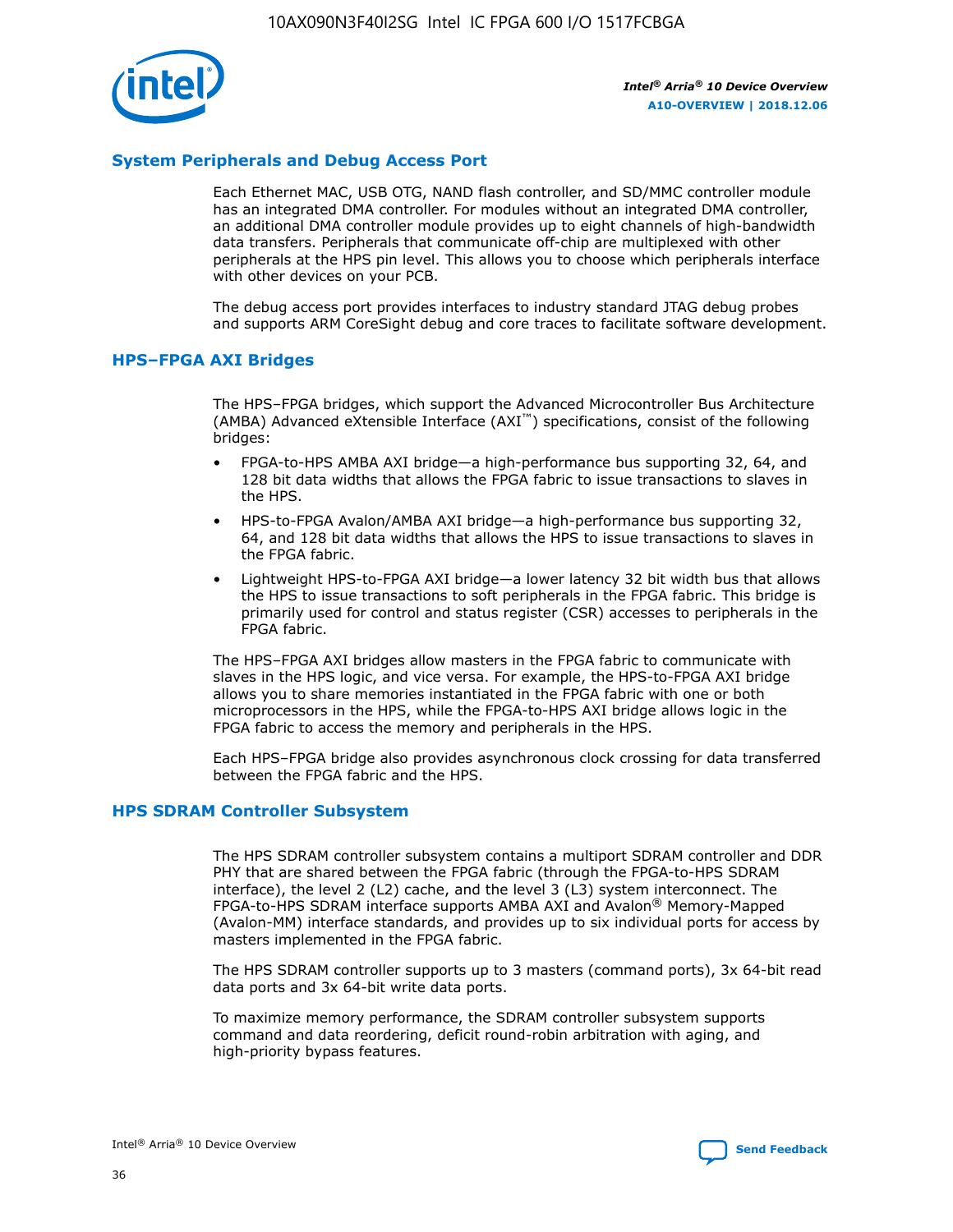## System Peripherals and Debug Access Port

Each Ethernet MAC, USB OTG, NAND flash controller, and SD/MMC controller module has an integrated DMA controller. For modules without an integrated DMA controller, an additional DMA controller module provides up to eight channels of high-bandwidth data transfers. Peripherals that communicate off-chip are multiplexed with other peripherals at the HPS pin level. This allows you to choose which peripherals interface with other devices on your PCB.

The debug access port provides interfaces to industry standard JTAG debug probes and supports ARM CoreSight debug and core traces to facilitate software development.

## HPS–FPGA AXI Bridges

The HPS–FPGA bridges, which support the Advanced Microcontroller Bus Architecture (AMBA) Advanced eXtensible Interface (AXI™) specifications, consist of the following bridges:

- FPGA-to-HPS AMBA AXI bridge—a high-performance bus supporting 32, 64, and 128 bit data widths that allows the FPGA fabric to issue transactions to slaves in the HPS.
- HPS-to-FPGA Avalon/AMBA AXI bridge—a high-performance bus supporting 32, 64, and 128 bit data widths that allows the HPS to issue transactions to slaves in the FPGA fabric.
- Lightweight HPS-to-FPGA AXI bridge—a lower latency 32 bit width bus that allows the HPS to issue transactions to soft peripherals in the FPGA fabric. This bridge is primarily used for control and status register (CSR) accesses to peripherals in the FPGA fabric.

The HPS–FPGA AXI bridges allow masters in the FPGA fabric to communicate with slaves in the HPS logic, and vice versa. For example, the HPS-to-FPGA AXI bridge allows you to share memories instantiated in the FPGA fabric with one or both microprocessors in the HPS, while the FPGA-to-HPS AXI bridge allows logic in the FPGA fabric to access the memory and peripherals in the HPS.

Each HPS–FPGA bridge also provides asynchronous clock crossing for data transferred between the FPGA fabric and the HPS.

## HPS SDRAM Controller Subsystem

The HPS SDRAM controller subsystem contains a multiport SDRAM controller and DDR PHY that are shared between the FPGA fabric (through the FPGA-to-HPS SDRAM interface), the level 2 (L2) cache, and the level 3 (L3) system interconnect. The FPGA-to-HPS SDRAM interface supports AMBA AXI and Avalon® Memory-Mapped (Avalon-MM) interface standards, and provides up to six individual ports for access by masters implemented in the FPGA fabric.

The HPS SDRAM controller supports up to 3 masters (command ports), 3x 64-bit read data ports and 3x 64-bit write data ports.

To maximize memory performance, the SDRAM controller subsystem supports command and data reordering, deficit round-robin arbitration with aging, and high-priority bypass features.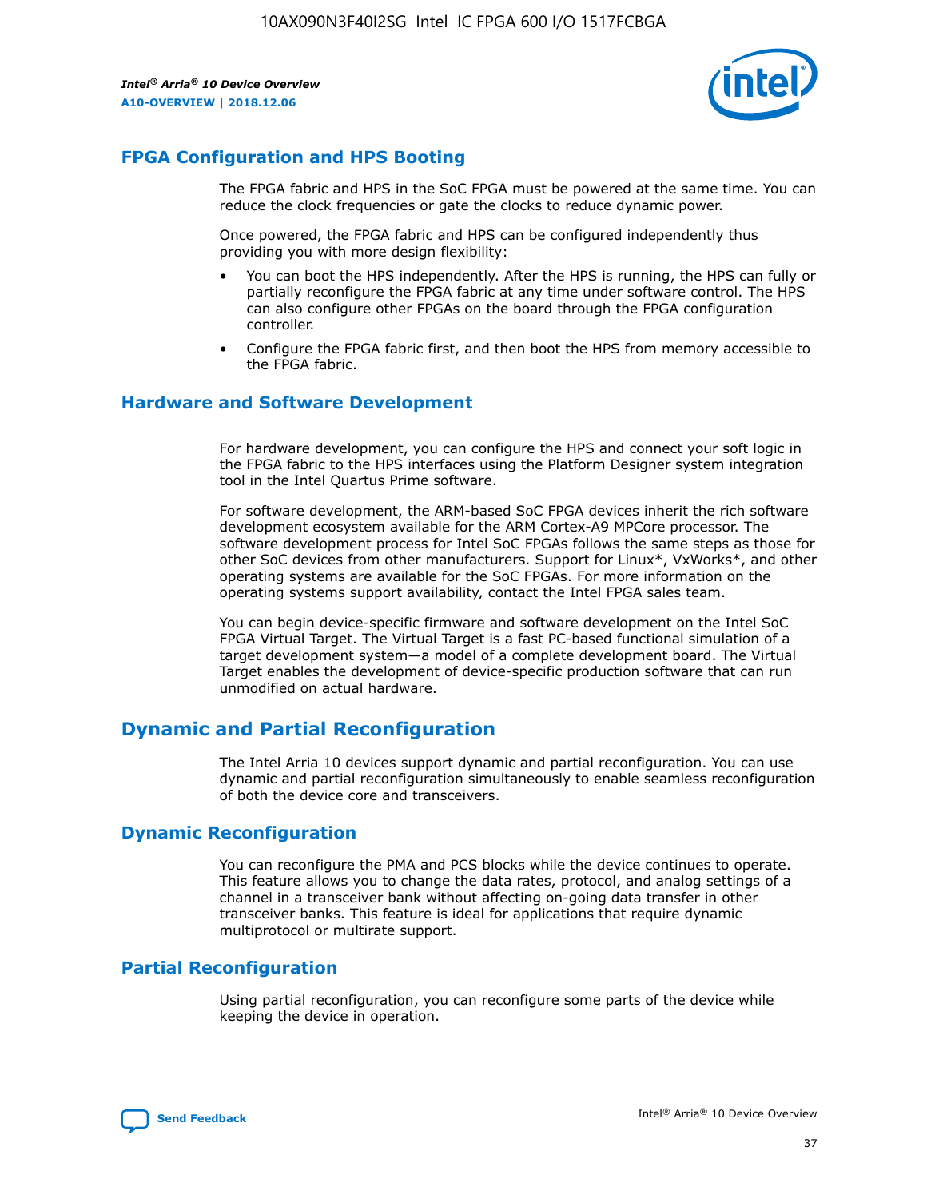## FPGA Configuration and HPS Booting

The FPGA fabric and HPS in the SoC FPGA must be powered at the same time. You can reduce the clock frequencies or gate the clocks to reduce dynamic power.

Once powered, the FPGA fabric and HPS can be configured independently thus providing you with more design flexibility:

- You can boot the HPS independently. After the HPS is running, the HPS can fully or partially reconfigure the FPGA fabric at any time under software control. The HPS can also configure other FPGAs on the board through the FPGA configuration controller.
- Configure the FPGA fabric first, and then boot the HPS from memory accessible to the FPGA fabric.

## Hardware and Software Development

For hardware development, you can configure the HPS and connect your soft logic in the FPGA fabric to the HPS interfaces using the Platform Designer system integration tool in the Intel Quartus Prime software.

For software development, the ARM-based SoC FPGA devices inherit the rich software development ecosystem available for the ARM Cortex-A9 MPCore processor. The software development process for Intel SoC FPGAs follows the same steps as those for other SoC devices from other manufacturers. Support for Linux*, VxWorks*, and other operating systems are available for the SoC FPGAs. For more information on the operating systems support availability, contact the Intel FPGA sales team.

You can begin device-specific firmware and software development on the Intel SoC FPGA Virtual Target. The Virtual Target is a fast PC-based functional simulation of a target development system—a model of a complete development board. The Virtual Target enables the development of device-specific production software that can run unmodified on actual hardware.

# Dynamic and Partial Reconfiguration

The Intel Arria 10 devices support dynamic and partial reconfiguration. You can use dynamic and partial reconfiguration simultaneously to enable seamless reconfiguration of both the device core and transceivers.

## Dynamic Reconfiguration

You can reconfigure the PMA and PCS blocks while the device continues to operate. This feature allows you to change the data rates, protocol, and analog settings of a channel in a transceiver bank without affecting on-going data transfer in other transceiver banks. This feature is ideal for applications that require dynamic multiprotocol or multirate support.

## Partial Reconfiguration

Using partial reconfiguration, you can reconfigure some parts of the device while keeping the device in operation.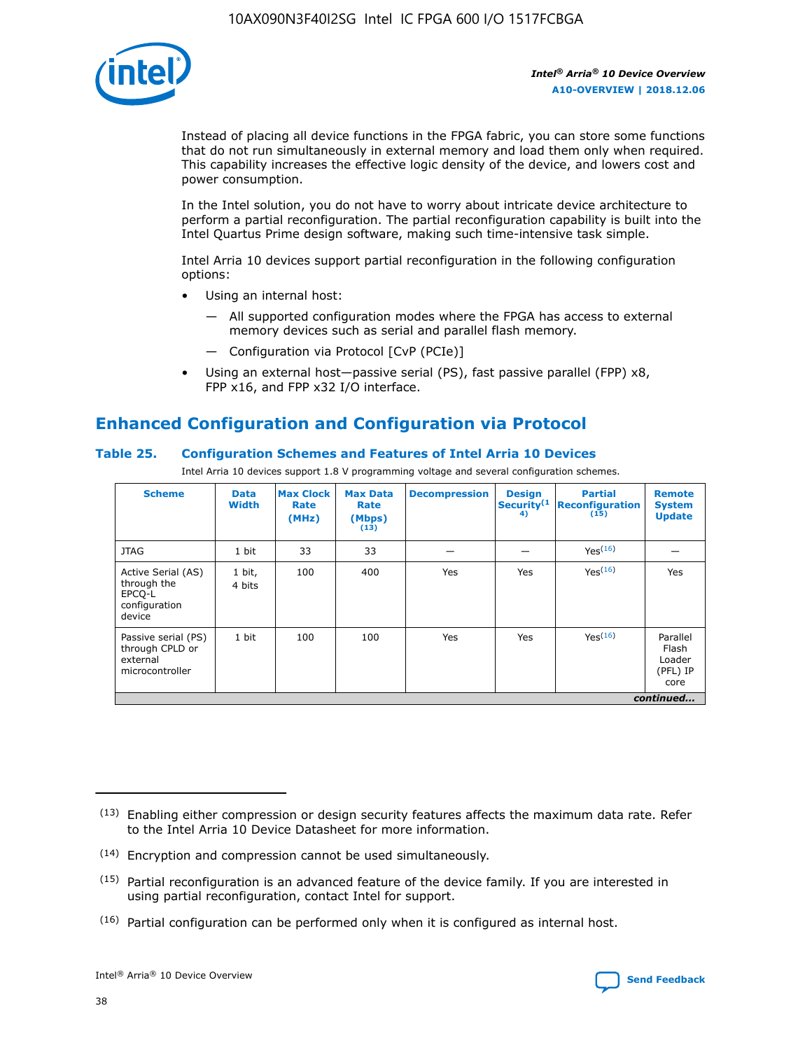Instead of placing all device functions in the FPGA fabric, you can store some functions that do not run simultaneously in external memory and load them only when required. This capability increases the effective logic density of the device, and lowers cost and power consumption.

In the Intel solution, you do not have to worry about intricate device architecture to perform a partial reconfiguration. The partial reconfiguration capability is built into the Intel Quartus Prime design software, making such time-intensive task simple.

Intel Arria 10 devices support partial reconfiguration in the following configuration options:

- Using an internal host:
  - — All supported configuration modes where the FPGA has access to external memory devices such as serial and parallel flash memory.
  - — Configuration via Protocol [CvP (PCIe)]
- Using an external host—passive serial (PS), fast passive parallel (FPP) x8, FPP x16, and FPP x32 I/O interface.

## Enhanced Configuration and Configuration via Protocol

### Table 25. Configuration Schemes and Features of Intel Arria 10 Devices

Intel Arria 10 devices support 1.8 V programming voltage and several configuration schemes.

| Scheme | Data Width | Max Clock Rate (MHz) | Max Data Rate (Mbps) (13) | Decompression | Design Security(14) | Partial Reconfiguration (15) | Remote System Update |
|---|---|---|---|---|---|---|---|
| JTAG | 1 bit | 33 | 33 | — | — | Yes(16) | — |
| Active Serial (AS) through the EPCQ-L configuration device | 1 bit, 4 bits | 100 | 400 | Yes | Yes | Yes(16) | Yes |
| Passive serial (PS) through CPLD or external microcontroller | 1 bit | 100 | 100 | Yes | Yes | Yes(16) | Parallel Flash Loader (PFL) IP core |

*continued...*

(13) Enabling either compression or design security features affects the maximum data rate. Refer to the Intel Arria 10 Device Datasheet for more information.

(14) Encryption and compression cannot be used simultaneously.

(15) Partial reconfiguration is an advanced feature of the device family. If you are interested in using partial reconfiguration, contact Intel for support.

(16) Partial configuration can be performed only when it is configured as internal host.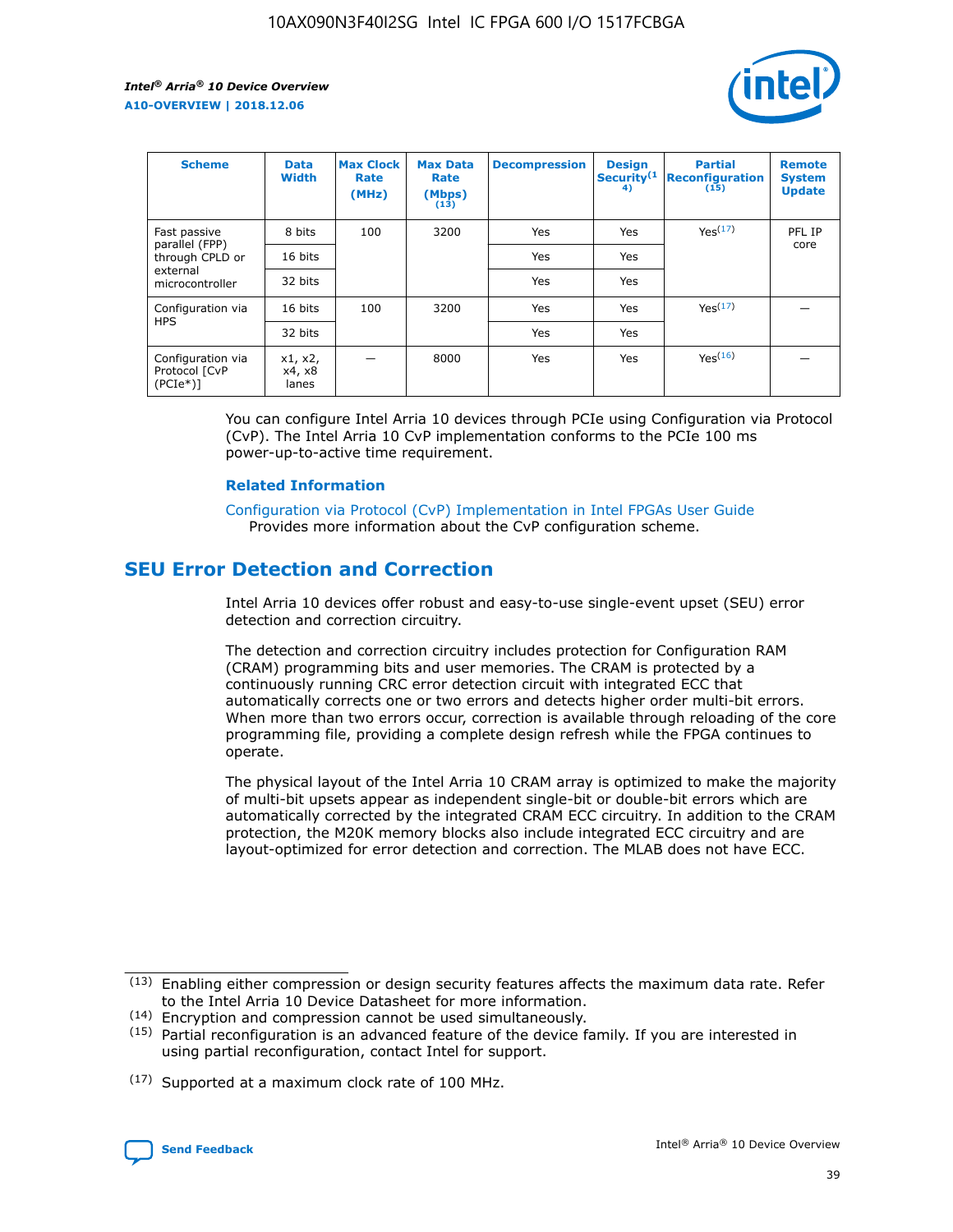| Scheme | Data Width | Max Clock Rate (MHz) | Max Data Rate (Mbps) (13) | Decompression | Design Security(14) | Partial Reconfiguration (15) | Remote System Update |
| --- | --- | --- | --- | --- | --- | --- | --- |
| Fast passive parallel (FPP) through CPLD or external microcontroller | 8 bits | 100 | 3200 | Yes | Yes | Yes(17) | PFL IP core |
| | 16 bits | | | Yes | Yes | | |
| | 32 bits | | | Yes | Yes | | |
| Configuration via HPS | 16 bits | 100 | 3200 | Yes | Yes | Yes(17) | — |
| | 32 bits | | | Yes | Yes | | |
| Configuration via Protocol [CvP (PCIe*)] | x1, x2, x4, x8 lanes | — | 8000 | Yes | Yes | Yes(16) | — |

You can configure Intel Arria 10 devices through PCIe using Configuration via Protocol (CvP). The Intel Arria 10 CvP implementation conforms to the PCIe 100 ms power-up-to-active time requirement.

**Related Information**

Configuration via Protocol (CvP) Implementation in Intel FPGAs User Guide
Provides more information about the CvP configuration scheme.

## SEU Error Detection and Correction

Intel Arria 10 devices offer robust and easy-to-use single-event upset (SEU) error detection and correction circuitry.

The detection and correction circuitry includes protection for Configuration RAM (CRAM) programming bits and user memories. The CRAM is protected by a continuously running CRC error detection circuit with integrated ECC that automatically corrects one or two errors and detects higher order multi-bit errors. When more than two errors occur, correction is available through reloading of the core programming file, providing a complete design refresh while the FPGA continues to operate.

The physical layout of the Intel Arria 10 CRAM array is optimized to make the majority of multi-bit upsets appear as independent single-bit or double-bit errors which are automatically corrected by the integrated CRAM ECC circuitry. In addition to the CRAM protection, the M20K memory blocks also include integrated ECC circuitry and are layout-optimized for error detection and correction. The MLAB does not have ECC.

(13) Enabling either compression or design security features affects the maximum data rate. Refer to the Intel Arria 10 Device Datasheet for more information.

(14) Encryption and compression cannot be used simultaneously.

(15) Partial reconfiguration is an advanced feature of the device family. If you are interested in using partial reconfiguration, contact Intel for support.

(17) Supported at a maximum clock rate of 100 MHz.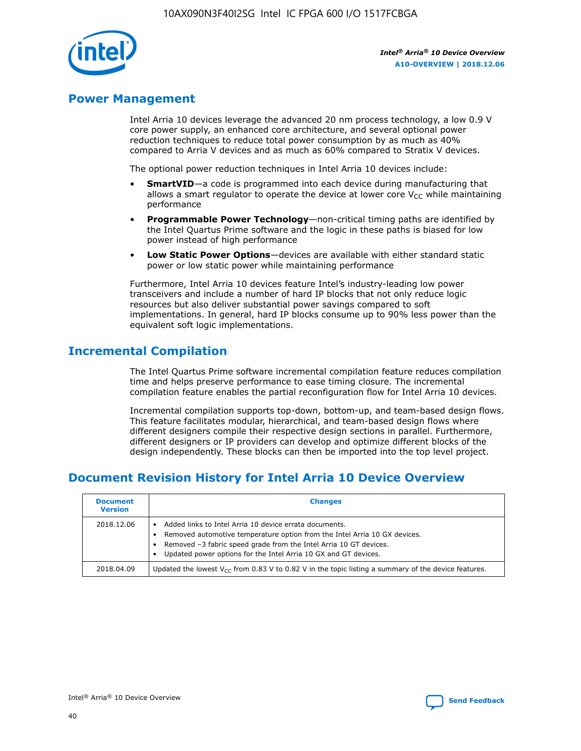## Power Management

Intel Arria 10 devices leverage the advanced 20 nm process technology, a low 0.9 V core power supply, an enhanced core architecture, and several optional power reduction techniques to reduce total power consumption by as much as 40% compared to Arria V devices and as much as 60% compared to Stratix V devices.

The optional power reduction techniques in Intel Arria 10 devices include:

- **SmartVID**—a code is programmed into each device during manufacturing that allows a smart regulator to operate the device at lower core $V_{CC}$ while maintaining performance
- **Programmable Power Technology**—non-critical timing paths are identified by the Intel Quartus Prime software and the logic in these paths is biased for low power instead of high performance
- **Low Static Power Options**—devices are available with either standard static power or low static power while maintaining performance

Furthermore, Intel Arria 10 devices feature Intel's industry-leading low power transceivers and include a number of hard IP blocks that not only reduce logic resources but also deliver substantial power savings compared to soft implementations. In general, hard IP blocks consume up to 90% less power than the equivalent soft logic implementations.

## Incremental Compilation

The Intel Quartus Prime software incremental compilation feature reduces compilation time and helps preserve performance to ease timing closure. The incremental compilation feature enables the partial reconfiguration flow for Intel Arria 10 devices.

Incremental compilation supports top-down, bottom-up, and team-based design flows. This feature facilitates modular, hierarchical, and team-based design flows where different designers compile their respective design sections in parallel. Furthermore, different designers or IP providers can develop and optimize different blocks of the design independently. These blocks can then be imported into the top level project.

## Document Revision History for Intel Arria 10 Device Overview

| Document Version | Changes |
|---|---|
| 2018.12.06 | • Added links to Intel Arria 10 device errata documents. <br>• Removed automotive temperature option from the Intel Arria 10 GX devices. <br>• Removed –3 fabric speed grade from the Intel Arria 10 GT devices. <br>• Updated power options for the Intel Arria 10 GX and GT devices. |
| 2018.04.09 | Updated the lowest $V_{CC}$ from 0.83 V to 0.82 V in the topic listing a summary of the device features. |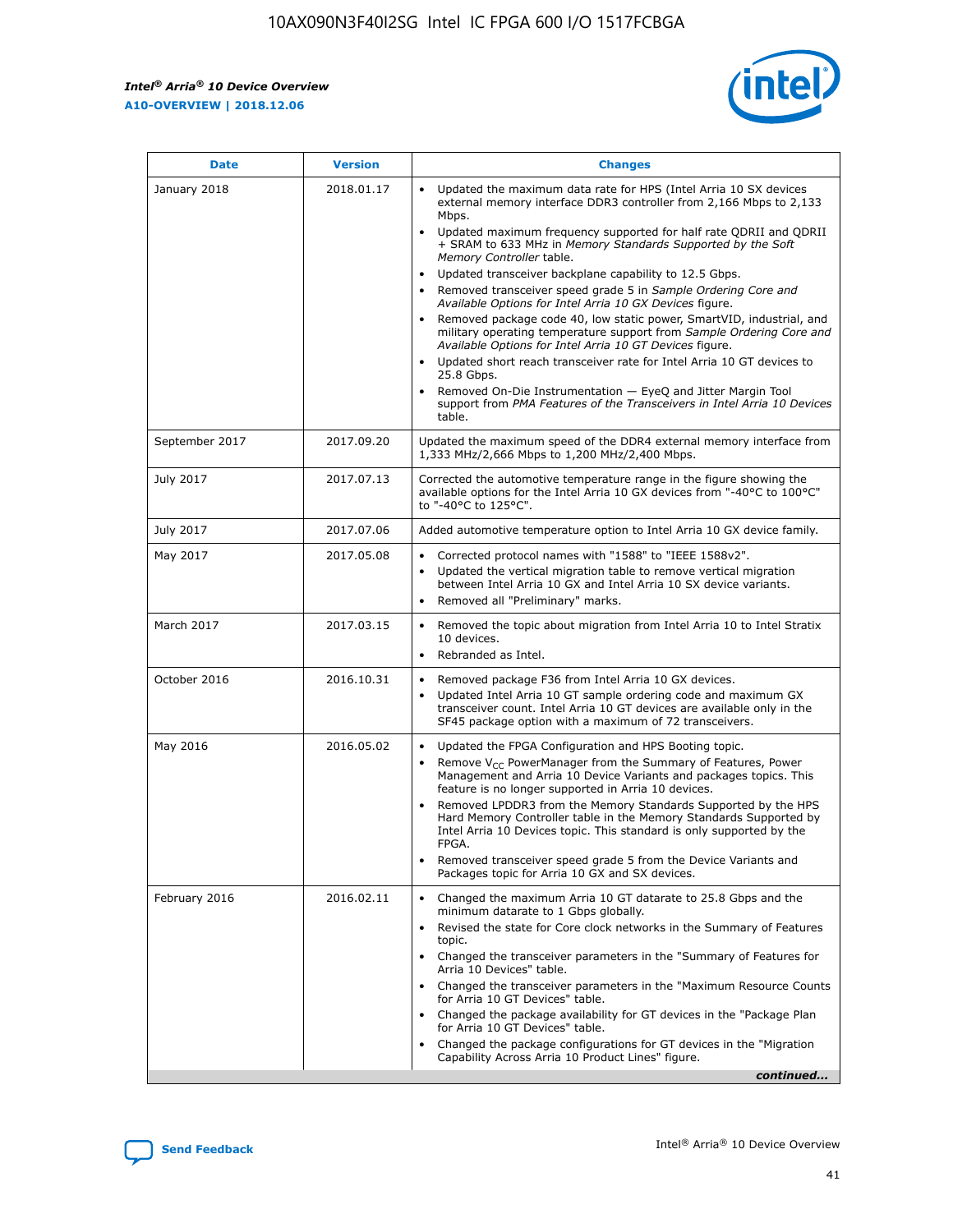| Date | Version | Changes |
| --- | --- | --- |
| January 2018 | 2018.01.17 | • Updated the maximum data rate for HPS (Intel Arria 10 SX devices external memory interface DDR3 controller from 2,166 Mbps to 2,133 Mbps.<br>• Updated maximum frequency supported for half rate QDRII and QDRII + SRAM to 633 MHz in *Memory Standards Supported by the Soft Memory Controller* table.<br>• Updated transceiver backplane capability to 12.5 Gbps.<br>• Removed transceiver speed grade 5 in *Sample Ordering Core and Available Options for Intel Arria 10 GX Devices* figure.<br>• Removed package code 40, low static power, SmartVID, industrial, and military operating temperature support from *Sample Ordering Core and Available Options for Intel Arria 10 GT Devices* figure.<br>• Updated short reach transceiver rate for Intel Arria 10 GT devices to 25.8 Gbps.<br>• Removed On-Die Instrumentation — EyeQ and Jitter Margin Tool support from *PMA Features of the Transceivers in Intel Arria 10 Devices* table. |
| September 2017 | 2017.09.20 | Updated the maximum speed of the DDR4 external memory interface from 1,333 MHz/2,666 Mbps to 1,200 MHz/2,400 Mbps. |
| July 2017 | 2017.07.13 | Corrected the automotive temperature range in the figure showing the available options for the Intel Arria 10 GX devices from "-40°C to 100°C" to "-40°C to 125°C". |
| July 2017 | 2017.07.06 | Added automotive temperature option to Intel Arria 10 GX device family. |
| May 2017 | 2017.05.08 | • Corrected protocol names with "1588" to "IEEE 1588v2".<br>• Updated the vertical migration table to remove vertical migration between Intel Arria 10 GX and Intel Arria 10 SX device variants.<br>• Removed all "Preliminary" marks. |
| March 2017 | 2017.03.15 | • Removed the topic about migration from Intel Arria 10 to Intel Stratix 10 devices.<br>• Rebranded as Intel. |
| October 2016 | 2016.10.31 | • Removed package F36 from Intel Arria 10 GX devices.<br>• Updated Intel Arria 10 GT sample ordering code and maximum GX transceiver count. Intel Arria 10 GT devices are available only in the SF45 package option with a maximum of 72 transceivers. |
| May 2016 | 2016.05.02 | • Updated the FPGA Configuration and HPS Booting topic.<br>• Remove $V_{CC}$ PowerManager from the Summary of Features, Power Management and Arria 10 Device Variants and packages topics. This feature is no longer supported in Arria 10 devices.<br>• Removed LPDDR3 from the Memory Standards Supported by the HPS Hard Memory Controller table in the Memory Standards Supported by Intel Arria 10 Devices topic. This standard is only supported by the FPGA.<br>• Removed transceiver speed grade 5 from the Device Variants and Packages topic for Arria 10 GX and SX devices. |
| February 2016 | 2016.02.11 | • Changed the maximum Arria 10 GT datarate to 25.8 Gbps and the minimum datarate to 1 Gbps globally.<br>• Revised the state for Core clock networks in the Summary of Features topic.<br>• Changed the transceiver parameters in the "Summary of Features for Arria 10 Devices" table.<br>• Changed the transceiver parameters in the "Maximum Resource Counts for Arria 10 GT Devices" table.<br>• Changed the package availability for GT devices in the "Package Plan for Arria 10 GT Devices" table.<br>• Changed the package configurations for GT devices in the "Migration Capability Across Arria 10 Product Lines" figure. |

*continued...*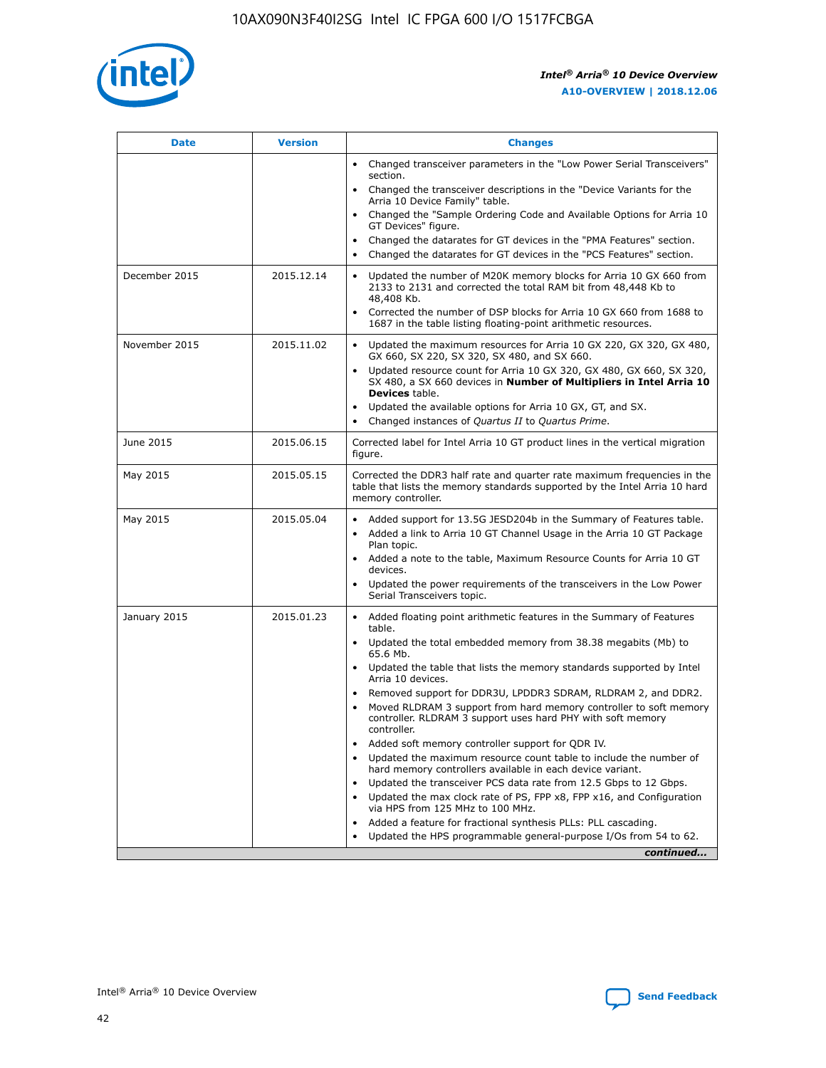| Date | Version | Changes |
| --- | --- | --- |
| | | • Changed transceiver parameters in the "Low Power Serial Transceivers" section. • Changed the transceiver descriptions in the "Device Variants for the Arria 10 Device Family" table. • Changed the "Sample Ordering Code and Available Options for Arria 10 GT Devices" figure. • Changed the datarates for GT devices in the "PMA Features" section. • Changed the datarates for GT devices in the "PCS Features" section. |
| December 2015 | 2015.12.14 | • Updated the number of M20K memory blocks for Arria 10 GX 660 from 2133 to 2131 and corrected the total RAM bit from 48,448 Kb to 48,408 Kb. • Corrected the number of DSP blocks for Arria 10 GX 660 from 1688 to 1687 in the table listing floating-point arithmetic resources. |
| November 2015 | 2015.11.02 | • Updated the maximum resources for Arria 10 GX 220, GX 320, GX 480, GX 660, SX 220, SX 320, SX 480, and SX 660. • Updated resource count for Arria 10 GX 320, GX 480, GX 660, SX 320, SX 480, a SX 660 devices in **Number of Multipliers in Intel Arria 10 Devices** table. • Updated the available options for Arria 10 GX, GT, and SX. • Changed instances of *Quartus II* to *Quartus Prime*. |
| June 2015 | 2015.06.15 | Corrected label for Intel Arria 10 GT product lines in the vertical migration figure. |
| May 2015 | 2015.05.15 | Corrected the DDR3 half rate and quarter rate maximum frequencies in the table that lists the memory standards supported by the Intel Arria 10 hard memory controller. |
| May 2015 | 2015.05.04 | • Added support for 13.5G JESD204b in the Summary of Features table. • Added a link to Arria 10 GT Channel Usage in the Arria 10 GT Package Plan topic. • Added a note to the table, Maximum Resource Counts for Arria 10 GT devices. • Updated the power requirements of the transceivers in the Low Power Serial Transceivers topic. |
| January 2015 | 2015.01.23 | • Added floating point arithmetic features in the Summary of Features table. • Updated the total embedded memory from 38.38 megabits (Mb) to 65.6 Mb. • Updated the table that lists the memory standards supported by Intel Arria 10 devices. • Removed support for DDR3U, LPDDR3 SDRAM, RLDRAM 2, and DDR2. • Moved RLDRAM 3 support from hard memory controller to soft memory controller. RLDRAM 3 support uses hard PHY with soft memory controller. • Added soft memory controller support for QDR IV. • Updated the maximum resource count table to include the number of hard memory controllers available in each device variant. • Updated the transceiver PCS data rate from 12.5 Gbps to 12 Gbps. • Updated the max clock rate of PS, FPP x8, FPP x16, and Configuration via HPS from 125 MHz to 100 MHz. • Added a feature for fractional synthesis PLLs: PLL cascading. • Updated the HPS programmable general-purpose I/Os from 54 to 62. |

*continued...*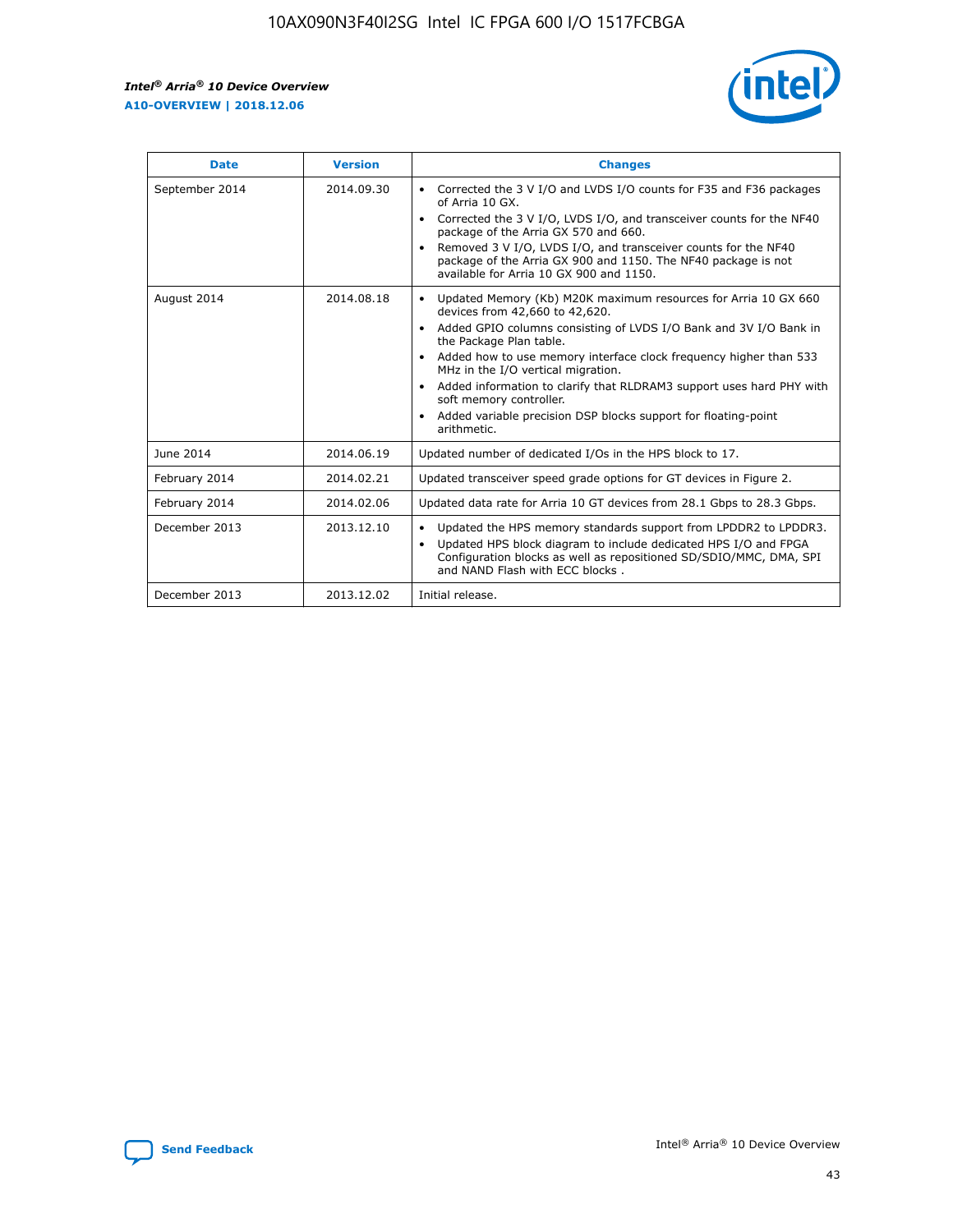| Date | Version | Changes |
| --- | --- | --- |
| September 2014 | 2014.09.30 | • Corrected the 3 V I/O and LVDS I/O counts for F35 and F36 packages of Arria 10 GX.<br>• Corrected the 3 V I/O, LVDS I/O, and transceiver counts for the NF40 package of the Arria GX 570 and 660.<br>• Removed 3 V I/O, LVDS I/O, and transceiver counts for the NF40 package of the Arria GX 900 and 1150. The NF40 package is not available for Arria 10 GX 900 and 1150. |
| August 2014 | 2014.08.18 | • Updated Memory (Kb) M20K maximum resources for Arria 10 GX 660 devices from 42,660 to 42,620.<br>• Added GPIO columns consisting of LVDS I/O Bank and 3V I/O Bank in the Package Plan table.<br>• Added how to use memory interface clock frequency higher than 533 MHz in the I/O vertical migration.<br>• Added information to clarify that RLDRAM3 support uses hard PHY with soft memory controller.<br>• Added variable precision DSP blocks support for floating-point arithmetic. |
| June 2014 | 2014.06.19 | Updated number of dedicated I/Os in the HPS block to 17. |
| February 2014 | 2014.02.21 | Updated transceiver speed grade options for GT devices in Figure 2. |
| February 2014 | 2014.02.06 | Updated data rate for Arria 10 GT devices from 28.1 Gbps to 28.3 Gbps. |
| December 2013 | 2013.12.10 | • Updated the HPS memory standards support from LPDDR2 to LPDDR3.<br>• Updated HPS block diagram to include dedicated HPS I/O and FPGA Configuration blocks as well as repositioned SD/SDIO/MMC, DMA, SPI and NAND Flash with ECC blocks . |
| December 2013 | 2013.12.02 | Initial release. |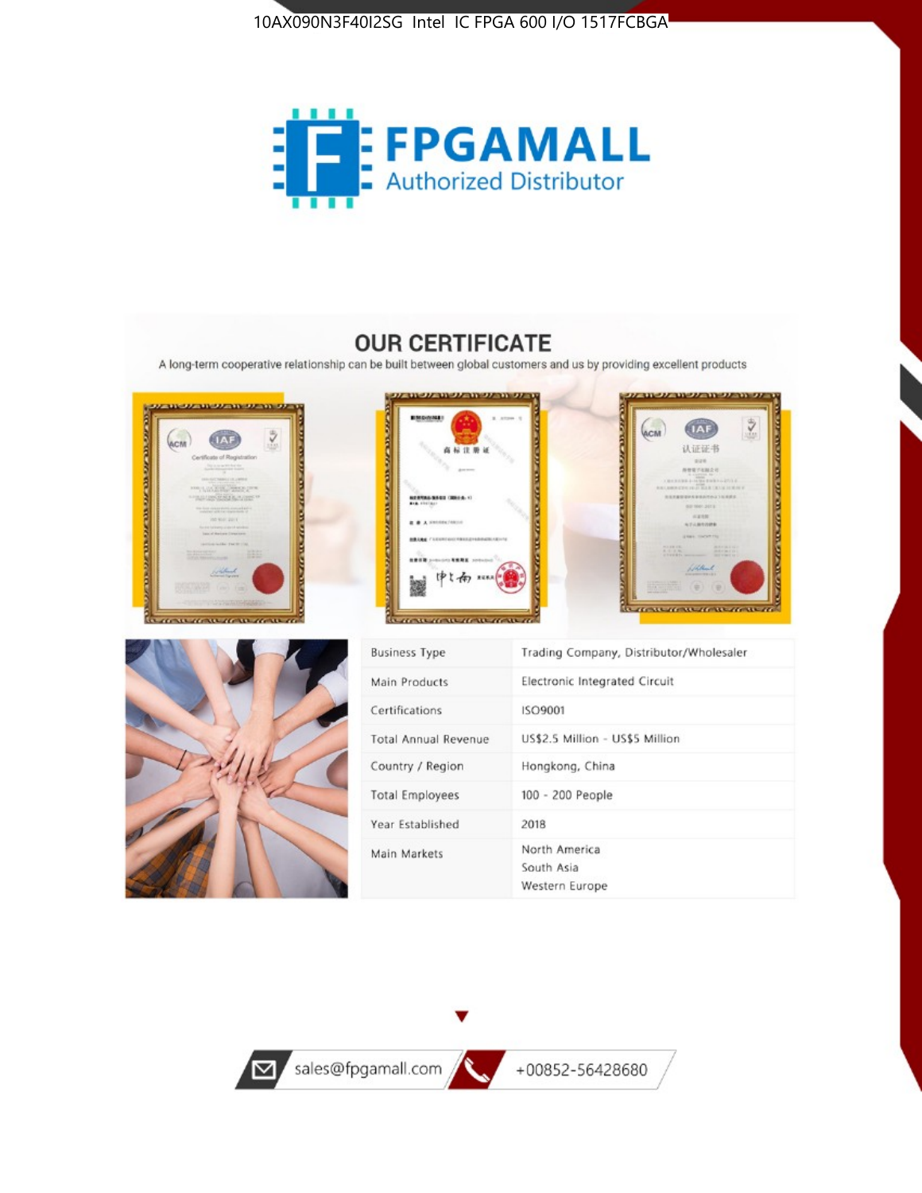FPGAMALL
Authorized Distributor

## OUR CERTIFICATE

A long-term cooperative relationship can be built between global customers and us by providing excellent products

| | |
|---|---|
| Business Type | Trading Company, Distributor/Wholesaler |
| Main Products | Electronic Integrated Circuit |
| Certifications | ISO9001 |
| Total Annual Revenue | US$2.5 Million - US$5 Million |
| Country / Region | Hongkong, China |
| Total Employees | 100 - 200 People |
| Year Established | 2018 |
| Main Markets | North America<br>South Asia<br>Western Europe |

sales@fpgamall.com

+00852-56428680